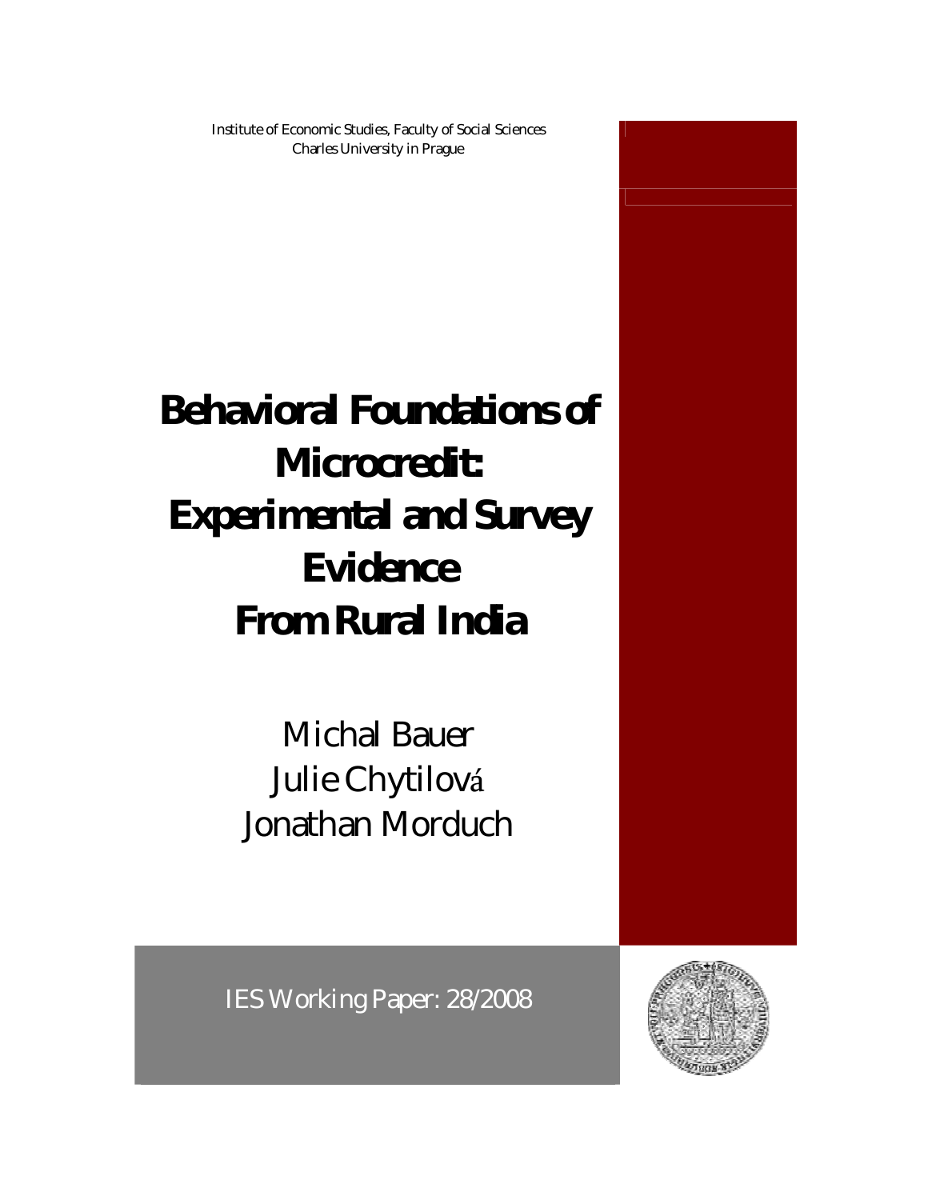Institute of Economic Studies, Faculty of Social Sciences
Charles University in Prague

# Behavioral Foundations of Microcredit: Experimental and Survey Evidence From Rural India

Michal Bauer
Julie Chytilová
Jonathan Morduch

IES Working Paper: 28/2008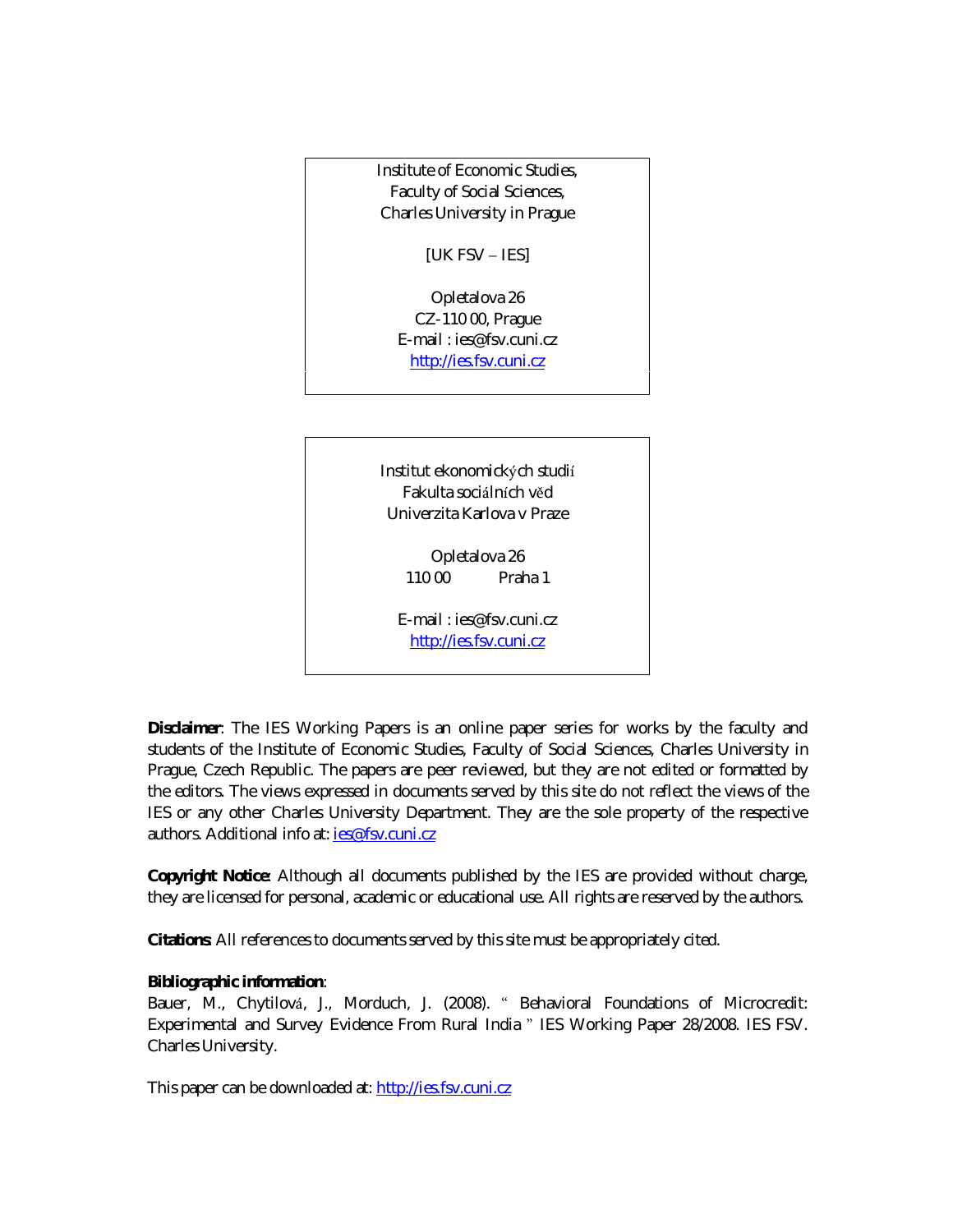Institute of Economic Studies,
Faculty of Social Sciences,
Charles University in Prague

[UK FSV – IES]

Opletalova 26
CZ-110 00, Prague
E-mail : ies@fsv.cuni.cz
http://ies.fsv.cuni.cz

Institut ekonomických studií
Fakulta sociálních věd
Univerzita Karlova v Praze

Opletalova 26
110 00 Praha 1

E-mail : ies@fsv.cuni.cz
http://ies.fsv.cuni.cz

**Disclaimer**: The IES Working Papers is an online paper series for works by the faculty and students of the Institute of Economic Studies, Faculty of Social Sciences, Charles University in Prague, Czech Republic. The papers are peer reviewed, but they are not edited or formatted by the editors. The views expressed in documents served by this site do not reflect the views of the IES or any other Charles University Department. They are the sole property of the respective authors. Additional info at: ies@fsv.cuni.cz

**Copyright Notice**: Although all documents published by the IES are provided without charge, they are licensed for personal, academic or educational use. All rights are reserved by the authors.

**Citations**: All references to documents served by this site must be appropriately cited.

**Bibliographic information**:
Bauer, M., Chytilová, J., Morduch, J. (2008). " Behavioral Foundations of Microcredit: Experimental and Survey Evidence From Rural India " IES Working Paper 28/2008. IES FSV. Charles University.

This paper can be downloaded at: http://ies.fsv.cuni.cz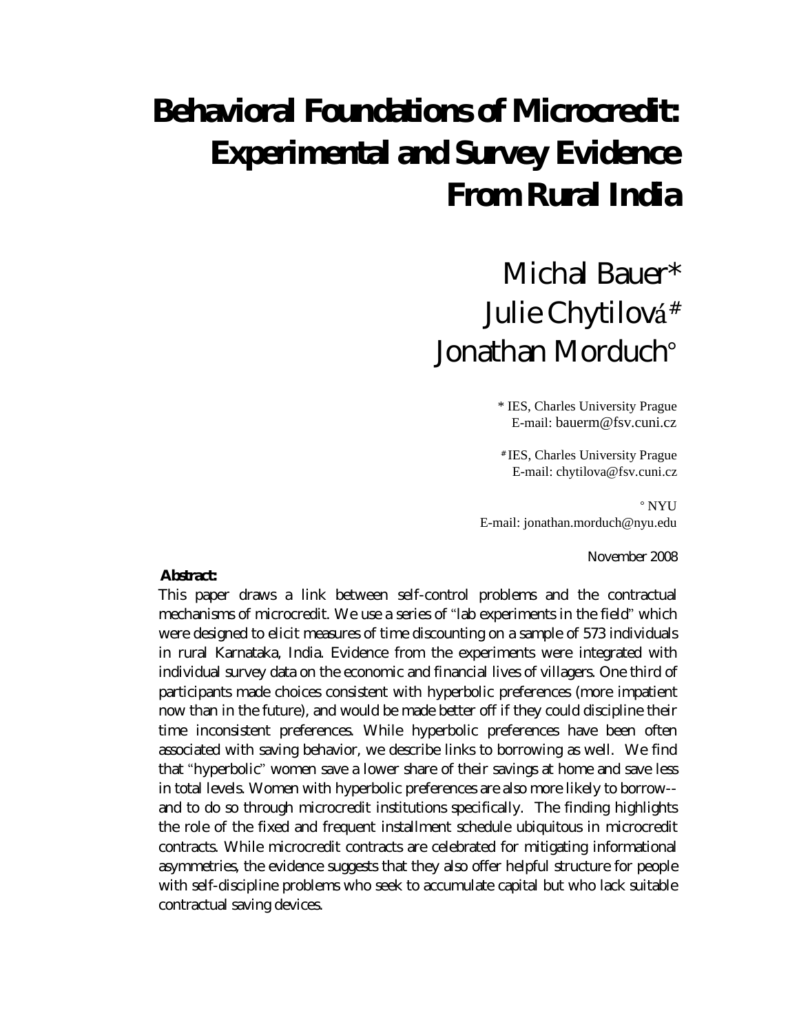# Behavioral Foundations of Microcredit: Experimental and Survey Evidence From Rural India

Michal Bauer*
Julie Chytilová#
Jonathan Morduch°

\* IES, Charles University Prague
E-mail: bauerm@fsv.cuni.cz

# IES, Charles University Prague
E-mail: chytilova@fsv.cuni.cz

° NYU
E-mail: jonathan.morduch@nyu.edu

November 2008

**Abstract:**

This paper draws a link between self-control problems and the contractual mechanisms of microcredit. We use a series of "lab experiments in the field" which were designed to elicit measures of time discounting on a sample of 573 individuals in rural Karnataka, India. Evidence from the experiments were integrated with individual survey data on the economic and financial lives of villagers. One third of participants made choices consistent with hyperbolic preferences (more impatient now than in the future), and would be made better off if they could discipline their time inconsistent preferences. While hyperbolic preferences have been often associated with saving behavior, we describe links to borrowing as well. We find that "hyperbolic" women save a lower share of their savings at home and save less in total levels. Women with hyperbolic preferences are also more likely to borrow--and to do so through microcredit institutions specifically. The finding highlights the role of the fixed and frequent installment schedule ubiquitous in microcredit contracts. While microcredit contracts are celebrated for mitigating informational asymmetries, the evidence suggests that they also offer helpful structure for people with self-discipline problems who seek to accumulate capital but who lack suitable contractual saving devices.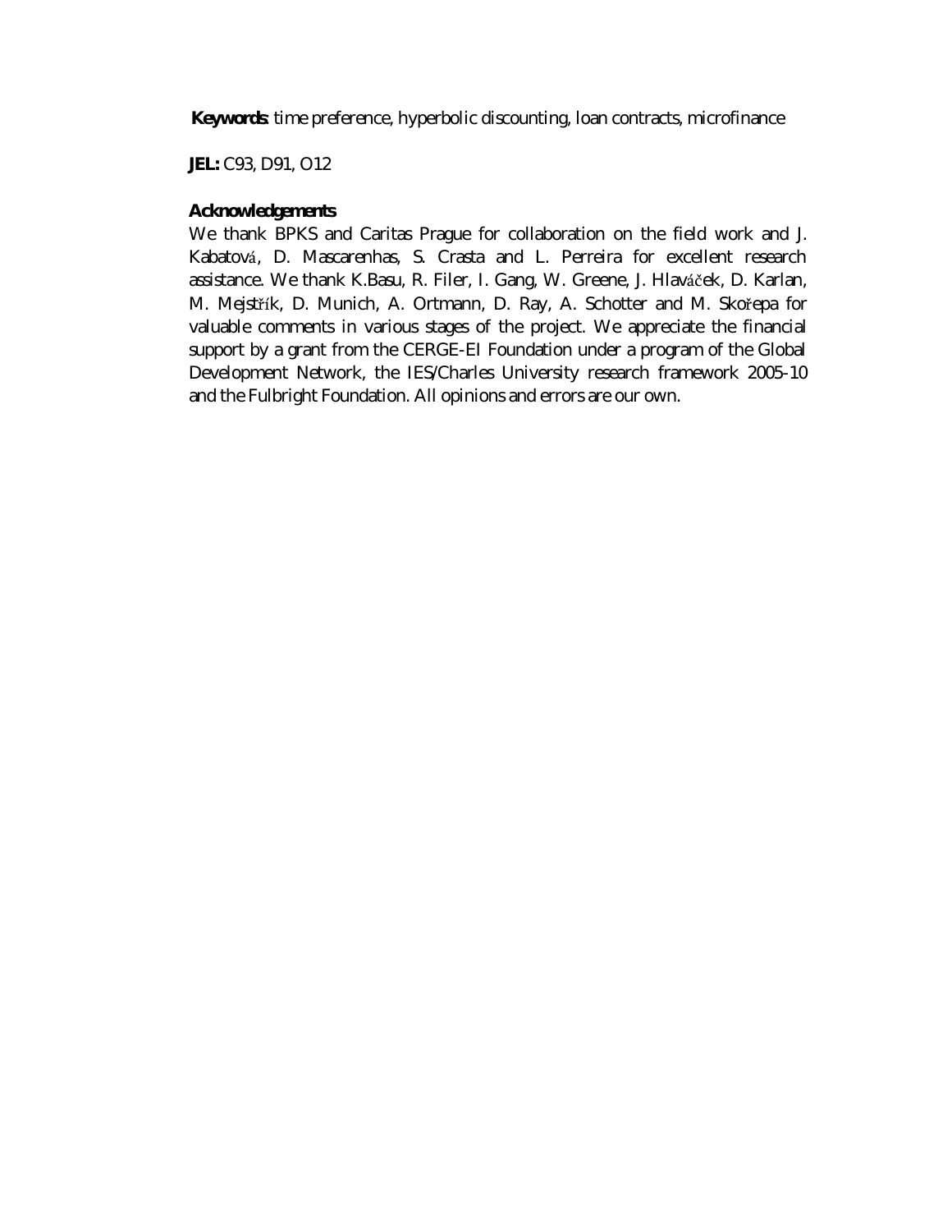**Keywords**: time preference, hyperbolic discounting, loan contracts, microfinance

**JEL:** C93, D91, O12

**Acknowledgements**

We thank BPKS and Caritas Prague for collaboration on the field work and J. Kabatová, D. Mascarenhas, S. Crasta and L. Perreira for excellent research assistance. We thank K.Basu, R. Filer, I. Gang, W. Greene, J. Hlaváček, D. Karlan, M. Mejstřík, D. Munich, A. Ortmann, D. Ray, A. Schotter and M. Skořepa for valuable comments in various stages of the project. We appreciate the financial support by a grant from the CERGE-EI Foundation under a program of the Global Development Network, the IES/Charles University research framework 2005-10 and the Fulbright Foundation. All opinions and errors are our own.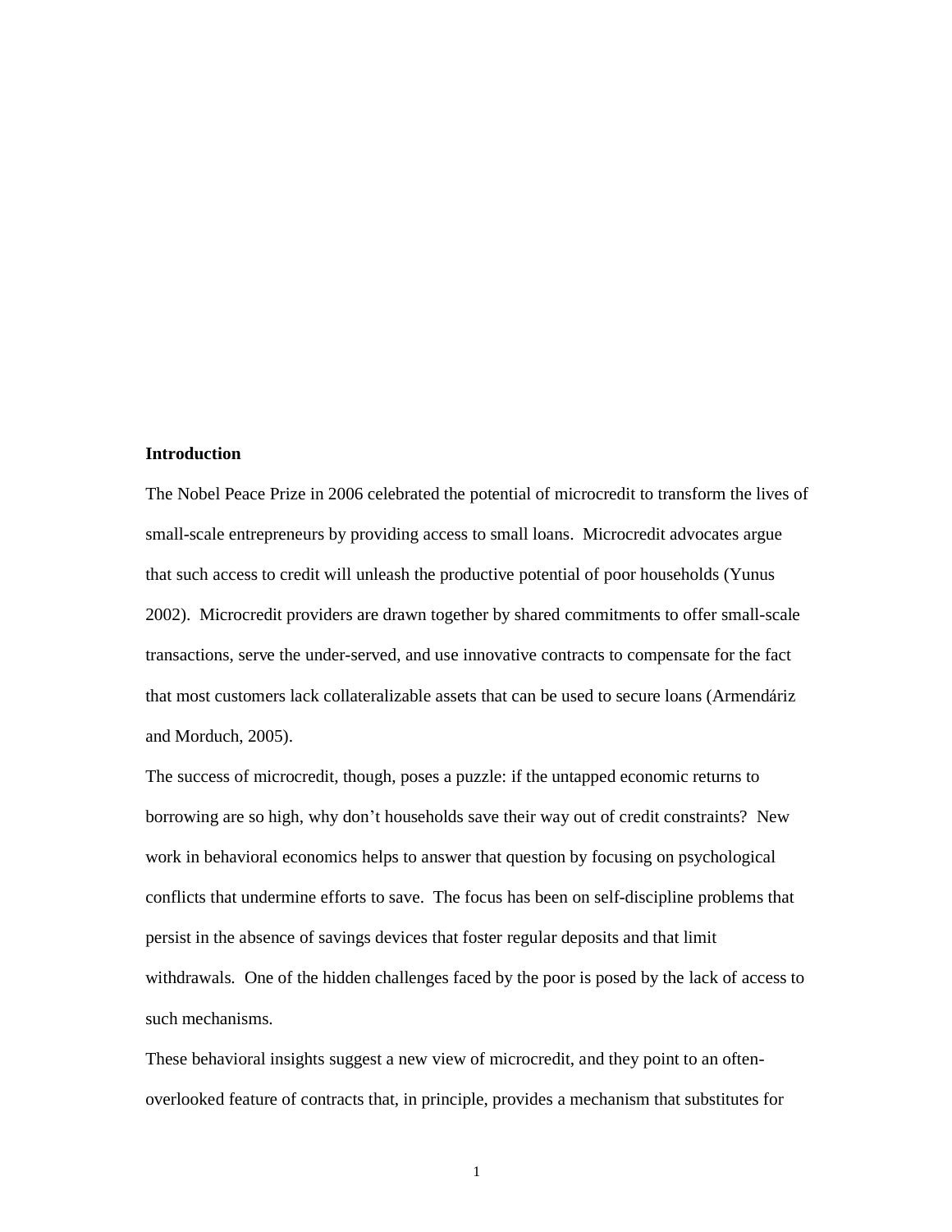## Introduction

The Nobel Peace Prize in 2006 celebrated the potential of microcredit to transform the lives of small-scale entrepreneurs by providing access to small loans. Microcredit advocates argue that such access to credit will unleash the productive potential of poor households (Yunus 2002). Microcredit providers are drawn together by shared commitments to offer small-scale transactions, serve the under-served, and use innovative contracts to compensate for the fact that most customers lack collateralizable assets that can be used to secure loans (Armendáriz and Morduch, 2005).

The success of microcredit, though, poses a puzzle: if the untapped economic returns to borrowing are so high, why don't households save their way out of credit constraints? New work in behavioral economics helps to answer that question by focusing on psychological conflicts that undermine efforts to save. The focus has been on self-discipline problems that persist in the absence of savings devices that foster regular deposits and that limit withdrawals. One of the hidden challenges faced by the poor is posed by the lack of access to such mechanisms.

These behavioral insights suggest a new view of microcredit, and they point to an often-overlooked feature of contracts that, in principle, provides a mechanism that substitutes for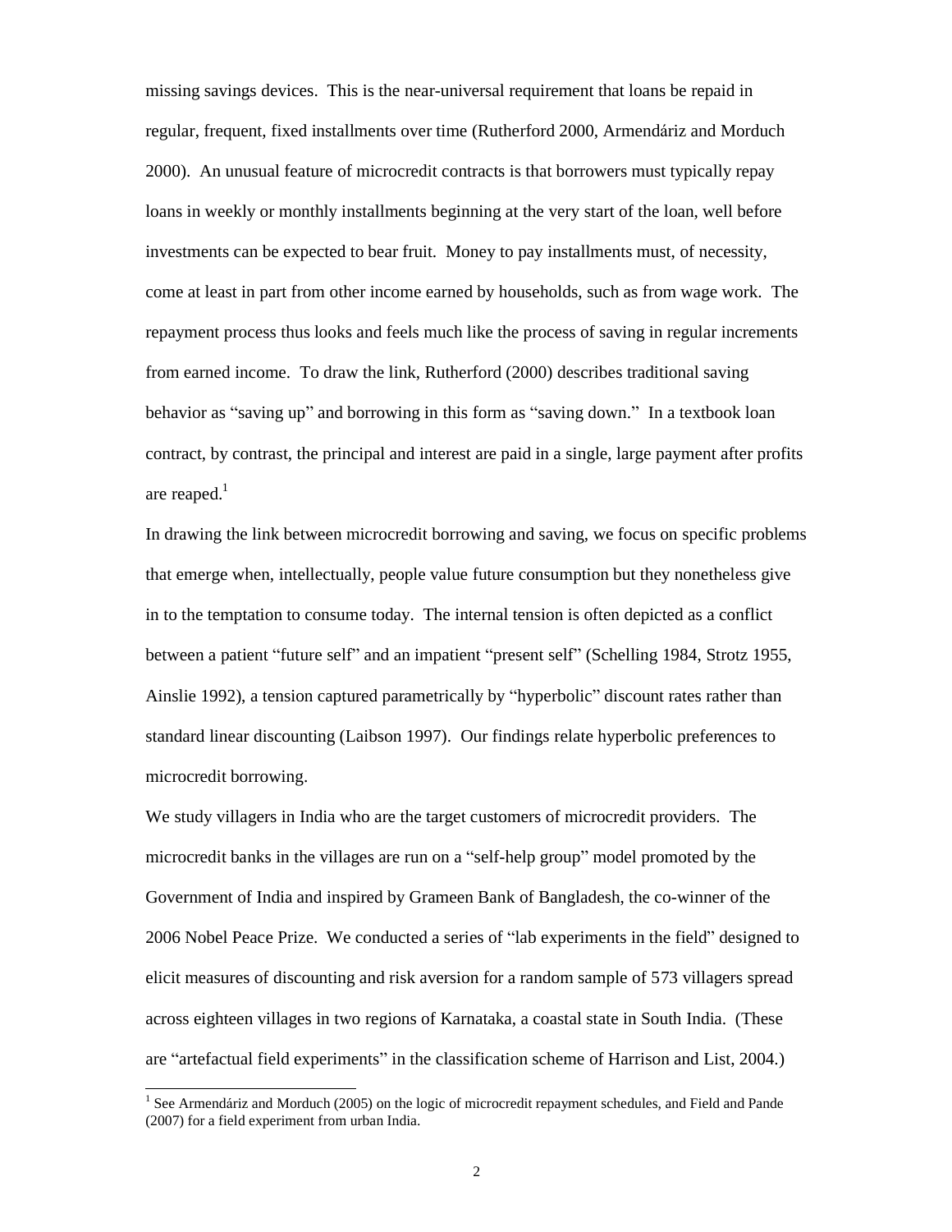missing savings devices. This is the near-universal requirement that loans be repaid in regular, frequent, fixed installments over time (Rutherford 2000, Armendáriz and Morduch 2000). An unusual feature of microcredit contracts is that borrowers must typically repay loans in weekly or monthly installments beginning at the very start of the loan, well before investments can be expected to bear fruit. Money to pay installments must, of necessity, come at least in part from other income earned by households, such as from wage work. The repayment process thus looks and feels much like the process of saving in regular increments from earned income. To draw the link, Rutherford (2000) describes traditional saving behavior as "saving up" and borrowing in this form as "saving down." In a textbook loan contract, by contrast, the principal and interest are paid in a single, large payment after profits are reaped.[1]

In drawing the link between microcredit borrowing and saving, we focus on specific problems that emerge when, intellectually, people value future consumption but they nonetheless give in to the temptation to consume today. The internal tension is often depicted as a conflict between a patient "future self" and an impatient "present self" (Schelling 1984, Strotz 1955, Ainslie 1992), a tension captured parametrically by "hyperbolic" discount rates rather than standard linear discounting (Laibson 1997). Our findings relate hyperbolic preferences to microcredit borrowing.

We study villagers in India who are the target customers of microcredit providers. The microcredit banks in the villages are run on a "self-help group" model promoted by the Government of India and inspired by Grameen Bank of Bangladesh, the co-winner of the 2006 Nobel Peace Prize. We conducted a series of "lab experiments in the field" designed to elicit measures of discounting and risk aversion for a random sample of 573 villagers spread across eighteen villages in two regions of Karnataka, a coastal state in South India. (These are "artefactual field experiments" in the classification scheme of Harrison and List, 2004.)

[1] See Armendáriz and Morduch (2005) on the logic of microcredit repayment schedules, and Field and Pande (2007) for a field experiment from urban India.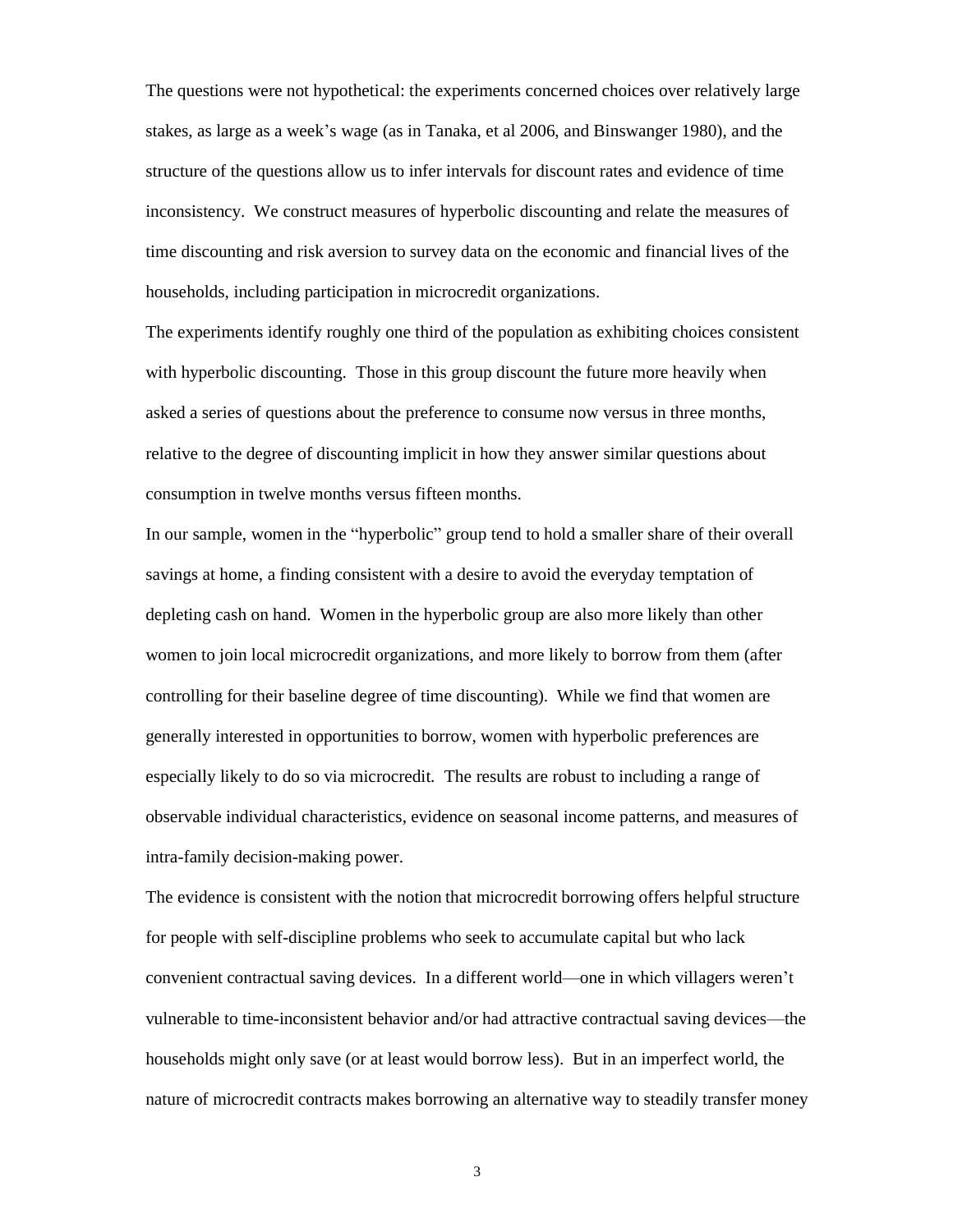The questions were not hypothetical: the experiments concerned choices over relatively large stakes, as large as a week's wage (as in Tanaka, et al 2006, and Binswanger 1980), and the structure of the questions allow us to infer intervals for discount rates and evidence of time inconsistency. We construct measures of hyperbolic discounting and relate the measures of time discounting and risk aversion to survey data on the economic and financial lives of the households, including participation in microcredit organizations.

The experiments identify roughly one third of the population as exhibiting choices consistent with hyperbolic discounting. Those in this group discount the future more heavily when asked a series of questions about the preference to consume now versus in three months, relative to the degree of discounting implicit in how they answer similar questions about consumption in twelve months versus fifteen months.

In our sample, women in the "hyperbolic" group tend to hold a smaller share of their overall savings at home, a finding consistent with a desire to avoid the everyday temptation of depleting cash on hand. Women in the hyperbolic group are also more likely than other women to join local microcredit organizations, and more likely to borrow from them (after controlling for their baseline degree of time discounting). While we find that women are generally interested in opportunities to borrow, women with hyperbolic preferences are especially likely to do so via microcredit. The results are robust to including a range of observable individual characteristics, evidence on seasonal income patterns, and measures of intra-family decision-making power.

The evidence is consistent with the notion that microcredit borrowing offers helpful structure for people with self-discipline problems who seek to accumulate capital but who lack convenient contractual saving devices. In a different world—one in which villagers weren't vulnerable to time-inconsistent behavior and/or had attractive contractual saving devices—the households might only save (or at least would borrow less). But in an imperfect world, the nature of microcredit contracts makes borrowing an alternative way to steadily transfer money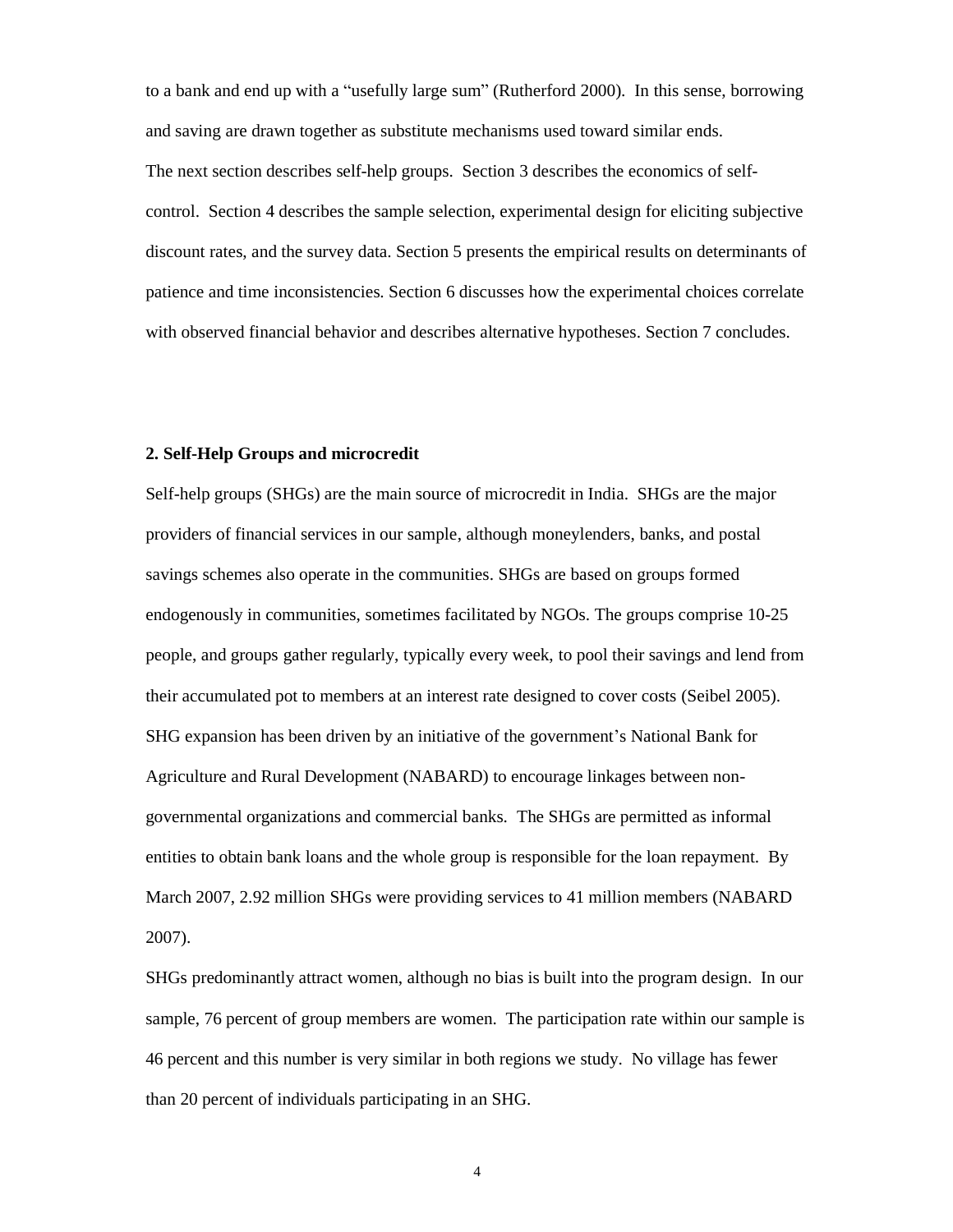to a bank and end up with a "usefully large sum" (Rutherford 2000). In this sense, borrowing and saving are drawn together as substitute mechanisms used toward similar ends.

The next section describes self-help groups. Section 3 describes the economics of self-control. Section 4 describes the sample selection, experimental design for eliciting subjective discount rates, and the survey data. Section 5 presents the empirical results on determinants of patience and time inconsistencies. Section 6 discusses how the experimental choices correlate with observed financial behavior and describes alternative hypotheses. Section 7 concludes.

## 2. Self-Help Groups and microcredit

Self-help groups (SHGs) are the main source of microcredit in India. SHGs are the major providers of financial services in our sample, although moneylenders, banks, and postal savings schemes also operate in the communities. SHGs are based on groups formed endogenously in communities, sometimes facilitated by NGOs. The groups comprise 10-25 people, and groups gather regularly, typically every week, to pool their savings and lend from their accumulated pot to members at an interest rate designed to cover costs (Seibel 2005). SHG expansion has been driven by an initiative of the government's National Bank for Agriculture and Rural Development (NABARD) to encourage linkages between non-governmental organizations and commercial banks. The SHGs are permitted as informal entities to obtain bank loans and the whole group is responsible for the loan repayment. By March 2007, 2.92 million SHGs were providing services to 41 million members (NABARD 2007).

SHGs predominantly attract women, although no bias is built into the program design. In our sample, 76 percent of group members are women. The participation rate within our sample is 46 percent and this number is very similar in both regions we study. No village has fewer than 20 percent of individuals participating in an SHG.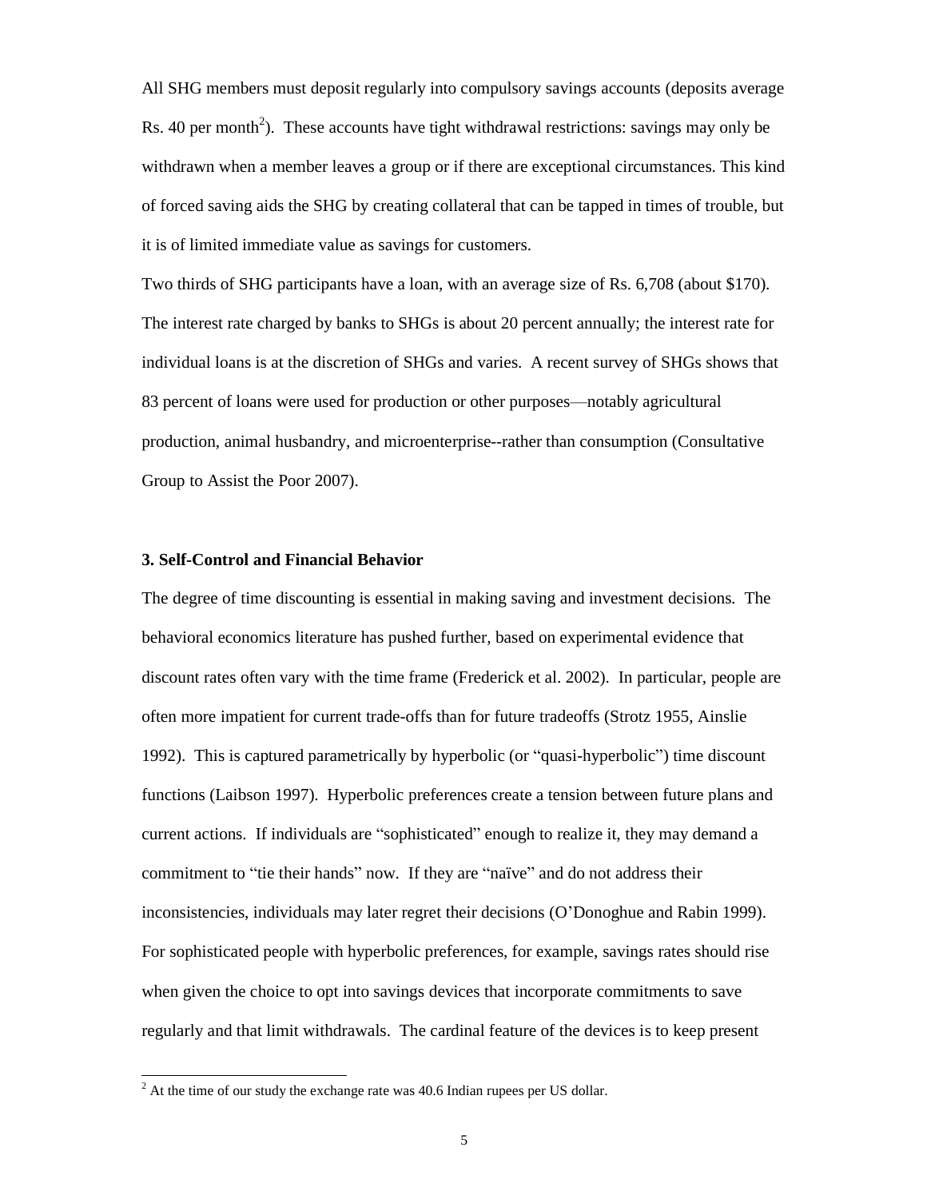All SHG members must deposit regularly into compulsory savings accounts (deposits average Rs. 40 per month[2]). These accounts have tight withdrawal restrictions: savings may only be withdrawn when a member leaves a group or if there are exceptional circumstances. This kind of forced saving aids the SHG by creating collateral that can be tapped in times of trouble, but it is of limited immediate value as savings for customers.

Two thirds of SHG participants have a loan, with an average size of Rs. 6,708 (about $170). The interest rate charged by banks to SHGs is about 20 percent annually; the interest rate for individual loans is at the discretion of SHGs and varies. A recent survey of SHGs shows that 83 percent of loans were used for production or other purposes—notably agricultural production, animal husbandry, and microenterprise--rather than consumption (Consultative Group to Assist the Poor 2007).

### 3. Self-Control and Financial Behavior

The degree of time discounting is essential in making saving and investment decisions. The behavioral economics literature has pushed further, based on experimental evidence that discount rates often vary with the time frame (Frederick et al. 2002). In particular, people are often more impatient for current trade-offs than for future tradeoffs (Strotz 1955, Ainslie 1992). This is captured parametrically by hyperbolic (or "quasi-hyperbolic") time discount functions (Laibson 1997). Hyperbolic preferences create a tension between future plans and current actions. If individuals are "sophisticated" enough to realize it, they may demand a commitment to "tie their hands" now. If they are "naïve" and do not address their inconsistencies, individuals may later regret their decisions (O'Donoghue and Rabin 1999). For sophisticated people with hyperbolic preferences, for example, savings rates should rise when given the choice to opt into savings devices that incorporate commitments to save regularly and that limit withdrawals. The cardinal feature of the devices is to keep present

[2] At the time of our study the exchange rate was 40.6 Indian rupees per US dollar.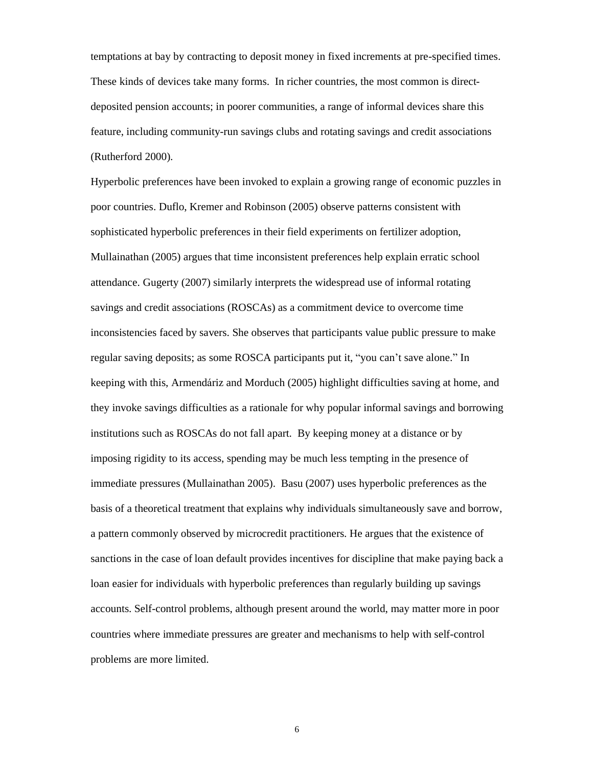temptations at bay by contracting to deposit money in fixed increments at pre-specified times. These kinds of devices take many forms. In richer countries, the most common is direct-deposited pension accounts; in poorer communities, a range of informal devices share this feature, including community-run savings clubs and rotating savings and credit associations (Rutherford 2000).

Hyperbolic preferences have been invoked to explain a growing range of economic puzzles in poor countries. Duflo, Kremer and Robinson (2005) observe patterns consistent with sophisticated hyperbolic preferences in their field experiments on fertilizer adoption, Mullainathan (2005) argues that time inconsistent preferences help explain erratic school attendance. Gugerty (2007) similarly interprets the widespread use of informal rotating savings and credit associations (ROSCAs) as a commitment device to overcome time inconsistencies faced by savers. She observes that participants value public pressure to make regular saving deposits; as some ROSCA participants put it, "you can't save alone." In keeping with this, Armendáriz and Morduch (2005) highlight difficulties saving at home, and they invoke savings difficulties as a rationale for why popular informal savings and borrowing institutions such as ROSCAs do not fall apart. By keeping money at a distance or by imposing rigidity to its access, spending may be much less tempting in the presence of immediate pressures (Mullainathan 2005). Basu (2007) uses hyperbolic preferences as the basis of a theoretical treatment that explains why individuals simultaneously save and borrow, a pattern commonly observed by microcredit practitioners. He argues that the existence of sanctions in the case of loan default provides incentives for discipline that make paying back a loan easier for individuals with hyperbolic preferences than regularly building up savings accounts. Self-control problems, although present around the world, may matter more in poor countries where immediate pressures are greater and mechanisms to help with self-control problems are more limited.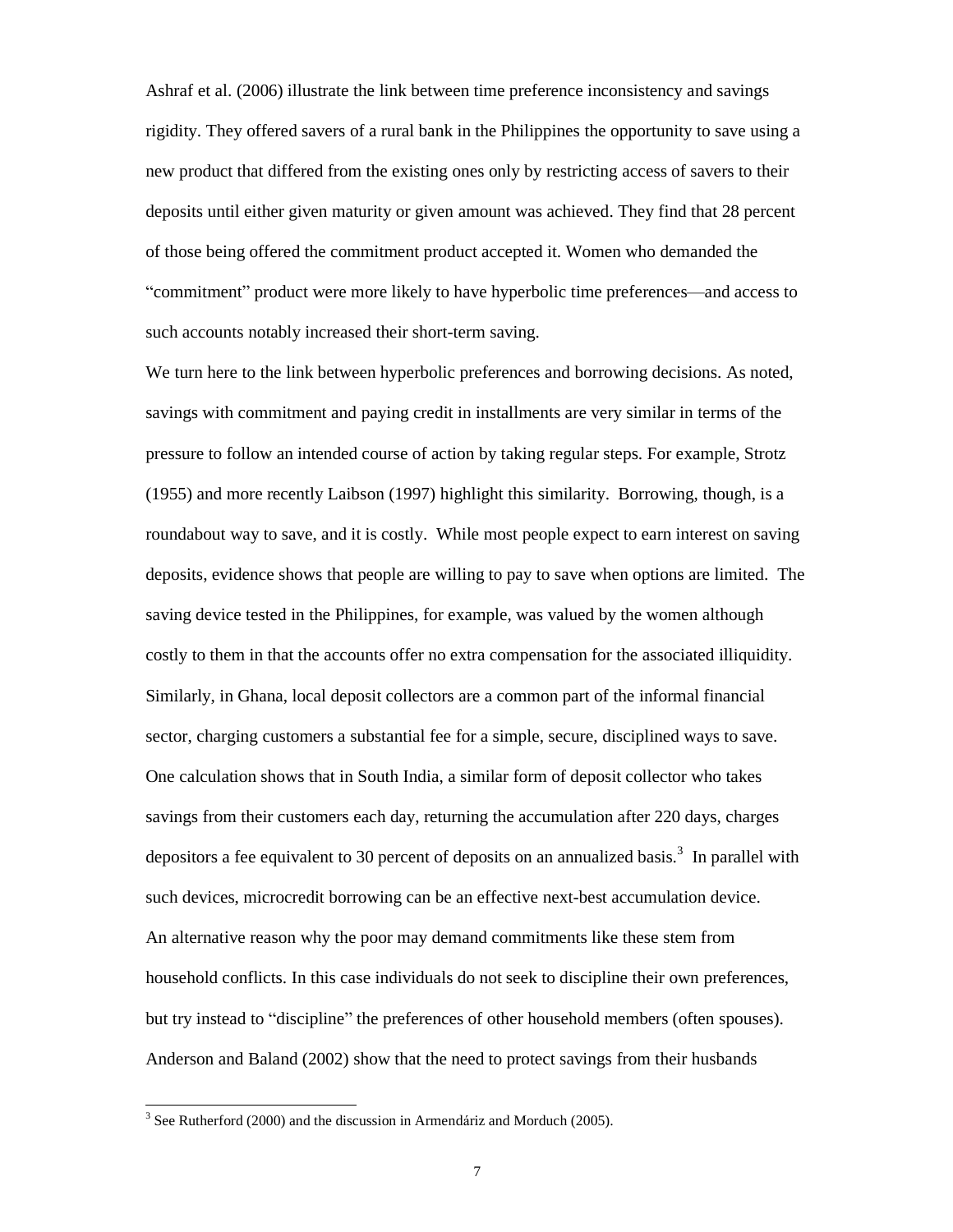Ashraf et al. (2006) illustrate the link between time preference inconsistency and savings rigidity. They offered savers of a rural bank in the Philippines the opportunity to save using a new product that differed from the existing ones only by restricting access of savers to their deposits until either given maturity or given amount was achieved. They find that 28 percent of those being offered the commitment product accepted it. Women who demanded the "commitment" product were more likely to have hyperbolic time preferences—and access to such accounts notably increased their short-term saving.

We turn here to the link between hyperbolic preferences and borrowing decisions. As noted, savings with commitment and paying credit in installments are very similar in terms of the pressure to follow an intended course of action by taking regular steps. For example, Strotz (1955) and more recently Laibson (1997) highlight this similarity. Borrowing, though, is a roundabout way to save, and it is costly. While most people expect to earn interest on saving deposits, evidence shows that people are willing to pay to save when options are limited. The saving device tested in the Philippines, for example, was valued by the women although costly to them in that the accounts offer no extra compensation for the associated illiquidity. Similarly, in Ghana, local deposit collectors are a common part of the informal financial sector, charging customers a substantial fee for a simple, secure, disciplined ways to save. One calculation shows that in South India, a similar form of deposit collector who takes savings from their customers each day, returning the accumulation after 220 days, charges depositors a fee equivalent to 30 percent of deposits on an annualized basis.[3] In parallel with such devices, microcredit borrowing can be an effective next-best accumulation device.

An alternative reason why the poor may demand commitments like these stem from household conflicts. In this case individuals do not seek to discipline their own preferences, but try instead to "discipline" the preferences of other household members (often spouses). Anderson and Baland (2002) show that the need to protect savings from their husbands

[3] See Rutherford (2000) and the discussion in Armendáriz and Morduch (2005).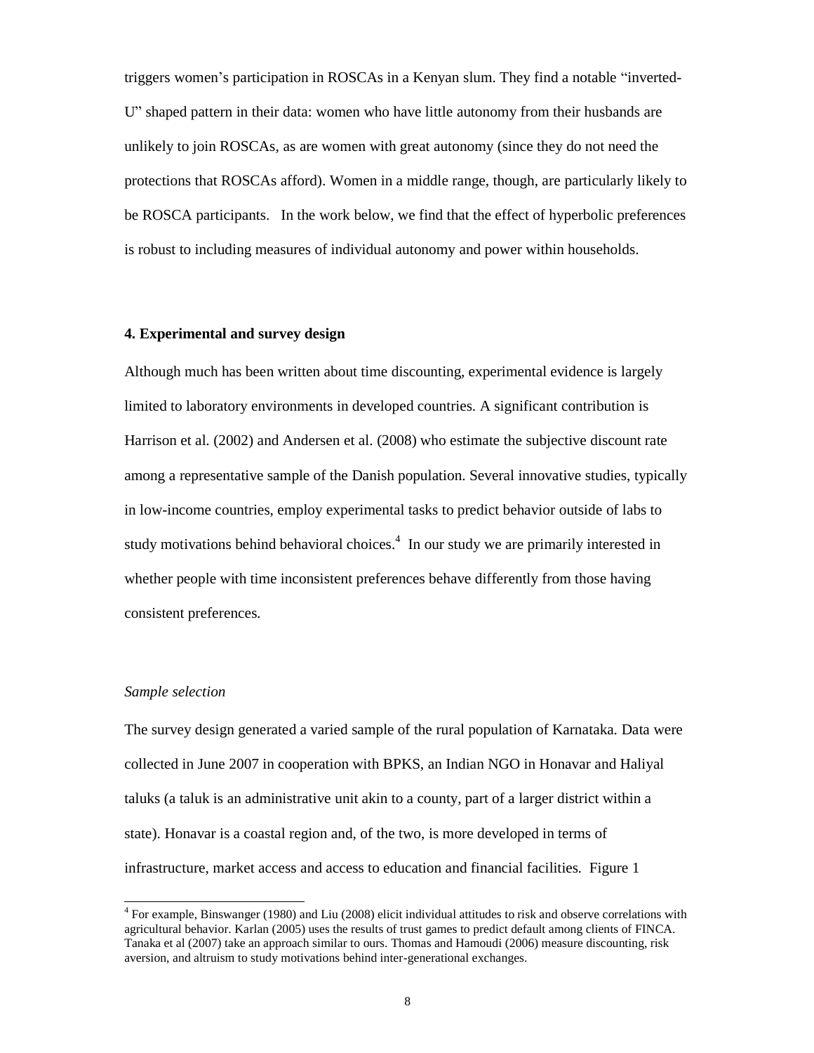triggers women's participation in ROSCAs in a Kenyan slum. They find a notable "inverted-U" shaped pattern in their data: women who have little autonomy from their husbands are unlikely to join ROSCAs, as are women with great autonomy (since they do not need the protections that ROSCAs afford). Women in a middle range, though, are particularly likely to be ROSCA participants. In the work below, we find that the effect of hyperbolic preferences is robust to including measures of individual autonomy and power within households.

## 4. Experimental and survey design

Although much has been written about time discounting, experimental evidence is largely limited to laboratory environments in developed countries. A significant contribution is Harrison et al. (2002) and Andersen et al. (2008) who estimate the subjective discount rate among a representative sample of the Danish population. Several innovative studies, typically in low-income countries, employ experimental tasks to predict behavior outside of labs to study motivations behind behavioral choices.[4] In our study we are primarily interested in whether people with time inconsistent preferences behave differently from those having consistent preferences.

### *Sample selection*

The survey design generated a varied sample of the rural population of Karnataka. Data were collected in June 2007 in cooperation with BPKS, an Indian NGO in Honavar and Haliyal taluks (a taluk is an administrative unit akin to a county, part of a larger district within a state). Honavar is a coastal region and, of the two, is more developed in terms of infrastructure, market access and access to education and financial facilities. Figure 1

---

[4] For example, Binswanger (1980) and Liu (2008) elicit individual attitudes to risk and observe correlations with agricultural behavior. Karlan (2005) uses the results of trust games to predict default among clients of FINCA. Tanaka et al (2007) take an approach similar to ours. Thomas and Hamoudi (2006) measure discounting, risk aversion, and altruism to study motivations behind inter-generational exchanges.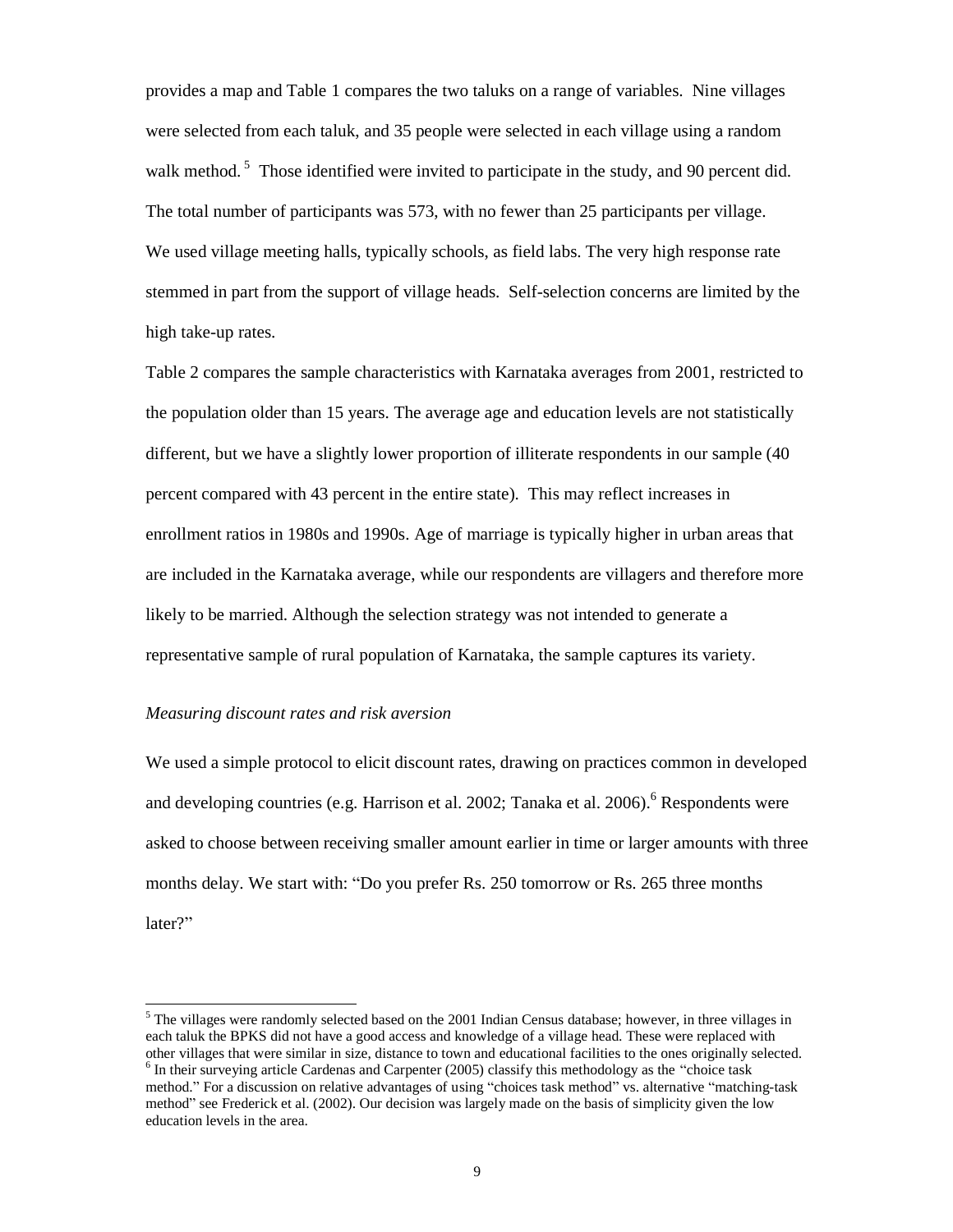provides a map and Table 1 compares the two taluks on a range of variables. Nine villages were selected from each taluk, and 35 people were selected in each village using a random walk method.[5] Those identified were invited to participate in the study, and 90 percent did. The total number of participants was 573, with no fewer than 25 participants per village. We used village meeting halls, typically schools, as field labs. The very high response rate stemmed in part from the support of village heads. Self-selection concerns are limited by the high take-up rates.

Table 2 compares the sample characteristics with Karnataka averages from 2001, restricted to the population older than 15 years. The average age and education levels are not statistically different, but we have a slightly lower proportion of illiterate respondents in our sample (40 percent compared with 43 percent in the entire state). This may reflect increases in enrollment ratios in 1980s and 1990s. Age of marriage is typically higher in urban areas that are included in the Karnataka average, while our respondents are villagers and therefore more likely to be married. Although the selection strategy was not intended to generate a representative sample of rural population of Karnataka, the sample captures its variety.

*Measuring discount rates and risk aversion*

We used a simple protocol to elicit discount rates, drawing on practices common in developed and developing countries (e.g. Harrison et al. 2002; Tanaka et al. 2006).[6] Respondents were asked to choose between receiving smaller amount earlier in time or larger amounts with three months delay. We start with: "Do you prefer Rs. 250 tomorrow or Rs. 265 three months later?"

[5] The villages were randomly selected based on the 2001 Indian Census database; however, in three villages in each taluk the BPKS did not have a good access and knowledge of a village head. These were replaced with other villages that were similar in size, distance to town and educational facilities to the ones originally selected.

[6] In their surveying article Cardenas and Carpenter (2005) classify this methodology as the "choice task method." For a discussion on relative advantages of using "choices task method" vs. alternative "matching-task method" see Frederick et al. (2002). Our decision was largely made on the basis of simplicity given the low education levels in the area.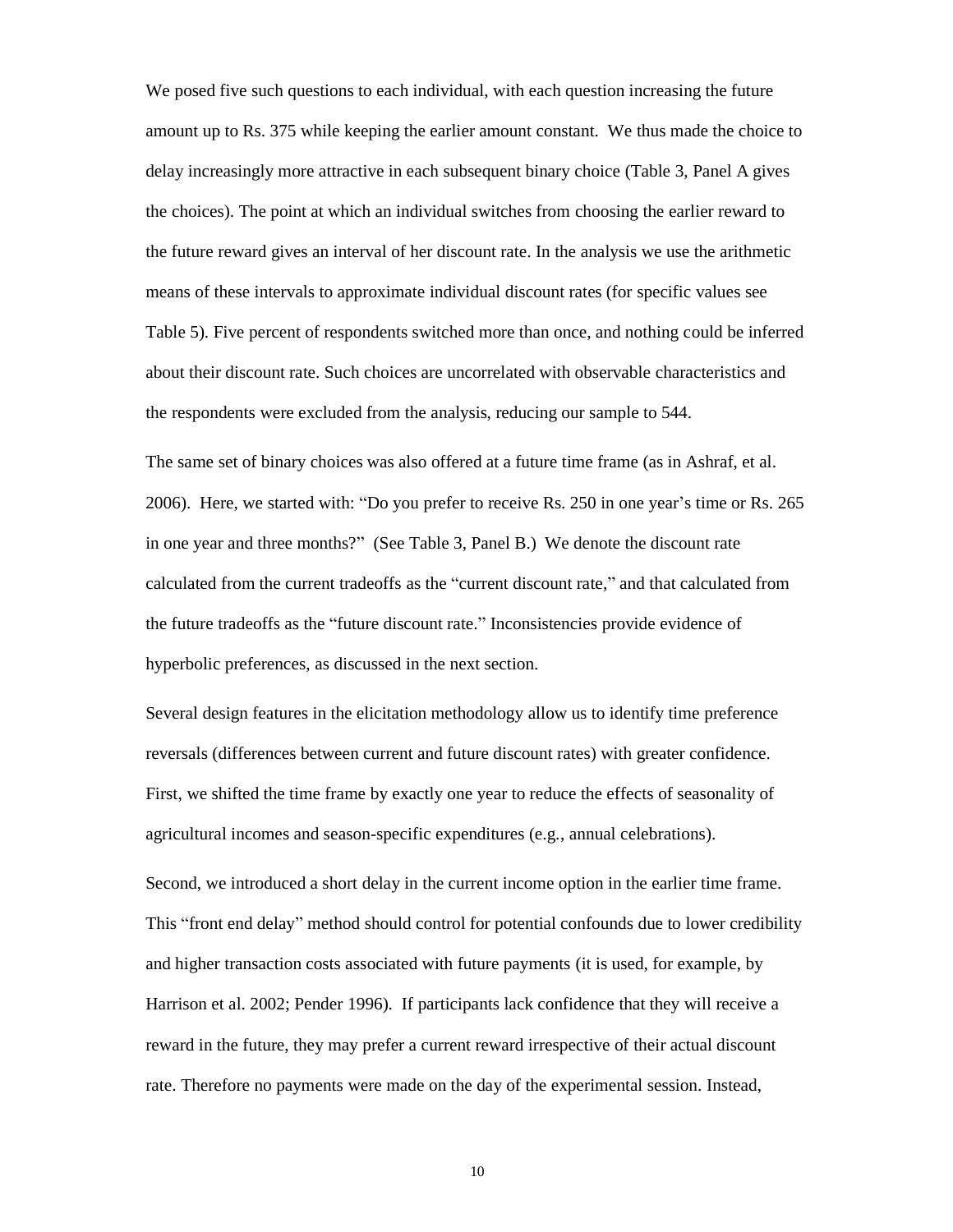We posed five such questions to each individual, with each question increasing the future amount up to Rs. 375 while keeping the earlier amount constant. We thus made the choice to delay increasingly more attractive in each subsequent binary choice (Table 3, Panel A gives the choices). The point at which an individual switches from choosing the earlier reward to the future reward gives an interval of her discount rate. In the analysis we use the arithmetic means of these intervals to approximate individual discount rates (for specific values see Table 5). Five percent of respondents switched more than once, and nothing could be inferred about their discount rate. Such choices are uncorrelated with observable characteristics and the respondents were excluded from the analysis, reducing our sample to 544.

The same set of binary choices was also offered at a future time frame (as in Ashraf, et al. 2006). Here, we started with: "Do you prefer to receive Rs. 250 in one year's time or Rs. 265 in one year and three months?" (See Table 3, Panel B.) We denote the discount rate calculated from the current tradeoffs as the "current discount rate," and that calculated from the future tradeoffs as the "future discount rate." Inconsistencies provide evidence of hyperbolic preferences, as discussed in the next section.

Several design features in the elicitation methodology allow us to identify time preference reversals (differences between current and future discount rates) with greater confidence. First, we shifted the time frame by exactly one year to reduce the effects of seasonality of agricultural incomes and season-specific expenditures (e.g., annual celebrations).

Second, we introduced a short delay in the current income option in the earlier time frame. This "front end delay" method should control for potential confounds due to lower credibility and higher transaction costs associated with future payments (it is used, for example, by Harrison et al. 2002; Pender 1996). If participants lack confidence that they will receive a reward in the future, they may prefer a current reward irrespective of their actual discount rate. Therefore no payments were made on the day of the experimental session. Instead,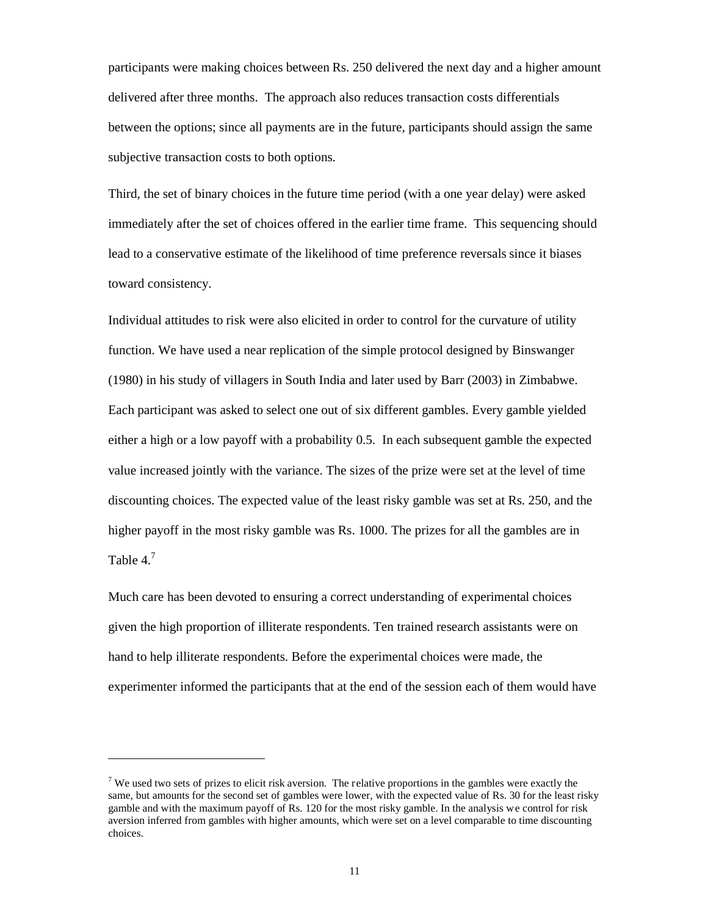participants were making choices between Rs. 250 delivered the next day and a higher amount delivered after three months. The approach also reduces transaction costs differentials between the options; since all payments are in the future, participants should assign the same subjective transaction costs to both options.

Third, the set of binary choices in the future time period (with a one year delay) were asked immediately after the set of choices offered in the earlier time frame. This sequencing should lead to a conservative estimate of the likelihood of time preference reversals since it biases toward consistency.

Individual attitudes to risk were also elicited in order to control for the curvature of utility function. We have used a near replication of the simple protocol designed by Binswanger (1980) in his study of villagers in South India and later used by Barr (2003) in Zimbabwe. Each participant was asked to select one out of six different gambles. Every gamble yielded either a high or a low payoff with a probability 0.5. In each subsequent gamble the expected value increased jointly with the variance. The sizes of the prize were set at the level of time discounting choices. The expected value of the least risky gamble was set at Rs. 250, and the higher payoff in the most risky gamble was Rs. 1000. The prizes for all the gambles are in Table 4.[7]

Much care has been devoted to ensuring a correct understanding of experimental choices given the high proportion of illiterate respondents. Ten trained research assistants were on hand to help illiterate respondents. Before the experimental choices were made, the experimenter informed the participants that at the end of the session each of them would have

---

[7] We used two sets of prizes to elicit risk aversion. The relative proportions in the gambles were exactly the same, but amounts for the second set of gambles were lower, with the expected value of Rs. 30 for the least risky gamble and with the maximum payoff of Rs. 120 for the most risky gamble. In the analysis we control for risk aversion inferred from gambles with higher amounts, which were set on a level comparable to time discounting choices.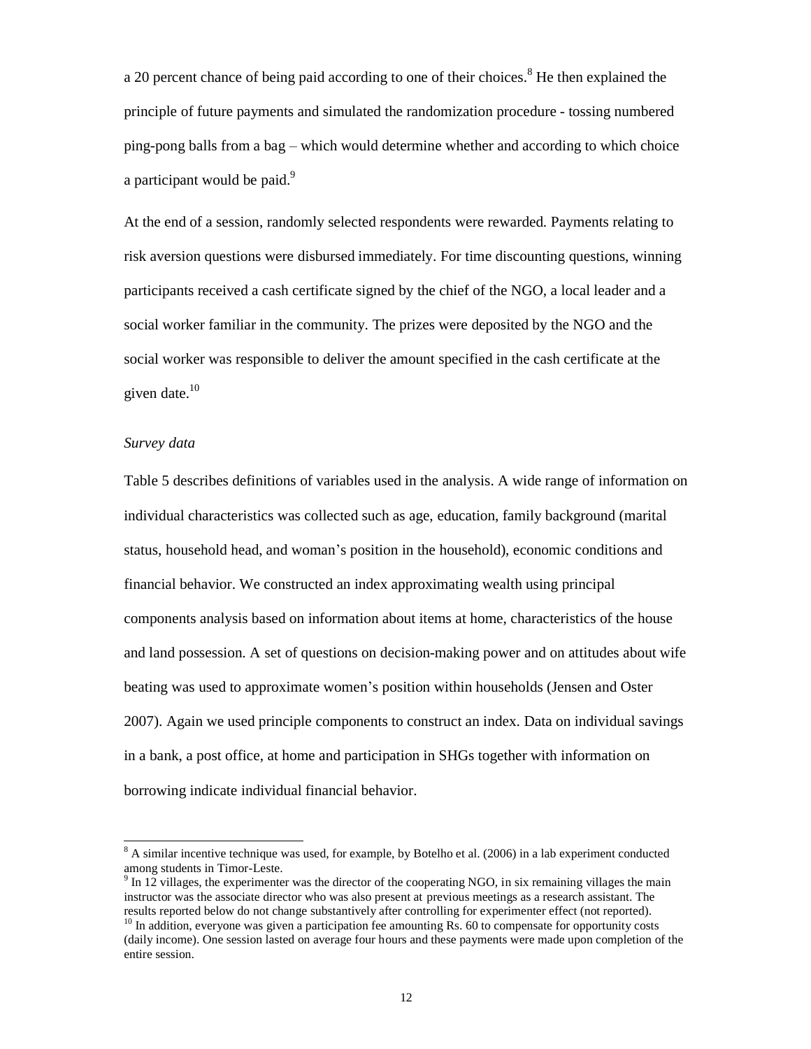a 20 percent chance of being paid according to one of their choices.[8] He then explained the principle of future payments and simulated the randomization procedure - tossing numbered ping-pong balls from a bag – which would determine whether and according to which choice a participant would be paid.[9]

At the end of a session, randomly selected respondents were rewarded. Payments relating to risk aversion questions were disbursed immediately. For time discounting questions, winning participants received a cash certificate signed by the chief of the NGO, a local leader and a social worker familiar in the community. The prizes were deposited by the NGO and the social worker was responsible to deliver the amount specified in the cash certificate at the given date.[10]

*Survey data*

Table 5 describes definitions of variables used in the analysis. A wide range of information on individual characteristics was collected such as age, education, family background (marital status, household head, and woman's position in the household), economic conditions and financial behavior. We constructed an index approximating wealth using principal components analysis based on information about items at home, characteristics of the house and land possession. A set of questions on decision-making power and on attitudes about wife beating was used to approximate women's position within households (Jensen and Oster 2007). Again we used principle components to construct an index. Data on individual savings in a bank, a post office, at home and participation in SHGs together with information on borrowing indicate individual financial behavior.

---

[8] A similar incentive technique was used, for example, by Botelho et al. (2006) in a lab experiment conducted among students in Timor-Leste.

[9] In 12 villages, the experimenter was the director of the cooperating NGO, in six remaining villages the main instructor was the associate director who was also present at previous meetings as a research assistant. The results reported below do not change substantively after controlling for experimenter effect (not reported).

[10] In addition, everyone was given a participation fee amounting Rs. 60 to compensate for opportunity costs (daily income). One session lasted on average four hours and these payments were made upon completion of the entire session.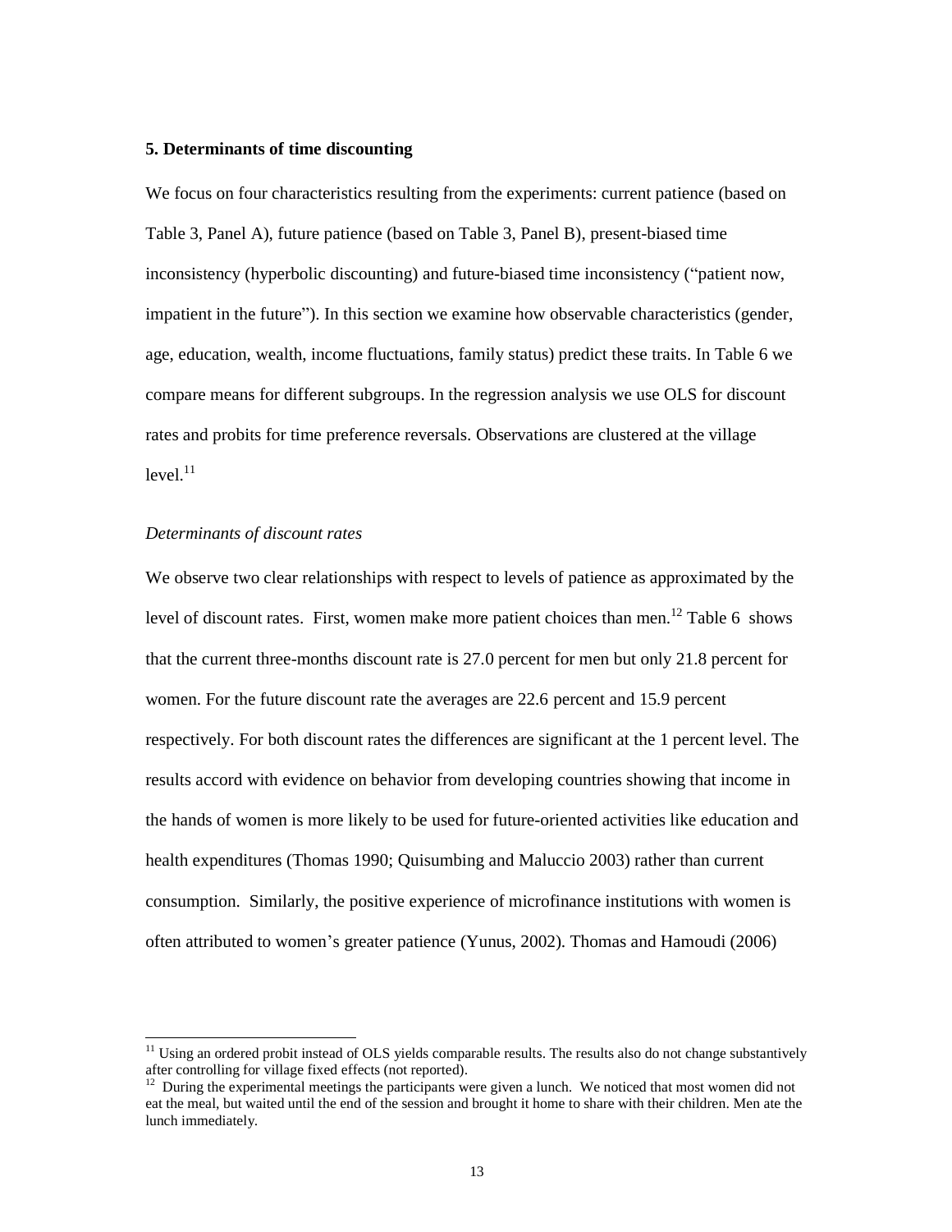### 5. Determinants of time discounting

We focus on four characteristics resulting from the experiments: current patience (based on Table 3, Panel A), future patience (based on Table 3, Panel B), present-biased time inconsistency (hyperbolic discounting) and future-biased time inconsistency ("patient now, impatient in the future"). In this section we examine how observable characteristics (gender, age, education, wealth, income fluctuations, family status) predict these traits. In Table 6 we compare means for different subgroups. In the regression analysis we use OLS for discount rates and probits for time preference reversals. Observations are clustered at the village level.[11]

*Determinants of discount rates*

We observe two clear relationships with respect to levels of patience as approximated by the level of discount rates. First, women make more patient choices than men.[12] Table 6 shows that the current three-months discount rate is 27.0 percent for men but only 21.8 percent for women. For the future discount rate the averages are 22.6 percent and 15.9 percent respectively. For both discount rates the differences are significant at the 1 percent level. The results accord with evidence on behavior from developing countries showing that income in the hands of women is more likely to be used for future-oriented activities like education and health expenditures (Thomas 1990; Quisumbing and Maluccio 2003) rather than current consumption. Similarly, the positive experience of microfinance institutions with women is often attributed to women's greater patience (Yunus, 2002). Thomas and Hamoudi (2006)

---

[11] Using an ordered probit instead of OLS yields comparable results. The results also do not change substantively after controlling for village fixed effects (not reported).

[12] During the experimental meetings the participants were given a lunch. We noticed that most women did not eat the meal, but waited until the end of the session and brought it home to share with their children. Men ate the lunch immediately.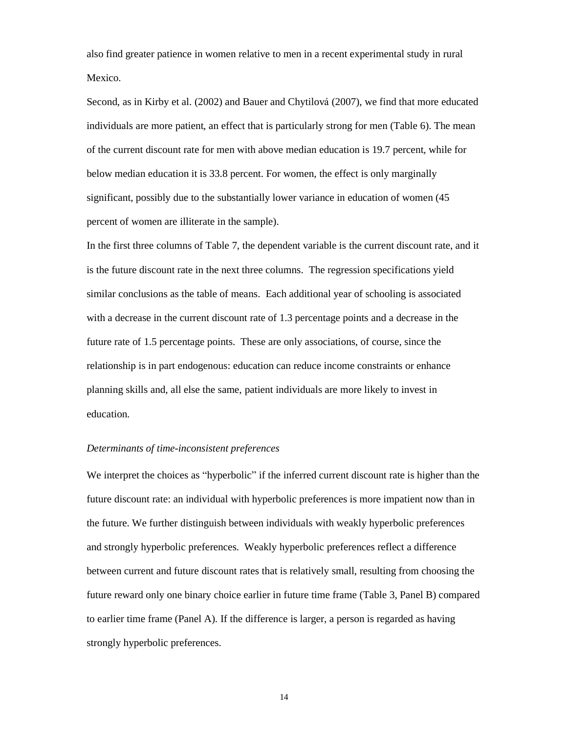also find greater patience in women relative to men in a recent experimental study in rural Mexico.

Second, as in Kirby et al. (2002) and Bauer and Chytilová (2007), we find that more educated individuals are more patient, an effect that is particularly strong for men (Table 6). The mean of the current discount rate for men with above median education is 19.7 percent, while for below median education it is 33.8 percent. For women, the effect is only marginally significant, possibly due to the substantially lower variance in education of women (45 percent of women are illiterate in the sample).

In the first three columns of Table 7, the dependent variable is the current discount rate, and it is the future discount rate in the next three columns. The regression specifications yield similar conclusions as the table of means. Each additional year of schooling is associated with a decrease in the current discount rate of 1.3 percentage points and a decrease in the future rate of 1.5 percentage points. These are only associations, of course, since the relationship is in part endogenous: education can reduce income constraints or enhance planning skills and, all else the same, patient individuals are more likely to invest in education.

*Determinants of time-inconsistent preferences*

We interpret the choices as "hyperbolic" if the inferred current discount rate is higher than the future discount rate: an individual with hyperbolic preferences is more impatient now than in the future. We further distinguish between individuals with weakly hyperbolic preferences and strongly hyperbolic preferences. Weakly hyperbolic preferences reflect a difference between current and future discount rates that is relatively small, resulting from choosing the future reward only one binary choice earlier in future time frame (Table 3, Panel B) compared to earlier time frame (Panel A). If the difference is larger, a person is regarded as having strongly hyperbolic preferences.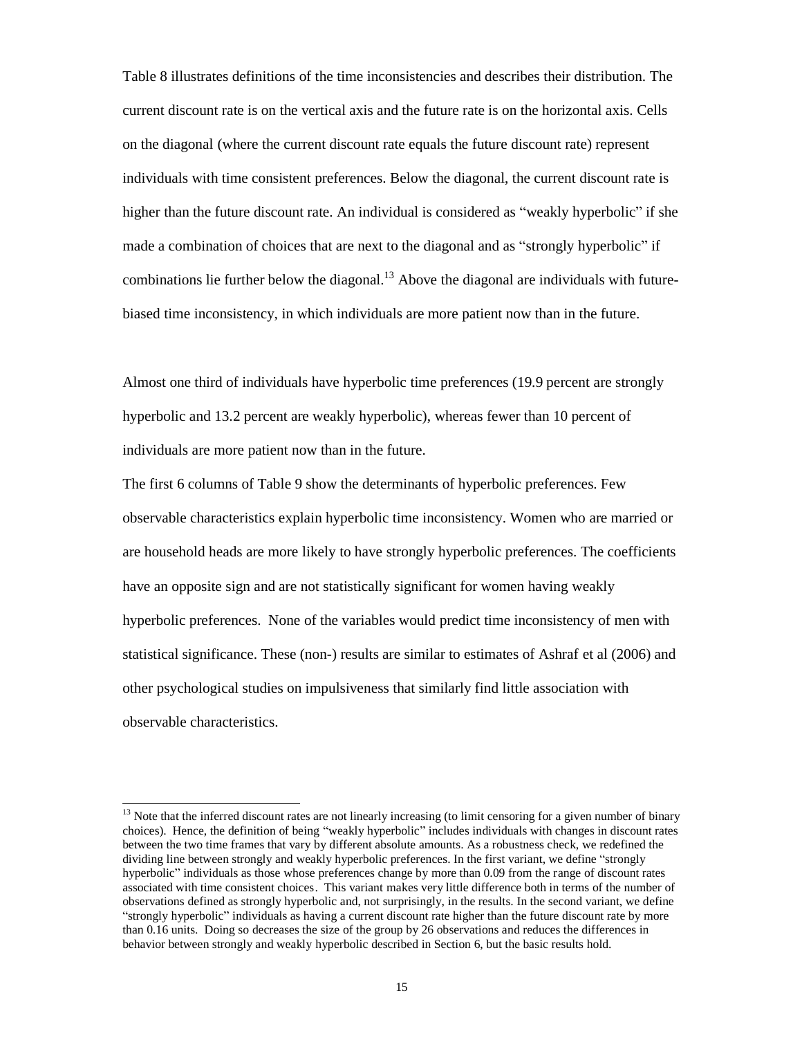Table 8 illustrates definitions of the time inconsistencies and describes their distribution. The current discount rate is on the vertical axis and the future rate is on the horizontal axis. Cells on the diagonal (where the current discount rate equals the future discount rate) represent individuals with time consistent preferences. Below the diagonal, the current discount rate is higher than the future discount rate. An individual is considered as "weakly hyperbolic" if she made a combination of choices that are next to the diagonal and as "strongly hyperbolic" if combinations lie further below the diagonal.[13] Above the diagonal are individuals with future-biased time inconsistency, in which individuals are more patient now than in the future.

Almost one third of individuals have hyperbolic time preferences (19.9 percent are strongly hyperbolic and 13.2 percent are weakly hyperbolic), whereas fewer than 10 percent of individuals are more patient now than in the future.

The first 6 columns of Table 9 show the determinants of hyperbolic preferences. Few observable characteristics explain hyperbolic time inconsistency. Women who are married or are household heads are more likely to have strongly hyperbolic preferences. The coefficients have an opposite sign and are not statistically significant for women having weakly hyperbolic preferences. None of the variables would predict time inconsistency of men with statistical significance. These (non-) results are similar to estimates of Ashraf et al (2006) and other psychological studies on impulsiveness that similarly find little association with observable characteristics.

[13] Note that the inferred discount rates are not linearly increasing (to limit censoring for a given number of binary choices). Hence, the definition of being "weakly hyperbolic" includes individuals with changes in discount rates between the two time frames that vary by different absolute amounts. As a robustness check, we redefined the dividing line between strongly and weakly hyperbolic preferences. In the first variant, we define "strongly hyperbolic" individuals as those whose preferences change by more than 0.09 from the range of discount rates associated with time consistent choices. This variant makes very little difference both in terms of the number of observations defined as strongly hyperbolic and, not surprisingly, in the results. In the second variant, we define "strongly hyperbolic" individuals as having a current discount rate higher than the future discount rate by more than 0.16 units. Doing so decreases the size of the group by 26 observations and reduces the differences in behavior between strongly and weakly hyperbolic described in Section 6, but the basic results hold.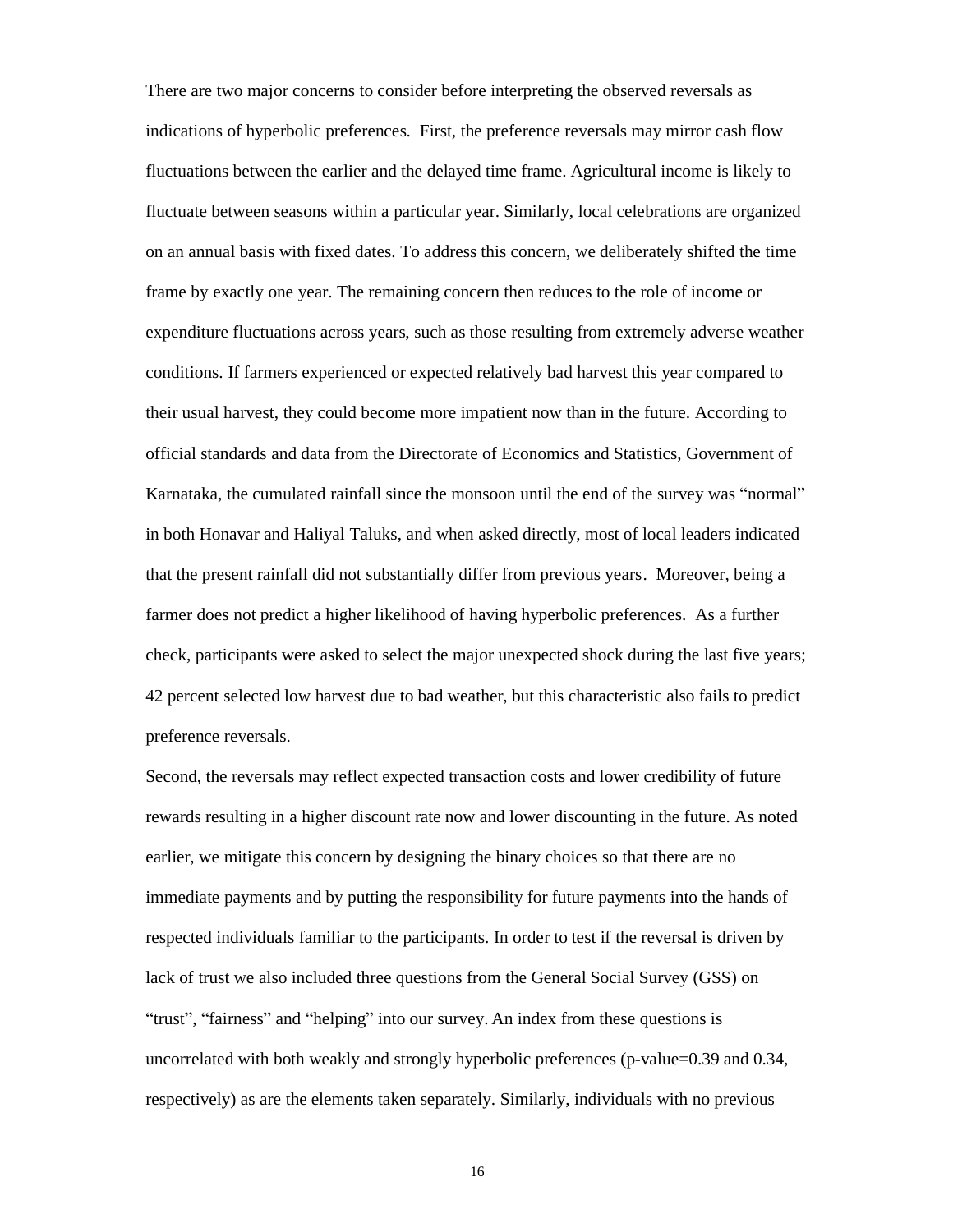There are two major concerns to consider before interpreting the observed reversals as indications of hyperbolic preferences. First, the preference reversals may mirror cash flow fluctuations between the earlier and the delayed time frame. Agricultural income is likely to fluctuate between seasons within a particular year. Similarly, local celebrations are organized on an annual basis with fixed dates. To address this concern, we deliberately shifted the time frame by exactly one year. The remaining concern then reduces to the role of income or expenditure fluctuations across years, such as those resulting from extremely adverse weather conditions. If farmers experienced or expected relatively bad harvest this year compared to their usual harvest, they could become more impatient now than in the future. According to official standards and data from the Directorate of Economics and Statistics, Government of Karnataka, the cumulated rainfall since the monsoon until the end of the survey was "normal" in both Honavar and Haliyal Taluks, and when asked directly, most of local leaders indicated that the present rainfall did not substantially differ from previous years. Moreover, being a farmer does not predict a higher likelihood of having hyperbolic preferences. As a further check, participants were asked to select the major unexpected shock during the last five years; 42 percent selected low harvest due to bad weather, but this characteristic also fails to predict preference reversals.

Second, the reversals may reflect expected transaction costs and lower credibility of future rewards resulting in a higher discount rate now and lower discounting in the future. As noted earlier, we mitigate this concern by designing the binary choices so that there are no immediate payments and by putting the responsibility for future payments into the hands of respected individuals familiar to the participants. In order to test if the reversal is driven by lack of trust we also included three questions from the General Social Survey (GSS) on "trust", "fairness" and "helping" into our survey. An index from these questions is uncorrelated with both weakly and strongly hyperbolic preferences (p-value=0.39 and 0.34, respectively) as are the elements taken separately. Similarly, individuals with no previous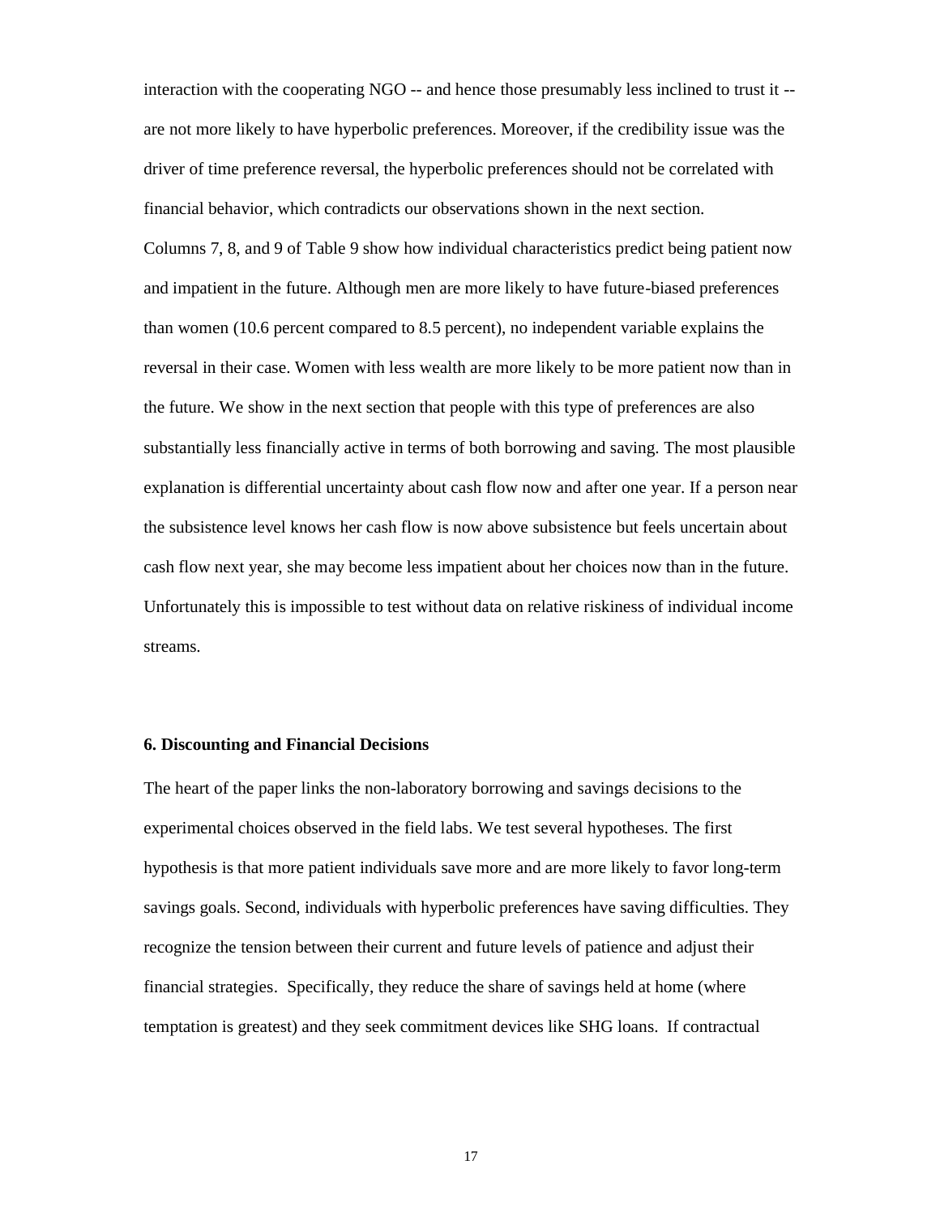interaction with the cooperating NGO -- and hence those presumably less inclined to trust it -- are not more likely to have hyperbolic preferences. Moreover, if the credibility issue was the driver of time preference reversal, the hyperbolic preferences should not be correlated with financial behavior, which contradicts our observations shown in the next section.

Columns 7, 8, and 9 of Table 9 show how individual characteristics predict being patient now and impatient in the future. Although men are more likely to have future-biased preferences than women (10.6 percent compared to 8.5 percent), no independent variable explains the reversal in their case. Women with less wealth are more likely to be more patient now than in the future. We show in the next section that people with this type of preferences are also substantially less financially active in terms of both borrowing and saving. The most plausible explanation is differential uncertainty about cash flow now and after one year. If a person near the subsistence level knows her cash flow is now above subsistence but feels uncertain about cash flow next year, she may become less impatient about her choices now than in the future. Unfortunately this is impossible to test without data on relative riskiness of individual income streams.

### 6. Discounting and Financial Decisions

The heart of the paper links the non-laboratory borrowing and savings decisions to the experimental choices observed in the field labs. We test several hypotheses. The first hypothesis is that more patient individuals save more and are more likely to favor long-term savings goals. Second, individuals with hyperbolic preferences have saving difficulties. They recognize the tension between their current and future levels of patience and adjust their financial strategies. Specifically, they reduce the share of savings held at home (where temptation is greatest) and they seek commitment devices like SHG loans. If contractual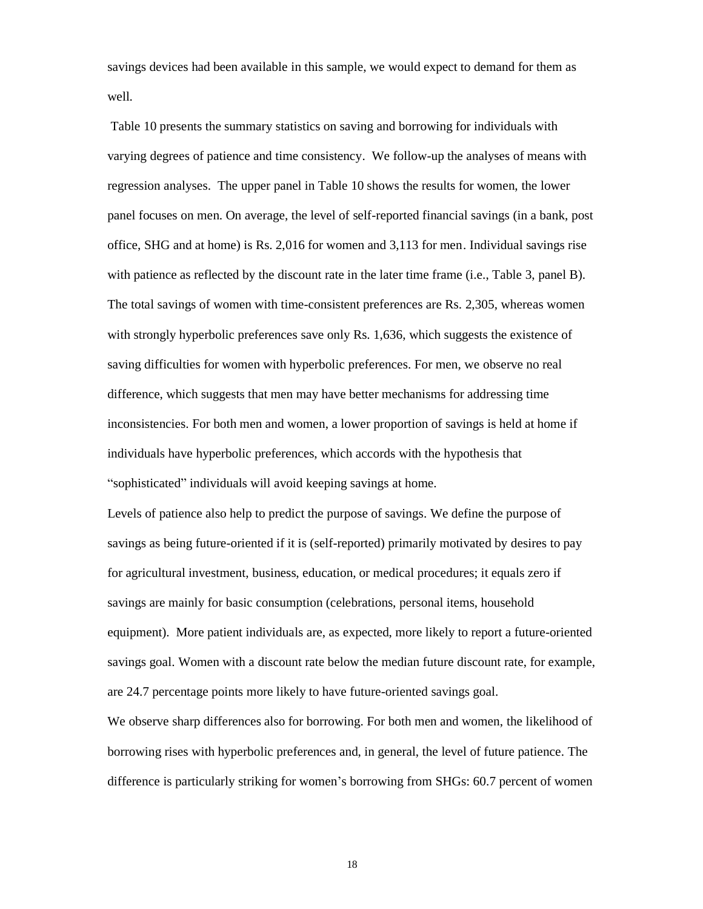savings devices had been available in this sample, we would expect to demand for them as well.

Table 10 presents the summary statistics on saving and borrowing for individuals with varying degrees of patience and time consistency. We follow-up the analyses of means with regression analyses. The upper panel in Table 10 shows the results for women, the lower panel focuses on men. On average, the level of self-reported financial savings (in a bank, post office, SHG and at home) is Rs. 2,016 for women and 3,113 for men. Individual savings rise with patience as reflected by the discount rate in the later time frame (i.e., Table 3, panel B). The total savings of women with time-consistent preferences are Rs. 2,305, whereas women with strongly hyperbolic preferences save only Rs. 1,636, which suggests the existence of saving difficulties for women with hyperbolic preferences. For men, we observe no real difference, which suggests that men may have better mechanisms for addressing time inconsistencies. For both men and women, a lower proportion of savings is held at home if individuals have hyperbolic preferences, which accords with the hypothesis that "sophisticated" individuals will avoid keeping savings at home.

Levels of patience also help to predict the purpose of savings. We define the purpose of savings as being future-oriented if it is (self-reported) primarily motivated by desires to pay for agricultural investment, business, education, or medical procedures; it equals zero if savings are mainly for basic consumption (celebrations, personal items, household equipment). More patient individuals are, as expected, more likely to report a future-oriented savings goal. Women with a discount rate below the median future discount rate, for example, are 24.7 percentage points more likely to have future-oriented savings goal.

We observe sharp differences also for borrowing. For both men and women, the likelihood of borrowing rises with hyperbolic preferences and, in general, the level of future patience. The difference is particularly striking for women's borrowing from SHGs: 60.7 percent of women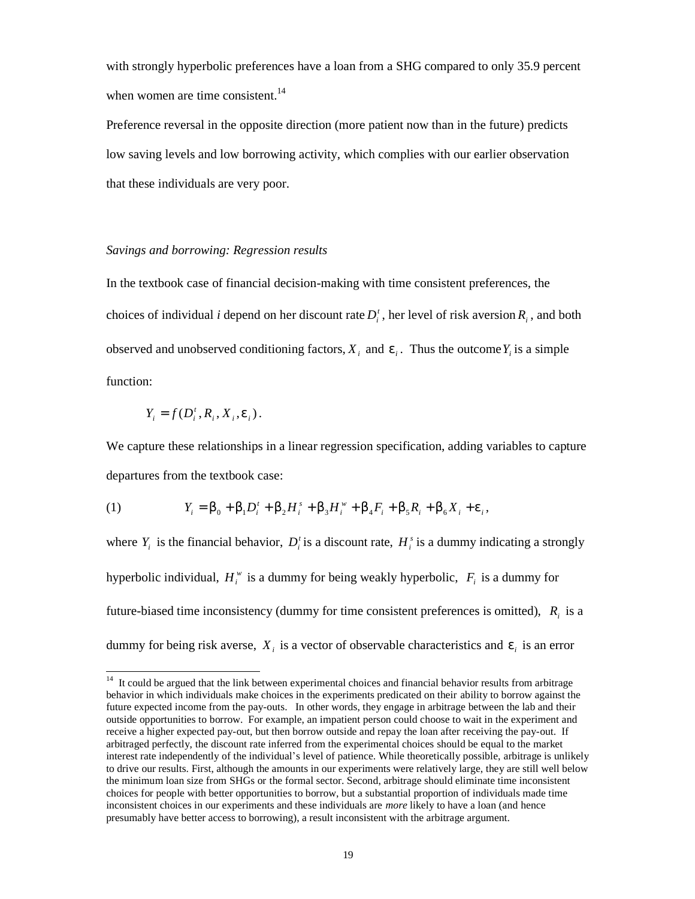with strongly hyperbolic preferences have a loan from a SHG compared to only 35.9 percent when women are time consistent.[14]

Preference reversal in the opposite direction (more patient now than in the future) predicts low saving levels and low borrowing activity, which complies with our earlier observation that these individuals are very poor.

*Savings and borrowing: Regression results*

In the textbook case of financial decision-making with time consistent preferences, the choices of individual *i* depend on her discount rate $D_i^t$, her level of risk aversion $R_i$, and both observed and unobserved conditioning factors, $X_i$ and $\varepsilon_i$. Thus the outcome $Y_i$ is a simple function:

$$Y_i = f(D_i^t, R_i, X_i, \varepsilon_i).$$

We capture these relationships in a linear regression specification, adding variables to capture departures from the textbook case:

$$Y_i = \beta_0 + \beta_1 D_i^t + \beta_2 H_i^s + \beta_3 H_i^w + \beta_4 F_i + \beta_5 R_i + \beta_6 X_i + \varepsilon_i, \quad (1)$$

where $Y_i$ is the financial behavior, $D_i^t$ is a discount rate, $H_i^s$ is a dummy indicating a strongly hyperbolic individual, $H_i^w$ is a dummy for being weakly hyperbolic, $F_i$ is a dummy for future-biased time inconsistency (dummy for time consistent preferences is omitted), $R_i$ is a dummy for being risk averse, $X_i$ is a vector of observable characteristics and $\varepsilon_i$ is an error

[14] It could be argued that the link between experimental choices and financial behavior results from arbitrage behavior in which individuals make choices in the experiments predicated on their ability to borrow against the future expected income from the pay-outs. In other words, they engage in arbitrage between the lab and their outside opportunities to borrow. For example, an impatient person could choose to wait in the experiment and receive a higher expected pay-out, but then borrow outside and repay the loan after receiving the pay-out. If arbitraged perfectly, the discount rate inferred from the experimental choices should be equal to the market interest rate independently of the individual's level of patience. While theoretically possible, arbitrage is unlikely to drive our results. First, although the amounts in our experiments were relatively large, they are still well below the minimum loan size from SHGs or the formal sector. Second, arbitrage should eliminate time inconsistent choices for people with better opportunities to borrow, but a substantial proportion of individuals made time inconsistent choices in our experiments and these individuals are *more* likely to have a loan (and hence presumably have better access to borrowing), a result inconsistent with the arbitrage argument.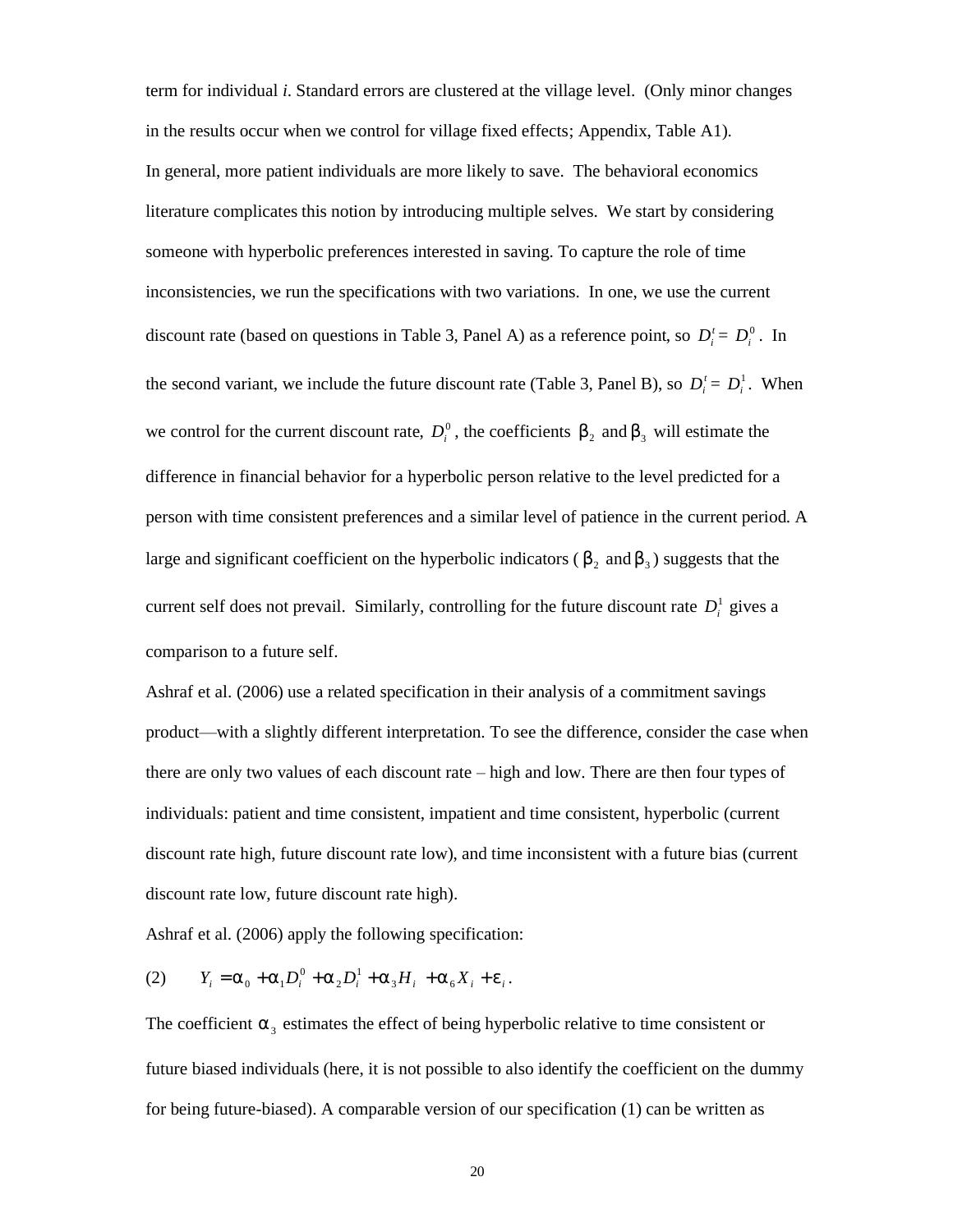term for individual *i*. Standard errors are clustered at the village level. (Only minor changes in the results occur when we control for village fixed effects; Appendix, Table A1).

In general, more patient individuals are more likely to save. The behavioral economics literature complicates this notion by introducing multiple selves. We start by considering someone with hyperbolic preferences interested in saving. To capture the role of time inconsistencies, we run the specifications with two variations. In one, we use the current discount rate (based on questions in Table 3, Panel A) as a reference point, so $D_i^t = D_i^0$. In the second variant, we include the future discount rate (Table 3, Panel B), so $D_i^t = D_i^1$. When we control for the current discount rate, $D_i^0$, the coefficients $\beta_2$ and $\beta_3$ will estimate the difference in financial behavior for a hyperbolic person relative to the level predicted for a person with time consistent preferences and a similar level of patience in the current period. A large and significant coefficient on the hyperbolic indicators ($\beta_2$ and $\beta_3$) suggests that the current self does not prevail. Similarly, controlling for the future discount rate $D_i^1$ gives a comparison to a future self.

Ashraf et al. (2006) use a related specification in their analysis of a commitment savings product—with a slightly different interpretation. To see the difference, consider the case when there are only two values of each discount rate – high and low. There are then four types of individuals: patient and time consistent, impatient and time consistent, hyperbolic (current discount rate high, future discount rate low), and time inconsistent with a future bias (current discount rate low, future discount rate high).

Ashraf et al. (2006) apply the following specification:

$$(2) \qquad Y_i = \alpha_0 + \alpha_1 D_i^0 + \alpha_2 D_i^1 + \alpha_3 H_i + \alpha_6 X_i + \varepsilon_i .$$

The coefficient $\alpha_3$ estimates the effect of being hyperbolic relative to time consistent or future biased individuals (here, it is not possible to also identify the coefficient on the dummy for being future-biased). A comparable version of our specification (1) can be written as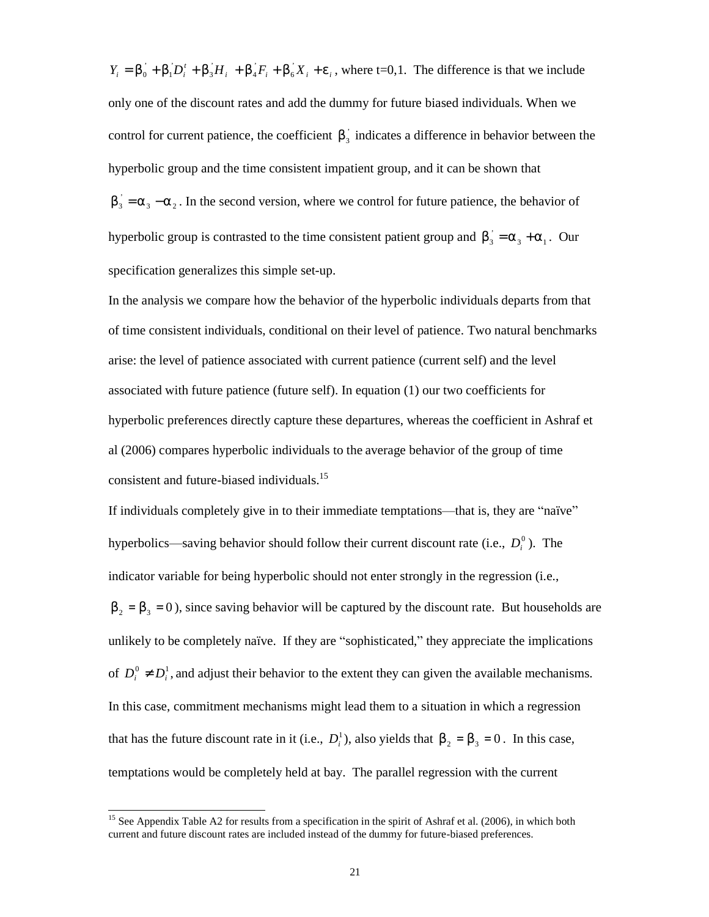$Y_i = \beta_0^{'} + \beta_1^{'} D_i^t + \beta_3^{'} H_i + \beta_4^{'} F_i + \beta_6^{'} X_i + \varepsilon_i$, where t=0,1. The difference is that we include only one of the discount rates and add the dummy for future biased individuals. When we control for current patience, the coefficient $\beta_3^{'}$ indicates a difference in behavior between the hyperbolic group and the time consistent impatient group, and it can be shown that $\beta_3^{'} = \alpha_3 - \alpha_2$. In the second version, where we control for future patience, the behavior of hyperbolic group is contrasted to the time consistent patient group and $\beta_3^{'} = \alpha_3 + \alpha_1$. Our specification generalizes this simple set-up.

In the analysis we compare how the behavior of the hyperbolic individuals departs from that of time consistent individuals, conditional on their level of patience. Two natural benchmarks arise: the level of patience associated with current patience (current self) and the level associated with future patience (future self). In equation (1) our two coefficients for hyperbolic preferences directly capture these departures, whereas the coefficient in Ashraf et al (2006) compares hyperbolic individuals to the average behavior of the group of time consistent and future-biased individuals.[15]

If individuals completely give in to their immediate temptations—that is, they are "naïve" hyperbolics—saving behavior should follow their current discount rate (i.e., $D_i^0$). The indicator variable for being hyperbolic should not enter strongly in the regression (i.e., $\beta_2 = \beta_3 = 0$), since saving behavior will be captured by the discount rate. But households are unlikely to be completely naïve. If they are "sophisticated," they appreciate the implications of $D_i^0 \neq D_i^1$, and adjust their behavior to the extent they can given the available mechanisms. In this case, commitment mechanisms might lead them to a situation in which a regression that has the future discount rate in it (i.e., $D_i^1$), also yields that $\beta_2 = \beta_3 = 0$. In this case, temptations would be completely held at bay. The parallel regression with the current

[15] See Appendix Table A2 for results from a specification in the spirit of Ashraf et al. (2006), in which both current and future discount rates are included instead of the dummy for future-biased preferences.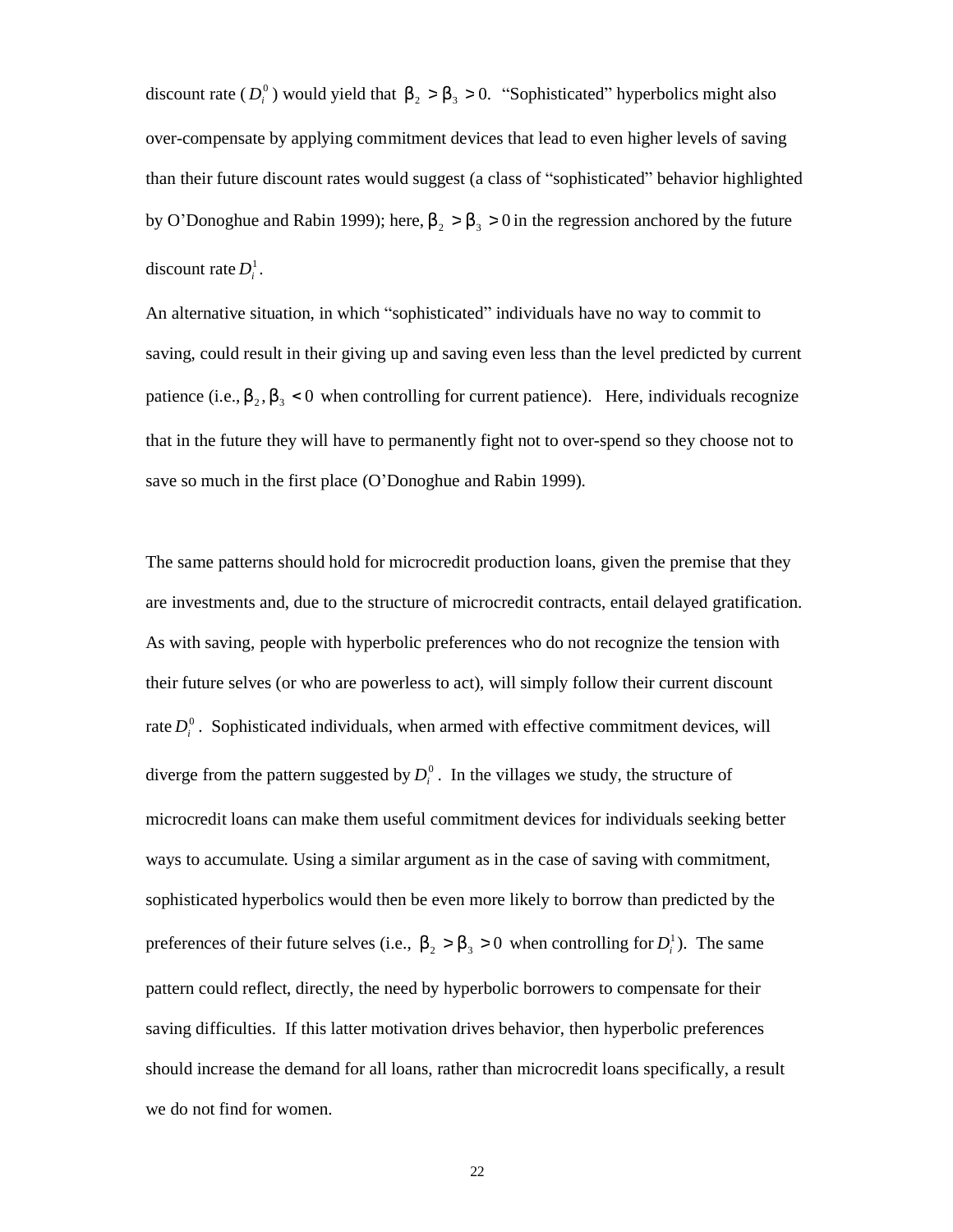discount rate ($D_i^0$) would yield that $\beta_2 > \beta_3 > 0$. "Sophisticated" hyperbolics might also over-compensate by applying commitment devices that lead to even higher levels of saving than their future discount rates would suggest (a class of "sophisticated" behavior highlighted by O'Donoghue and Rabin 1999); here, $\beta_2 > \beta_3 > 0$ in the regression anchored by the future discount rate $D_i^1$.

An alternative situation, in which "sophisticated" individuals have no way to commit to saving, could result in their giving up and saving even less than the level predicted by current patience (i.e., $\beta_2, \beta_3 < 0$ when controlling for current patience). Here, individuals recognize that in the future they will have to permanently fight not to over-spend so they choose not to save so much in the first place (O'Donoghue and Rabin 1999).

The same patterns should hold for microcredit production loans, given the premise that they are investments and, due to the structure of microcredit contracts, entail delayed gratification. As with saving, people with hyperbolic preferences who do not recognize the tension with their future selves (or who are powerless to act), will simply follow their current discount rate $D_i^0$. Sophisticated individuals, when armed with effective commitment devices, will diverge from the pattern suggested by $D_i^0$. In the villages we study, the structure of microcredit loans can make them useful commitment devices for individuals seeking better ways to accumulate. Using a similar argument as in the case of saving with commitment, sophisticated hyperbolics would then be even more likely to borrow than predicted by the preferences of their future selves (i.e., $\beta_2 > \beta_3 > 0$ when controlling for $D_i^1$). The same pattern could reflect, directly, the need by hyperbolic borrowers to compensate for their saving difficulties. If this latter motivation drives behavior, then hyperbolic preferences should increase the demand for all loans, rather than microcredit loans specifically, a result we do not find for women.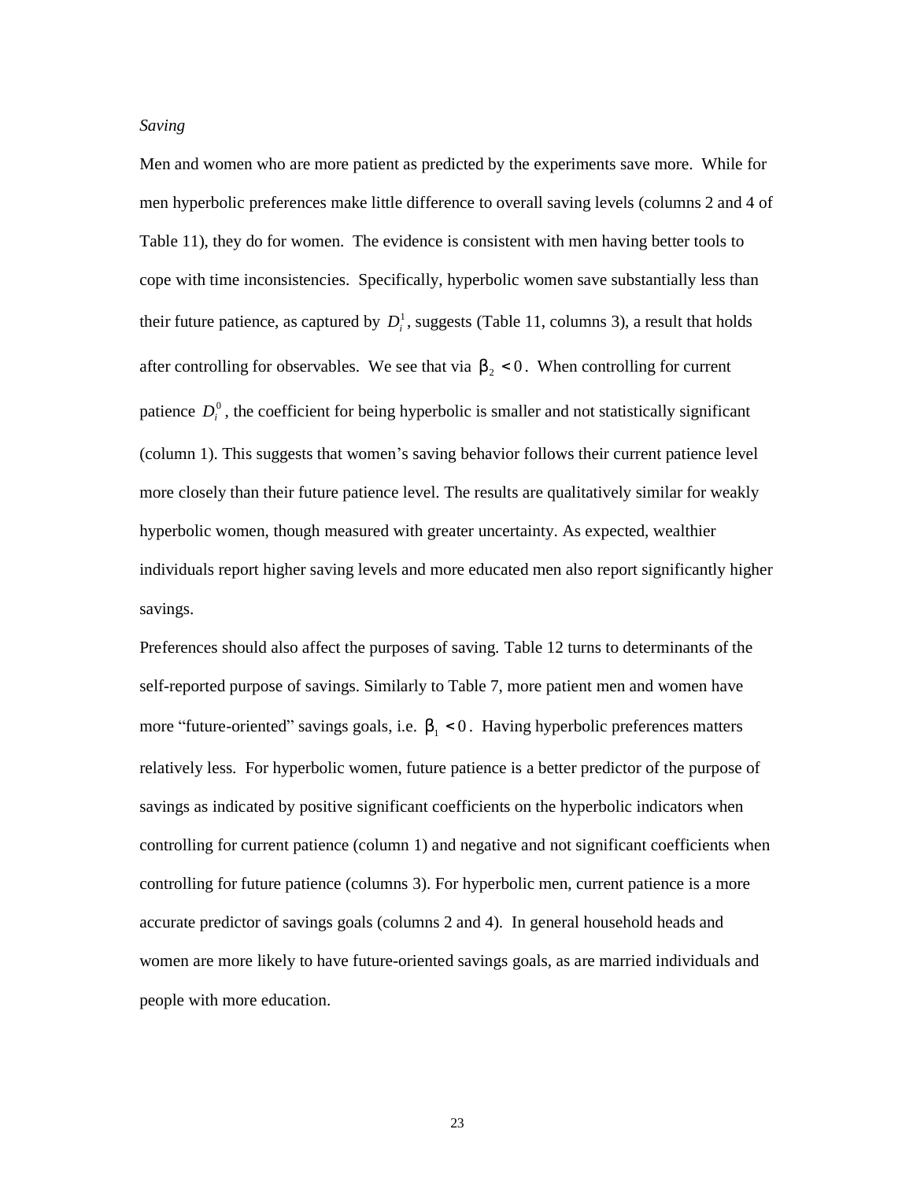*Saving*

Men and women who are more patient as predicted by the experiments save more. While for men hyperbolic preferences make little difference to overall saving levels (columns 2 and 4 of Table 11), they do for women. The evidence is consistent with men having better tools to cope with time inconsistencies. Specifically, hyperbolic women save substantially less than their future patience, as captured by $D_i^1$, suggests (Table 11, columns 3), a result that holds after controlling for observables. We see that via $\beta_2 < 0$. When controlling for current patience $D_i^0$, the coefficient for being hyperbolic is smaller and not statistically significant (column 1). This suggests that women's saving behavior follows their current patience level more closely than their future patience level. The results are qualitatively similar for weakly hyperbolic women, though measured with greater uncertainty. As expected, wealthier individuals report higher saving levels and more educated men also report significantly higher savings.

Preferences should also affect the purposes of saving. Table 12 turns to determinants of the self-reported purpose of savings. Similarly to Table 7, more patient men and women have more "future-oriented" savings goals, i.e. $\beta_1 < 0$. Having hyperbolic preferences matters relatively less. For hyperbolic women, future patience is a better predictor of the purpose of savings as indicated by positive significant coefficients on the hyperbolic indicators when controlling for current patience (column 1) and negative and not significant coefficients when controlling for future patience (columns 3). For hyperbolic men, current patience is a more accurate predictor of savings goals (columns 2 and 4). In general household heads and women are more likely to have future-oriented savings goals, as are married individuals and people with more education.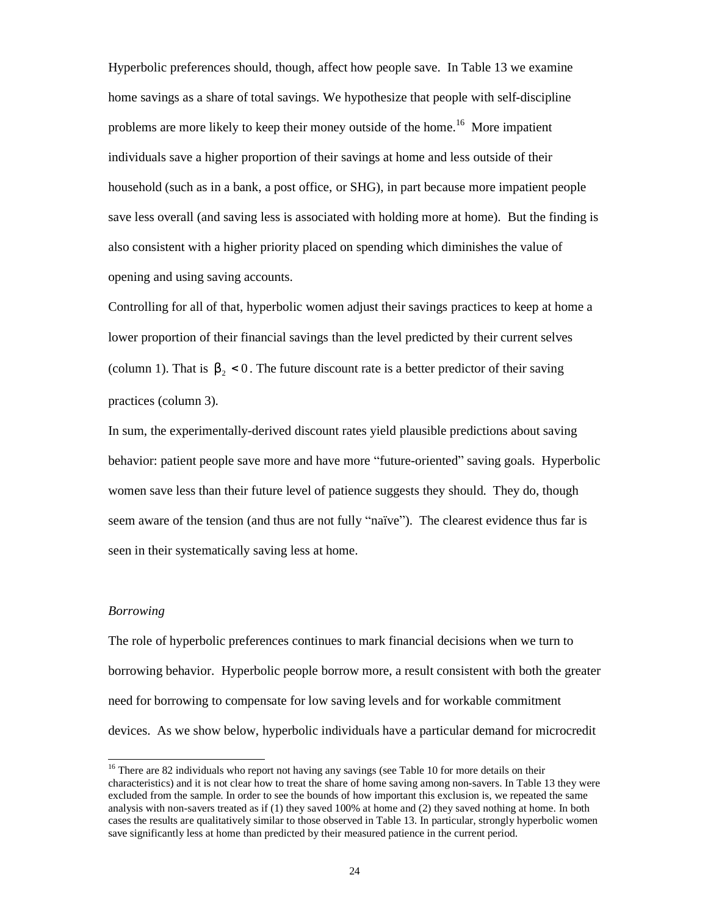Hyperbolic preferences should, though, affect how people save. In Table 13 we examine home savings as a share of total savings. We hypothesize that people with self-discipline problems are more likely to keep their money outside of the home.[16] More impatient individuals save a higher proportion of their savings at home and less outside of their household (such as in a bank, a post office, or SHG), in part because more impatient people save less overall (and saving less is associated with holding more at home). But the finding is also consistent with a higher priority placed on spending which diminishes the value of opening and using saving accounts.

Controlling for all of that, hyperbolic women adjust their savings practices to keep at home a lower proportion of their financial savings than the level predicted by their current selves (column 1). That is $\beta_2 < 0$. The future discount rate is a better predictor of their saving practices (column 3).

In sum, the experimentally-derived discount rates yield plausible predictions about saving behavior: patient people save more and have more "future-oriented" saving goals. Hyperbolic women save less than their future level of patience suggests they should. They do, though seem aware of the tension (and thus are not fully "naïve"). The clearest evidence thus far is seen in their systematically saving less at home.

*Borrowing*

The role of hyperbolic preferences continues to mark financial decisions when we turn to borrowing behavior. Hyperbolic people borrow more, a result consistent with both the greater need for borrowing to compensate for low saving levels and for workable commitment devices. As we show below, hyperbolic individuals have a particular demand for microcredit

---

[16] There are 82 individuals who report not having any savings (see Table 10 for more details on their characteristics) and it is not clear how to treat the share of home saving among non-savers. In Table 13 they were excluded from the sample. In order to see the bounds of how important this exclusion is, we repeated the same analysis with non-savers treated as if (1) they saved 100% at home and (2) they saved nothing at home. In both cases the results are qualitatively similar to those observed in Table 13. In particular, strongly hyperbolic women save significantly less at home than predicted by their measured patience in the current period.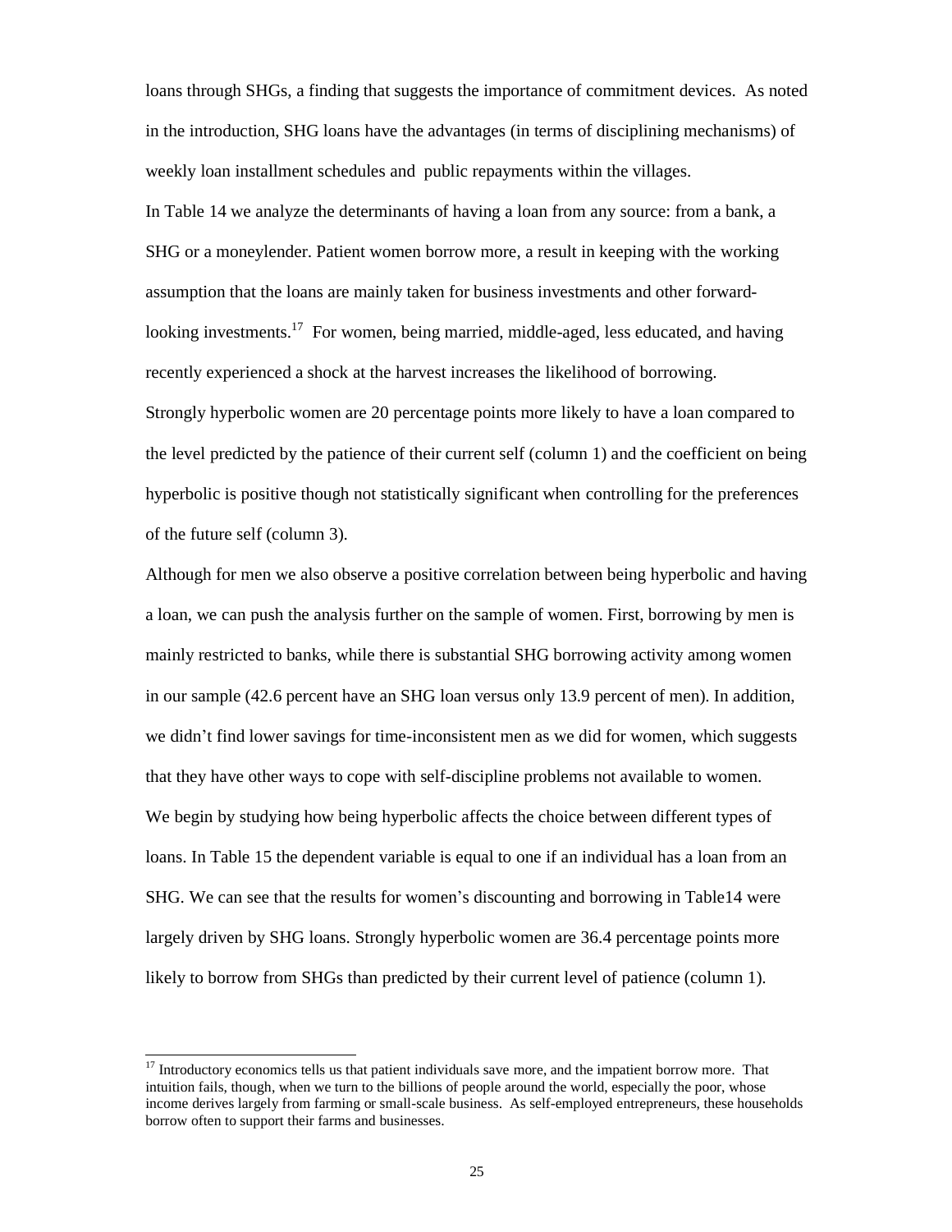loans through SHGs, a finding that suggests the importance of commitment devices. As noted in the introduction, SHG loans have the advantages (in terms of disciplining mechanisms) of weekly loan installment schedules and public repayments within the villages.

In Table 14 we analyze the determinants of having a loan from any source: from a bank, a SHG or a moneylender. Patient women borrow more, a result in keeping with the working assumption that the loans are mainly taken for business investments and other forward-looking investments.[17] For women, being married, middle-aged, less educated, and having recently experienced a shock at the harvest increases the likelihood of borrowing.

Strongly hyperbolic women are 20 percentage points more likely to have a loan compared to the level predicted by the patience of their current self (column 1) and the coefficient on being hyperbolic is positive though not statistically significant when controlling for the preferences of the future self (column 3).

Although for men we also observe a positive correlation between being hyperbolic and having a loan, we can push the analysis further on the sample of women. First, borrowing by men is mainly restricted to banks, while there is substantial SHG borrowing activity among women in our sample (42.6 percent have an SHG loan versus only 13.9 percent of men). In addition, we didn't find lower savings for time-inconsistent men as we did for women, which suggests that they have other ways to cope with self-discipline problems not available to women.

We begin by studying how being hyperbolic affects the choice between different types of loans. In Table 15 the dependent variable is equal to one if an individual has a loan from an SHG. We can see that the results for women's discounting and borrowing in Table14 were largely driven by SHG loans. Strongly hyperbolic women are 36.4 percentage points more likely to borrow from SHGs than predicted by their current level of patience (column 1).

---

[17] Introductory economics tells us that patient individuals save more, and the impatient borrow more. That intuition fails, though, when we turn to the billions of people around the world, especially the poor, whose income derives largely from farming or small-scale business. As self-employed entrepreneurs, these households borrow often to support their farms and businesses.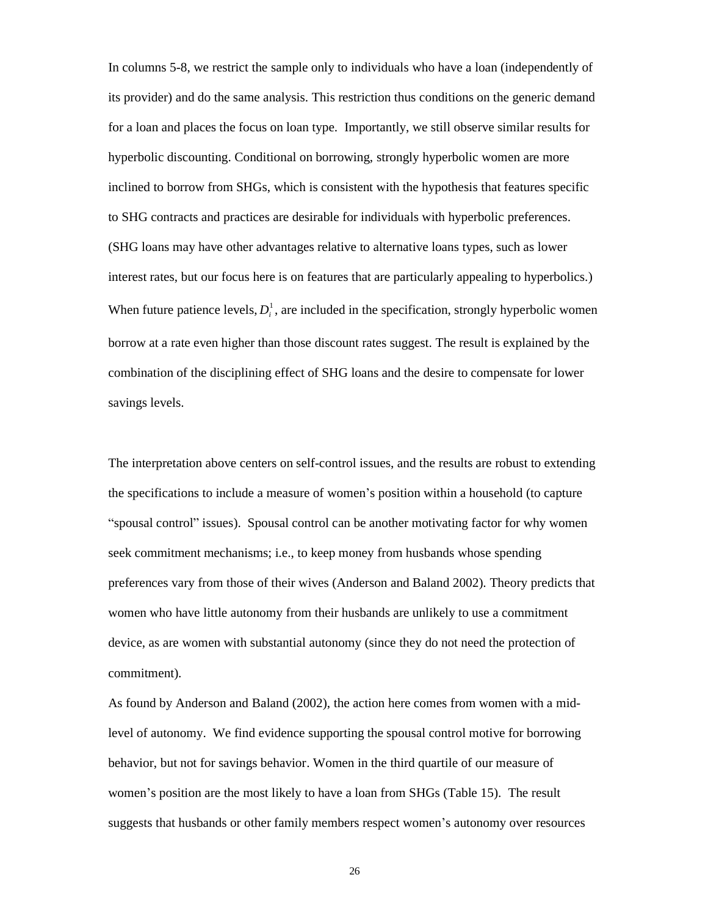In columns 5-8, we restrict the sample only to individuals who have a loan (independently of its provider) and do the same analysis. This restriction thus conditions on the generic demand for a loan and places the focus on loan type. Importantly, we still observe similar results for hyperbolic discounting. Conditional on borrowing, strongly hyperbolic women are more inclined to borrow from SHGs, which is consistent with the hypothesis that features specific to SHG contracts and practices are desirable for individuals with hyperbolic preferences. (SHG loans may have other advantages relative to alternative loans types, such as lower interest rates, but our focus here is on features that are particularly appealing to hyperbolics.) When future patience levels, $D_i^1$, are included in the specification, strongly hyperbolic women borrow at a rate even higher than those discount rates suggest. The result is explained by the combination of the disciplining effect of SHG loans and the desire to compensate for lower savings levels.

The interpretation above centers on self-control issues, and the results are robust to extending the specifications to include a measure of women's position within a household (to capture "spousal control" issues). Spousal control can be another motivating factor for why women seek commitment mechanisms; i.e., to keep money from husbands whose spending preferences vary from those of their wives (Anderson and Baland 2002). Theory predicts that women who have little autonomy from their husbands are unlikely to use a commitment device, as are women with substantial autonomy (since they do not need the protection of commitment).

As found by Anderson and Baland (2002), the action here comes from women with a mid-level of autonomy. We find evidence supporting the spousal control motive for borrowing behavior, but not for savings behavior. Women in the third quartile of our measure of women's position are the most likely to have a loan from SHGs (Table 15). The result suggests that husbands or other family members respect women's autonomy over resources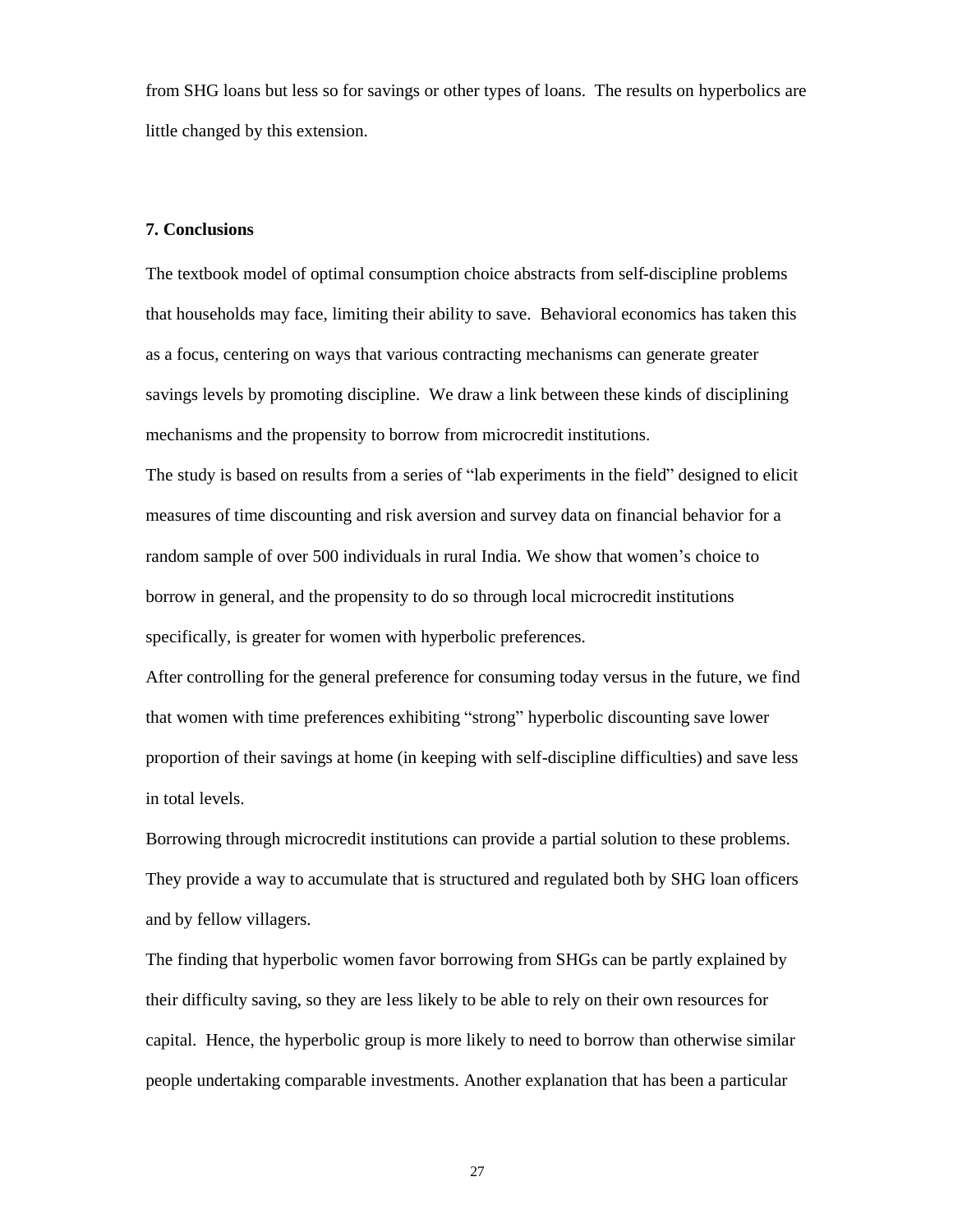from SHG loans but less so for savings or other types of loans. The results on hyperbolics are little changed by this extension.

## 7. Conclusions

The textbook model of optimal consumption choice abstracts from self-discipline problems that households may face, limiting their ability to save. Behavioral economics has taken this as a focus, centering on ways that various contracting mechanisms can generate greater savings levels by promoting discipline. We draw a link between these kinds of disciplining mechanisms and the propensity to borrow from microcredit institutions.

The study is based on results from a series of "lab experiments in the field" designed to elicit measures of time discounting and risk aversion and survey data on financial behavior for a random sample of over 500 individuals in rural India. We show that women's choice to borrow in general, and the propensity to do so through local microcredit institutions specifically, is greater for women with hyperbolic preferences.

After controlling for the general preference for consuming today versus in the future, we find that women with time preferences exhibiting "strong" hyperbolic discounting save lower proportion of their savings at home (in keeping with self-discipline difficulties) and save less in total levels.

Borrowing through microcredit institutions can provide a partial solution to these problems. They provide a way to accumulate that is structured and regulated both by SHG loan officers and by fellow villagers.

The finding that hyperbolic women favor borrowing from SHGs can be partly explained by their difficulty saving, so they are less likely to be able to rely on their own resources for capital. Hence, the hyperbolic group is more likely to need to borrow than otherwise similar people undertaking comparable investments. Another explanation that has been a particular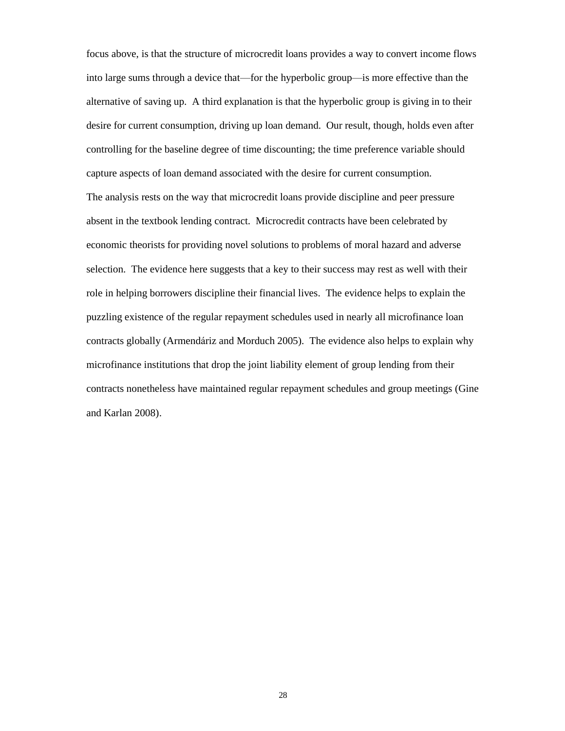focus above, is that the structure of microcredit loans provides a way to convert income flows into large sums through a device that—for the hyperbolic group—is more effective than the alternative of saving up. A third explanation is that the hyperbolic group is giving in to their desire for current consumption, driving up loan demand. Our result, though, holds even after controlling for the baseline degree of time discounting; the time preference variable should capture aspects of loan demand associated with the desire for current consumption.

The analysis rests on the way that microcredit loans provide discipline and peer pressure absent in the textbook lending contract. Microcredit contracts have been celebrated by economic theorists for providing novel solutions to problems of moral hazard and adverse selection. The evidence here suggests that a key to their success may rest as well with their role in helping borrowers discipline their financial lives. The evidence helps to explain the puzzling existence of the regular repayment schedules used in nearly all microfinance loan contracts globally (Armendáriz and Morduch 2005). The evidence also helps to explain why microfinance institutions that drop the joint liability element of group lending from their contracts nonetheless have maintained regular repayment schedules and group meetings (Gine and Karlan 2008).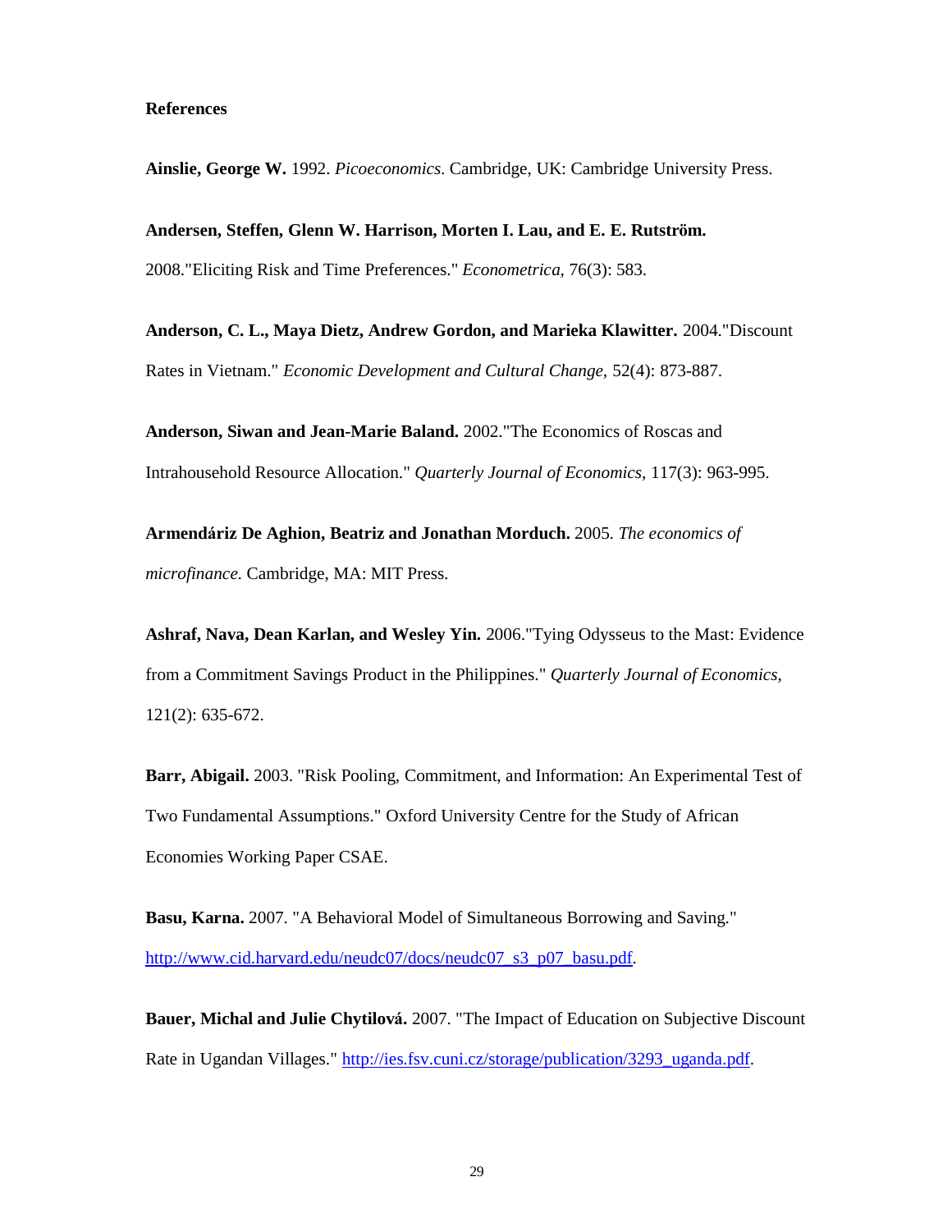## References

**Ainslie, George W.** 1992. *Picoeconomics.* Cambridge, UK: Cambridge University Press.

**Andersen, Steffen, Glenn W. Harrison, Morten I. Lau, and E. E. Rutström.** 2008."Eliciting Risk and Time Preferences." *Econometrica*, 76(3): 583.

**Anderson, C. L., Maya Dietz, Andrew Gordon, and Marieka Klawitter.** 2004."Discount Rates in Vietnam." *Economic Development and Cultural Change*, 52(4): 873-887.

**Anderson, Siwan and Jean-Marie Baland.** 2002."The Economics of Roscas and Intrahousehold Resource Allocation." *Quarterly Journal of Economics*, 117(3): 963-995.

**Armendáriz De Aghion, Beatriz and Jonathan Morduch.** 2005. *The economics of microfinance.* Cambridge, MA: MIT Press.

**Ashraf, Nava, Dean Karlan, and Wesley Yin.** 2006."Tying Odysseus to the Mast: Evidence from a Commitment Savings Product in the Philippines." *Quarterly Journal of Economics*, 121(2): 635-672.

**Barr, Abigail.** 2003. "Risk Pooling, Commitment, and Information: An Experimental Test of Two Fundamental Assumptions." Oxford University Centre for the Study of African Economies Working Paper CSAE.

**Basu, Karna.** 2007. "A Behavioral Model of Simultaneous Borrowing and Saving." http://www.cid.harvard.edu/neudc07/docs/neudc07_s3_p07_basu.pdf.

**Bauer, Michal and Julie Chytilová.** 2007. "The Impact of Education on Subjective Discount Rate in Ugandan Villages." http://ies.fsv.cuni.cz/storage/publication/3293_uganda.pdf.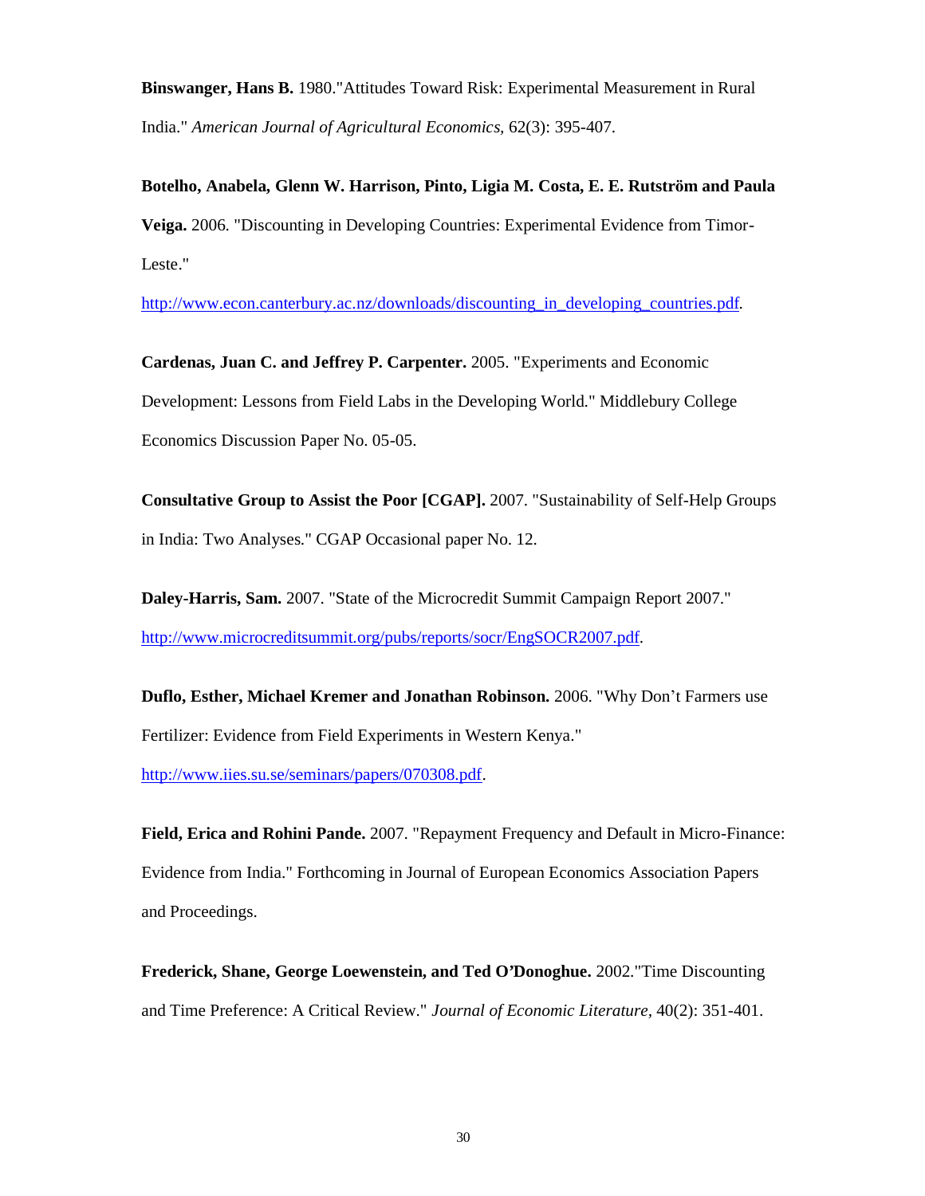**Binswanger, Hans B.** 1980."Attitudes Toward Risk: Experimental Measurement in Rural India." *American Journal of Agricultural Economics,* 62(3): 395-407.

**Botelho, Anabela, Glenn W. Harrison, Pinto, Ligia M. Costa, E. E. Rutström and Paula Veiga.** 2006. "Discounting in Developing Countries: Experimental Evidence from Timor-Leste." http://www.econ.canterbury.ac.nz/downloads/discounting_in_developing_countries.pdf.

**Cardenas, Juan C. and Jeffrey P. Carpenter.** 2005. "Experiments and Economic Development: Lessons from Field Labs in the Developing World." Middlebury College Economics Discussion Paper No. 05-05.

**Consultative Group to Assist the Poor [CGAP].** 2007. "Sustainability of Self-Help Groups in India: Two Analyses." CGAP Occasional paper No. 12.

**Daley-Harris, Sam.** 2007. "State of the Microcredit Summit Campaign Report 2007." http://www.microcreditsummit.org/pubs/reports/socr/EngSOCR2007.pdf.

**Duflo, Esther, Michael Kremer and Jonathan Robinson.** 2006. "Why Don't Farmers use Fertilizer: Evidence from Field Experiments in Western Kenya." http://www.iies.su.se/seminars/papers/070308.pdf.

**Field, Erica and Rohini Pande.** 2007. "Repayment Frequency and Default in Micro-Finance: Evidence from India." Forthcoming in Journal of European Economics Association Papers and Proceedings.

**Frederick, Shane, George Loewenstein, and Ted O'Donoghue.** 2002."Time Discounting and Time Preference: A Critical Review." *Journal of Economic Literature,* 40(2): 351-401.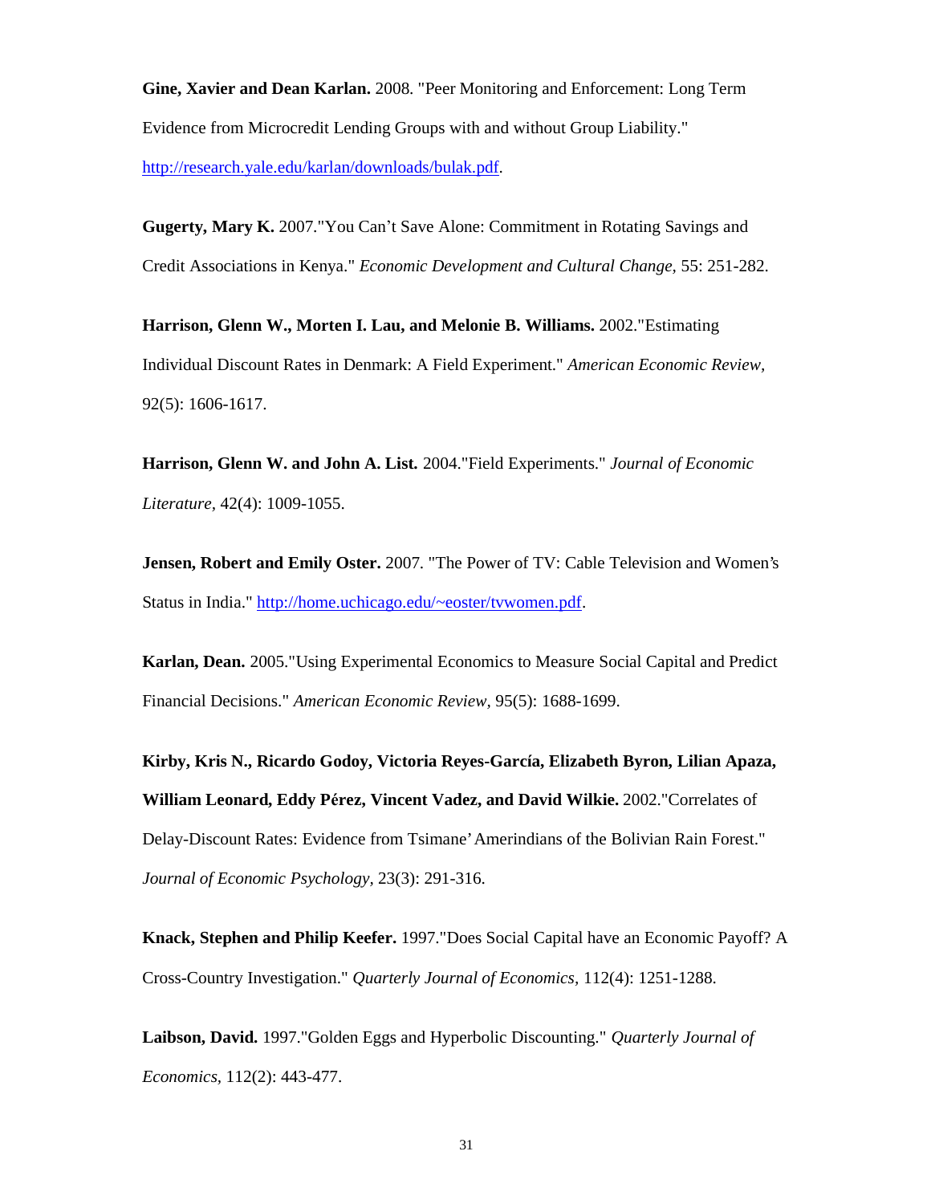**Gine, Xavier and Dean Karlan.** 2008. "Peer Monitoring and Enforcement: Long Term Evidence from Microcredit Lending Groups with and without Group Liability." http://research.yale.edu/karlan/downloads/bulak.pdf.

**Gugerty, Mary K.** 2007."You Can't Save Alone: Commitment in Rotating Savings and Credit Associations in Kenya." *Economic Development and Cultural Change,* 55: 251-282.

**Harrison, Glenn W., Morten I. Lau, and Melonie B. Williams.** 2002."Estimating Individual Discount Rates in Denmark: A Field Experiment." *American Economic Review,* 92(5): 1606-1617.

**Harrison, Glenn W. and John A. List.** 2004."Field Experiments." *Journal of Economic Literature,* 42(4): 1009-1055.

**Jensen, Robert and Emily Oster.** 2007. "The Power of TV: Cable Television and Women's Status in India." http://home.uchicago.edu/~eoster/tvwomen.pdf.

**Karlan, Dean.** 2005."Using Experimental Economics to Measure Social Capital and Predict Financial Decisions." *American Economic Review,* 95(5): 1688-1699.

**Kirby, Kris N., Ricardo Godoy, Victoria Reyes-García, Elizabeth Byron, Lilian Apaza, William Leonard, Eddy Pérez, Vincent Vadez, and David Wilkie.** 2002."Correlates of Delay-Discount Rates: Evidence from Tsimane' Amerindians of the Bolivian Rain Forest." *Journal of Economic Psychology,* 23(3): 291-316.

**Knack, Stephen and Philip Keefer.** 1997."Does Social Capital have an Economic Payoff? A Cross-Country Investigation." *Quarterly Journal of Economics,* 112(4): 1251-1288.

**Laibson, David.** 1997."Golden Eggs and Hyperbolic Discounting." *Quarterly Journal of Economics,* 112(2): 443-477.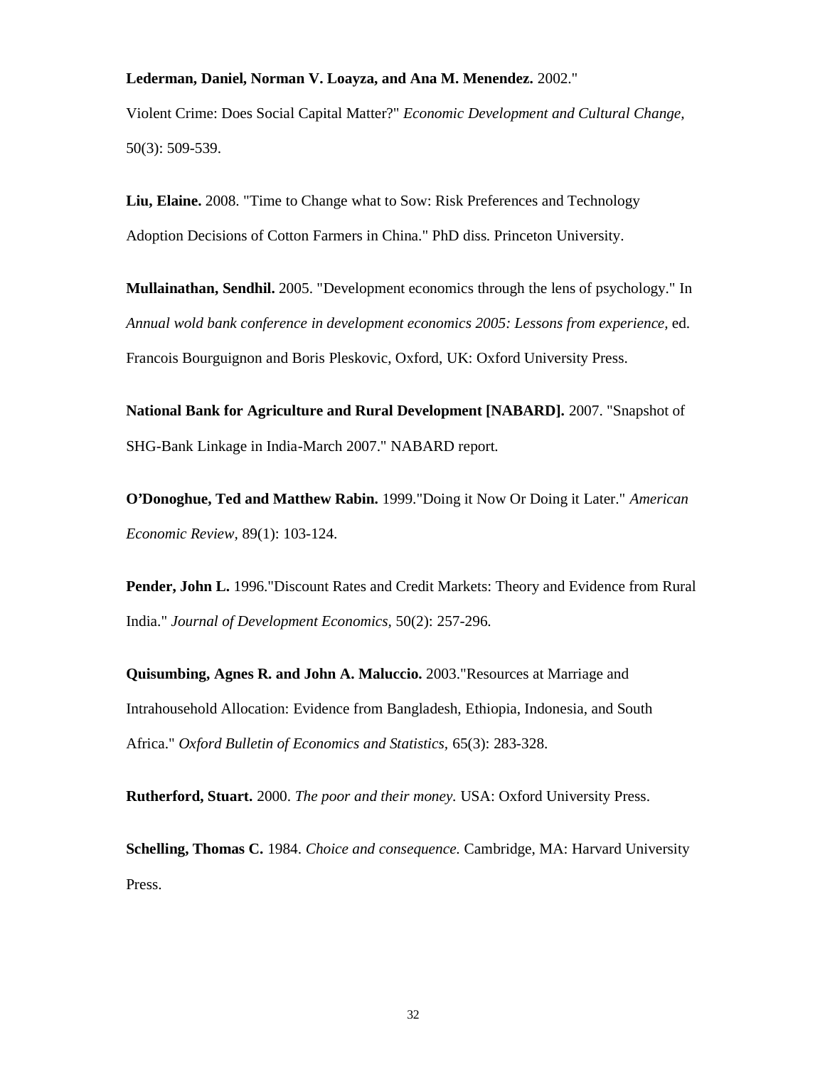**Lederman, Daniel, Norman V. Loayza, and Ana M. Menendez.** 2002." Violent Crime: Does Social Capital Matter?" *Economic Development and Cultural Change*, 50(3): 509-539.

**Liu, Elaine.** 2008. "Time to Change what to Sow: Risk Preferences and Technology Adoption Decisions of Cotton Farmers in China." PhD diss. Princeton University.

**Mullainathan, Sendhil.** 2005. "Development economics through the lens of psychology." In *Annual wold bank conference in development economics 2005: Lessons from experience,* ed. Francois Bourguignon and Boris Pleskovic, Oxford, UK: Oxford University Press.

**National Bank for Agriculture and Rural Development [NABARD].** 2007. "Snapshot of SHG-Bank Linkage in India-March 2007." NABARD report.

**O'Donoghue, Ted and Matthew Rabin.** 1999."Doing it Now Or Doing it Later." *American Economic Review*, 89(1): 103-124.

**Pender, John L.** 1996."Discount Rates and Credit Markets: Theory and Evidence from Rural India." *Journal of Development Economics*, 50(2): 257-296.

**Quisumbing, Agnes R. and John A. Maluccio.** 2003."Resources at Marriage and Intrahousehold Allocation: Evidence from Bangladesh, Ethiopia, Indonesia, and South Africa." *Oxford Bulletin of Economics and Statistics*, 65(3): 283-328.

**Rutherford, Stuart.** 2000. *The poor and their money.* USA: Oxford University Press.

**Schelling, Thomas C.** 1984. *Choice and consequence.* Cambridge, MA: Harvard University Press.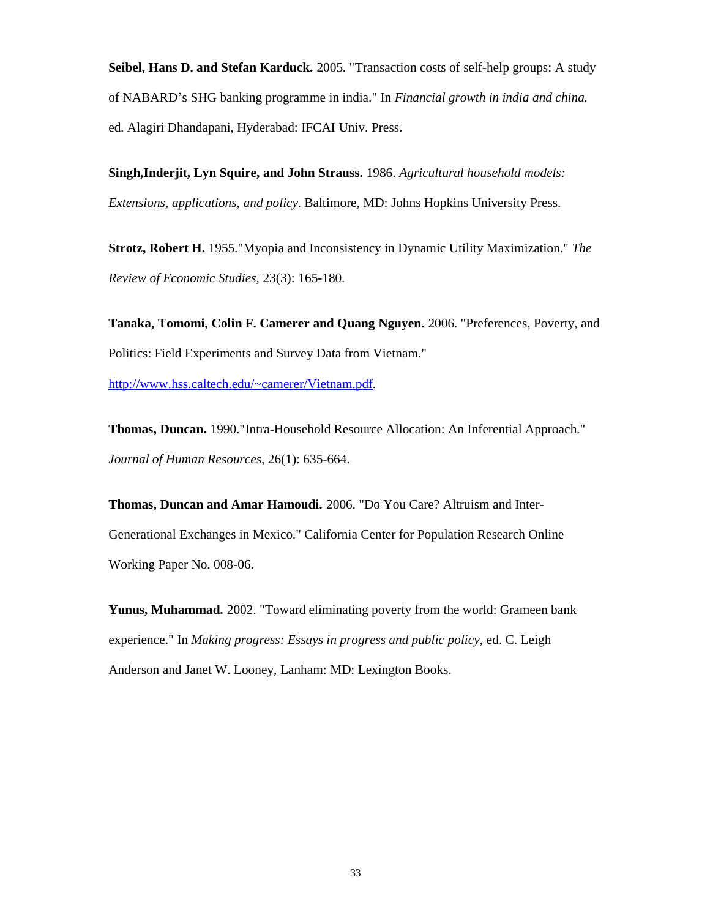**Seibel, Hans D. and Stefan Karduck.** 2005. "Transaction costs of self-help groups: A study of NABARD's SHG banking programme in india." In *Financial growth in india and china.* ed. Alagiri Dhandapani, Hyderabad: IFCAI Univ. Press.

**Singh,Inderjit, Lyn Squire, and John Strauss.** 1986. *Agricultural household models: Extensions, applications, and policy.* Baltimore, MD: Johns Hopkins University Press.

**Strotz, Robert H.** 1955."Myopia and Inconsistency in Dynamic Utility Maximization." *The Review of Economic Studies*, 23(3): 165-180.

**Tanaka, Tomomi, Colin F. Camerer and Quang Nguyen.** 2006. "Preferences, Poverty, and Politics: Field Experiments and Survey Data from Vietnam." http://www.hss.caltech.edu/~camerer/Vietnam.pdf.

**Thomas, Duncan.** 1990."Intra-Household Resource Allocation: An Inferential Approach." *Journal of Human Resources*, 26(1): 635-664.

**Thomas, Duncan and Amar Hamoudi.** 2006. "Do You Care? Altruism and Inter-Generational Exchanges in Mexico." California Center for Population Research Online Working Paper No. 008-06.

**Yunus, Muhammad.** 2002. "Toward eliminating poverty from the world: Grameen bank experience." In *Making progress: Essays in progress and public policy*, ed. C. Leigh Anderson and Janet W. Looney, Lanham: MD: Lexington Books.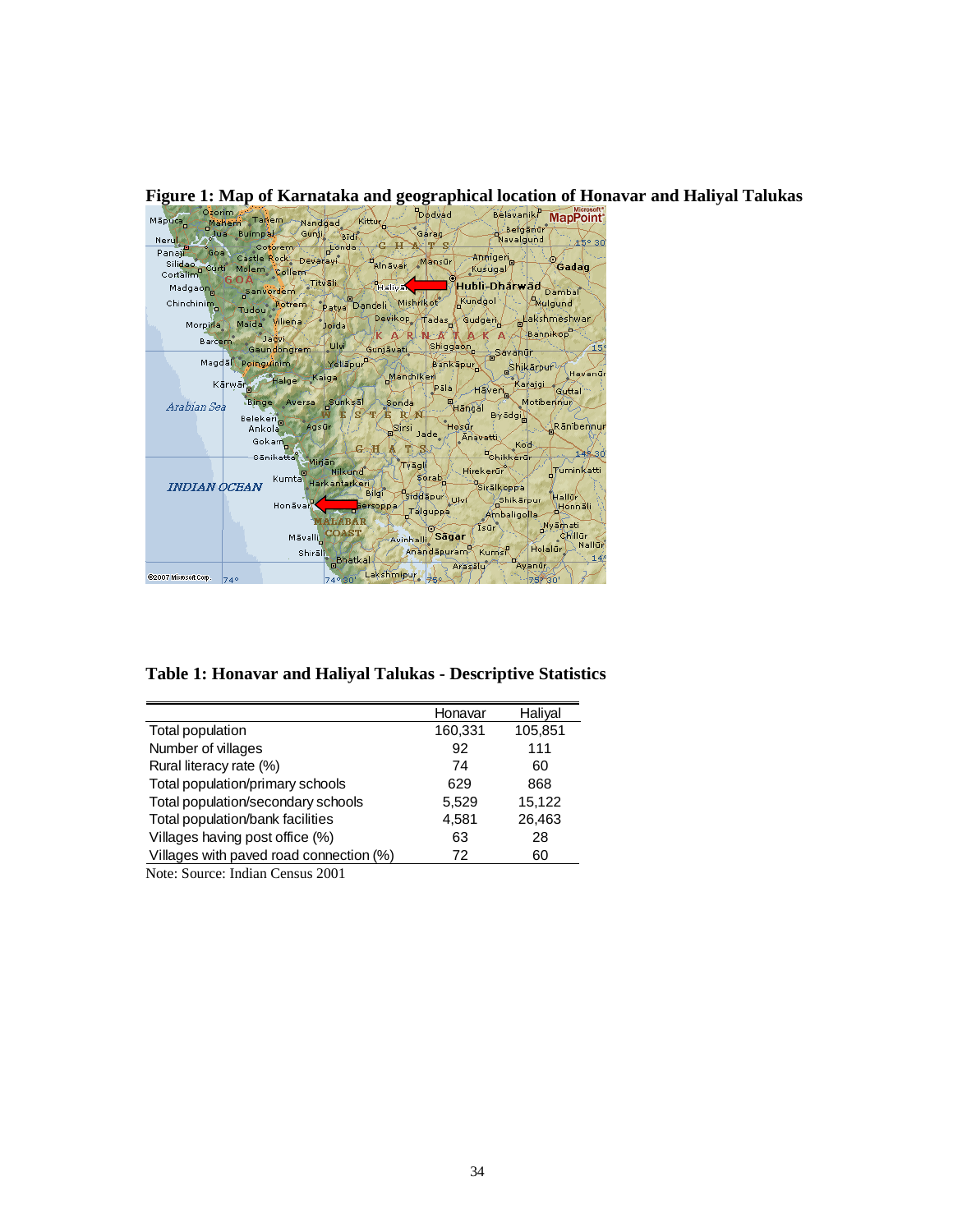**Figure 1: Map of Karnataka and geographical location of Honavar and Haliyal Talukas**

**Table 1: Honavar and Haliyal Talukas - Descriptive Statistics**

| | Honavar | Haliyal |
|---|---|---|
| Total population | 160,331 | 105,851 |
| Number of villages | 92 | 111 |
| Rural literacy rate (%) | 74 | 60 |
| Total population/primary schools | 629 | 868 |
| Total population/secondary schools | 5,529 | 15,122 |
| Total population/bank facilities | 4,581 | 26,463 |
| Villages having post office (%) | 63 | 28 |
| Villages with paved road connection (%) | 72 | 60 |

Note: Source: Indian Census 2001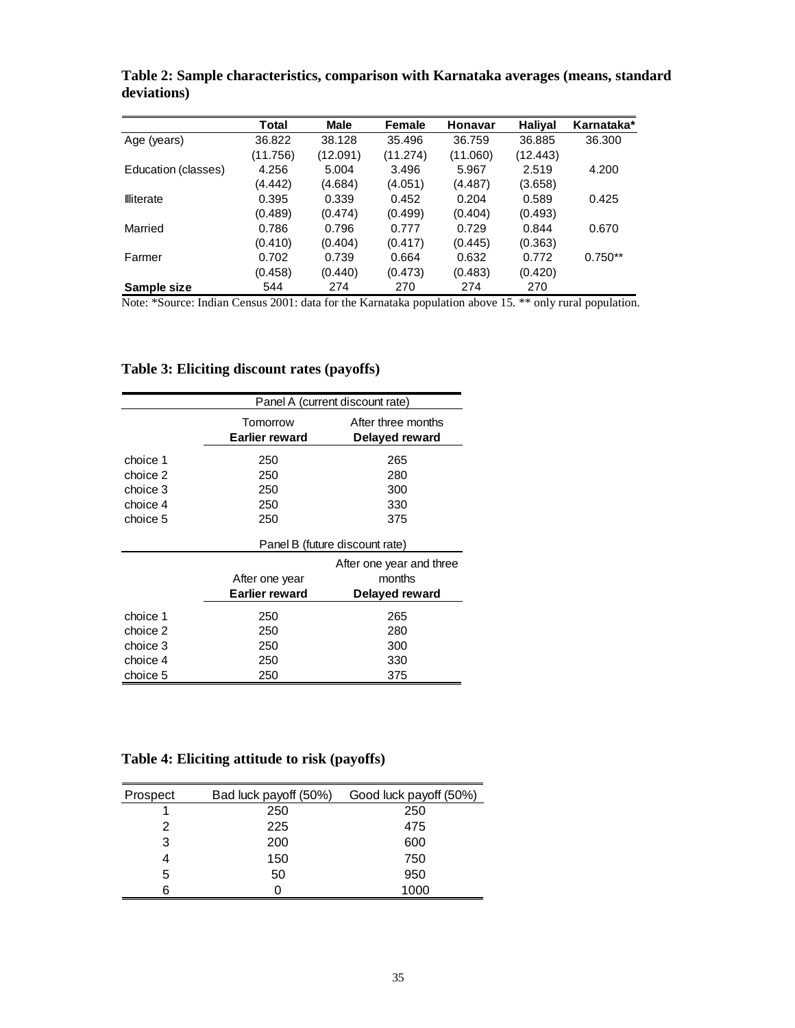**Table 2: Sample characteristics, comparison with Karnataka averages (means, standard deviations)**

| | Total | Male | Female | Honavar | Haliyal | Karnataka* |
|---|---|---|---|---|---|---|
| Age (years) | 36.822 | 38.128 | 35.496 | 36.759 | 36.885 | 36.300 |
| | (11.756) | (12.091) | (11.274) | (11.060) | (12.443) | |
| Education (classes) | 4.256 | 5.004 | 3.496 | 5.967 | 2.519 | 4.200 |
| | (4.442) | (4.684) | (4.051) | (4.487) | (3.658) | |
| Illiterate | 0.395 | 0.339 | 0.452 | 0.204 | 0.589 | 0.425 |
| | (0.489) | (0.474) | (0.499) | (0.404) | (0.493) | |
| Married | 0.786 | 0.796 | 0.777 | 0.729 | 0.844 | 0.670 |
| | (0.410) | (0.404) | (0.417) | (0.445) | (0.363) | |
| Farmer | 0.702 | 0.739 | 0.664 | 0.632 | 0.772 | 0.750** |
| | (0.458) | (0.440) | (0.473) | (0.483) | (0.420) | |
| **Sample size** | 544 | 274 | 270 | 274 | 270 | |

Note: *Source: Indian Census 2001: data for the Karnataka population above 15. ** only rural population.

**Table 3: Eliciting discount rates (payoffs)**

| | Panel A (current discount rate) | |
|---|---|---|
| | Tomorrow **Earlier reward** | After three months **Delayed reward** |
| choice 1 | 250 | 265 |
| choice 2 | 250 | 280 |
| choice 3 | 250 | 300 |
| choice 4 | 250 | 330 |
| choice 5 | 250 | 375 |
| | Panel B (future discount rate) | |
| | After one year **Earlier reward** | After one year and three months **Delayed reward** |
| choice 1 | 250 | 265 |
| choice 2 | 250 | 280 |
| choice 3 | 250 | 300 |
| choice 4 | 250 | 330 |
| choice 5 | 250 | 375 |

**Table 4: Eliciting attitude to risk (payoffs)**

| Prospect | Bad luck payoff (50%) | Good luck payoff (50%) |
|---|---|---|
| 1 | 250 | 250 |
| 2 | 225 | 475 |
| 3 | 200 | 600 |
| 4 | 150 | 750 |
| 5 | 50 | 950 |
| 6 | 0 | 1000 |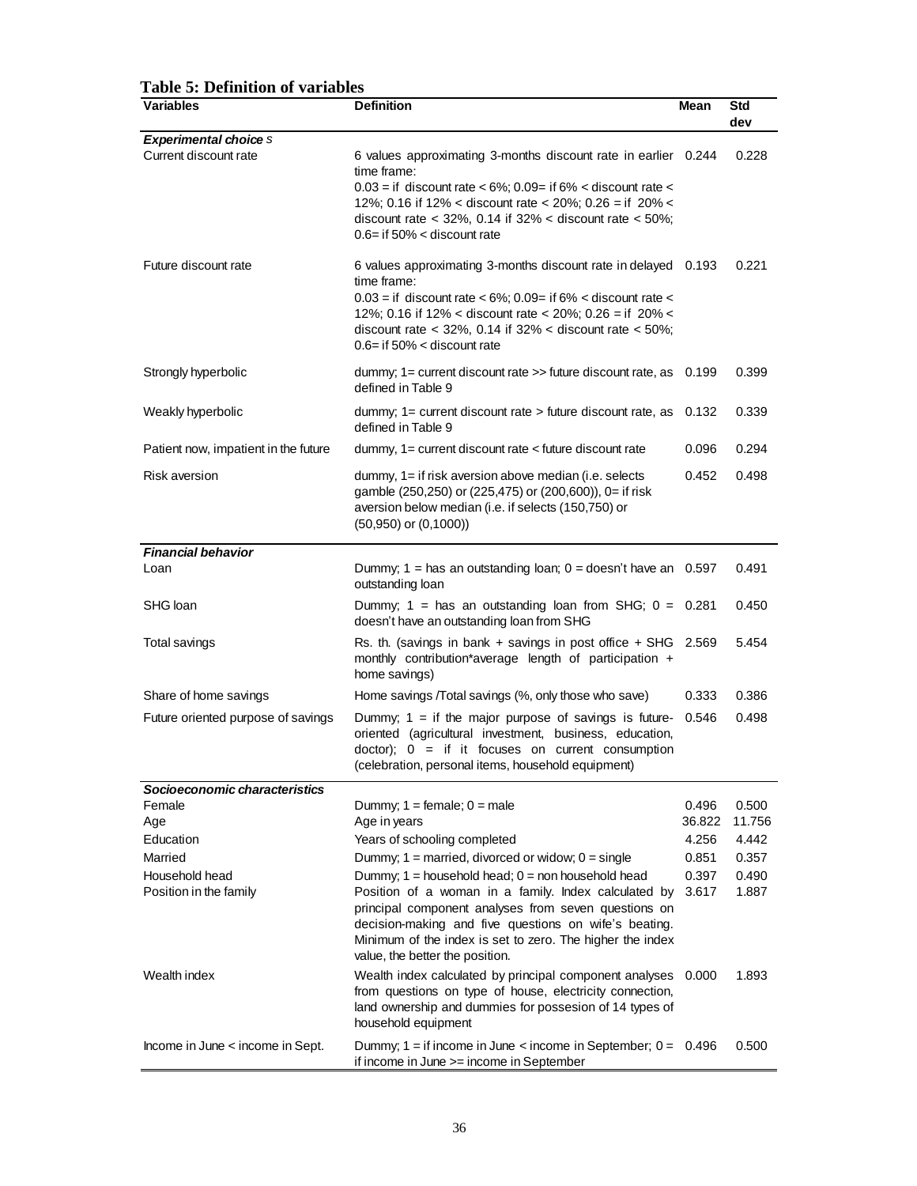**Table 5: Definition of variables**

| Variables | Definition | Mean | Std dev |
|---|---|---|---|
| ***Experimental choice s*** | | | |
| Current discount rate | 6 values approximating 3-months discount rate in earlier time frame: 0.03 = if discount rate < 6%; 0.09= if 6% < discount rate < 12%; 0.16 if 12% < discount rate < 20%; 0.26 = if 20% < discount rate < 32%, 0.14 if 32% < discount rate < 50%; 0.6= if 50% < discount rate | 0.244 | 0.228 |
| Future discount rate | 6 values approximating 3-months discount rate in delayed time frame: 0.03 = if discount rate < 6%; 0.09= if 6% < discount rate < 12%; 0.16 if 12% < discount rate < 20%; 0.26 = if 20% < discount rate < 32%, 0.14 if 32% < discount rate < 50%; 0.6= if 50% < discount rate | 0.193 | 0.221 |
| Strongly hyperbolic | dummy; 1= current discount rate >> future discount rate, as defined in Table 9 | 0.199 | 0.399 |
| Weakly hyperbolic | dummy; 1= current discount rate > future discount rate, as defined in Table 9 | 0.132 | 0.339 |
| Patient now, impatient in the future | dummy, 1= current discount rate < future discount rate | 0.096 | 0.294 |
| Risk aversion | dummy, 1= if risk aversion above median (i.e. selects gamble (250,250) or (225,475) or (200,600)), 0= if risk aversion below median (i.e. if selects (150,750) or (50,950) or (0,1000)) | 0.452 | 0.498 |
| ***Financial behavior*** | | | |
| Loan | Dummy; 1 = has an outstanding loan; 0 = doesn't have an outstanding loan | 0.597 | 0.491 |
| SHG loan | Dummy; 1 = has an outstanding loan from SHG; 0 = doesn't have an outstanding loan from SHG | 0.281 | 0.450 |
| Total savings | Rs. th. (savings in bank + savings in post office + SHG monthly contribution*average length of participation + home savings) | 2.569 | 5.454 |
| Share of home savings | Home savings /Total savings (%, only those who save) | 0.333 | 0.386 |
| Future oriented purpose of savings | Dummy; 1 = if the major purpose of savings is future-oriented (agricultural investment, business, education, doctor); 0 = if it focuses on current consumption (celebration, personal items, household equipment) | 0.546 | 0.498 |
| ***Socioeconomic characteristics*** | | | |
| Female | Dummy; 1 = female; 0 = male | 0.496 | 0.500 |
| Age | Age in years | 36.822 | 11.756 |
| Education | Years of schooling completed | 4.256 | 4.442 |
| Married | Dummy; 1 = married, divorced or widow; 0 = single | 0.851 | 0.357 |
| Household head | Dummy; 1 = household head; 0 = non household head | 0.397 | 0.490 |
| Position in the family | Position of a woman in a family. Index calculated by principal component analyses from seven questions on decision-making and five questions on wife's beating. Minimum of the index is set to zero. The higher the index value, the better the position. | 3.617 | 1.887 |
| Wealth index | Wealth index calculated by principal component analyses from questions on type of house, electricity connection, land ownership and dummies for possesion of 14 types of household equipment | 0.000 | 1.893 |
| Income in June < income in Sept. | Dummy; 1 = if income in June < income in September; 0 = if income in June >= income in September | 0.496 | 0.500 |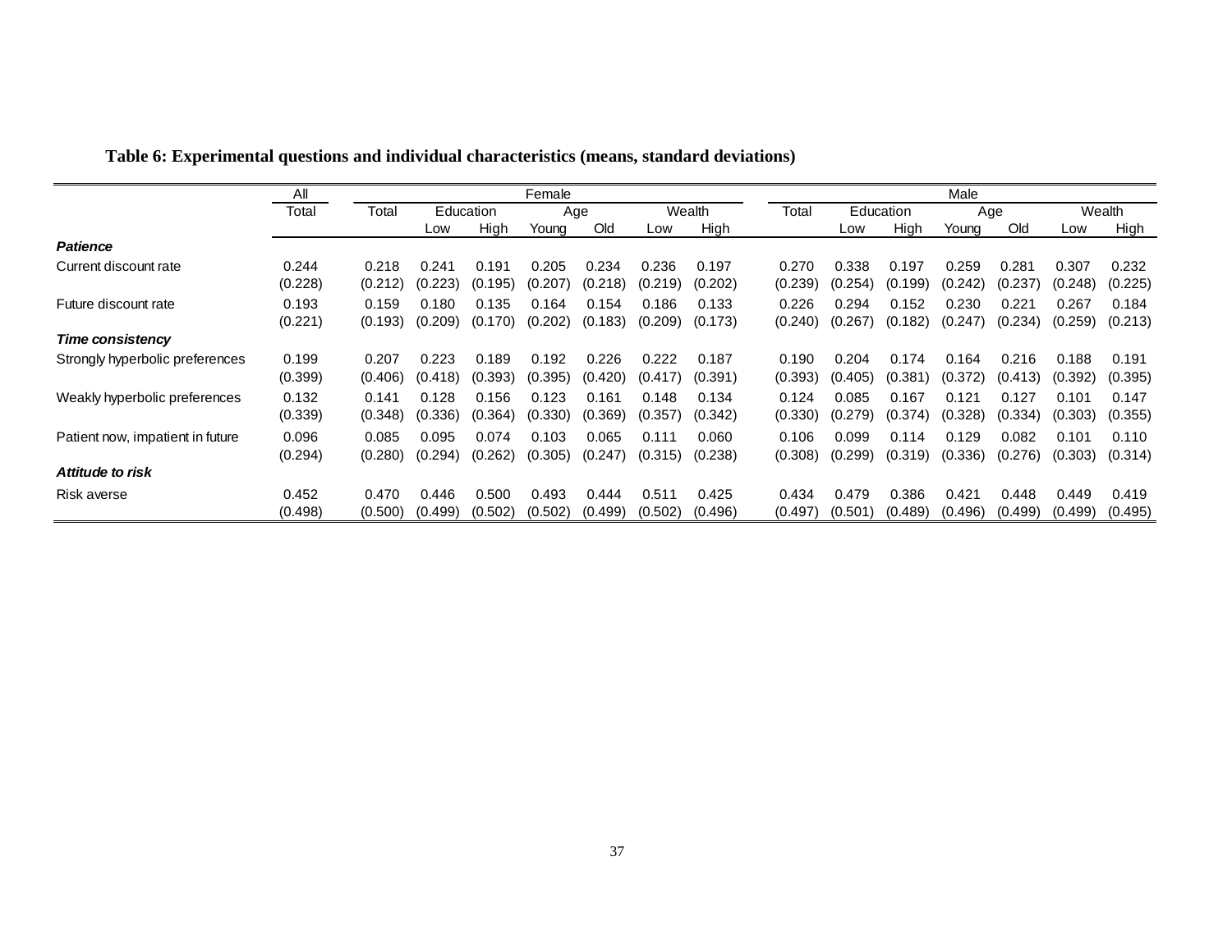**Table 6: Experimental questions and individual characteristics (means, standard deviations)**

| | All | Female | | | | | | | Male | | | | | | |
|---|---|---|---|---|---|---|---|---|---|---|---|---|---|---|---|
| | Total | Total | Education | | Age | | Wealth | | Total | Education | | Age | | Wealth | |
| | | | Low | High | Young | Old | Low | High | | Low | High | Young | Old | Low | High |
| ***Patience*** | | | | | | | | | | | | | | | |
| Current discount rate | 0.244 | 0.218 | 0.241 | 0.191 | 0.205 | 0.234 | 0.236 | 0.197 | 0.270 | 0.338 | 0.197 | 0.259 | 0.281 | 0.307 | 0.232 |
| | (0.228) | (0.212) | (0.223) | (0.195) | (0.207) | (0.218) | (0.219) | (0.202) | (0.239) | (0.254) | (0.199) | (0.242) | (0.237) | (0.248) | (0.225) |
| Future discount rate | 0.193 | 0.159 | 0.180 | 0.135 | 0.164 | 0.154 | 0.186 | 0.133 | 0.226 | 0.294 | 0.152 | 0.230 | 0.221 | 0.267 | 0.184 |
| | (0.221) | (0.193) | (0.209) | (0.170) | (0.202) | (0.183) | (0.209) | (0.173) | (0.240) | (0.267) | (0.182) | (0.247) | (0.234) | (0.259) | (0.213) |
| ***Time consistency*** | | | | | | | | | | | | | | | |
| Strongly hyperbolic preferences | 0.199 | 0.207 | 0.223 | 0.189 | 0.192 | 0.226 | 0.222 | 0.187 | 0.190 | 0.204 | 0.174 | 0.164 | 0.216 | 0.188 | 0.191 |
| | (0.399) | (0.406) | (0.418) | (0.393) | (0.395) | (0.420) | (0.417) | (0.391) | (0.393) | (0.405) | (0.381) | (0.372) | (0.413) | (0.392) | (0.395) |
| Weakly hyperbolic preferences | 0.132 | 0.141 | 0.128 | 0.156 | 0.123 | 0.161 | 0.148 | 0.134 | 0.124 | 0.085 | 0.167 | 0.121 | 0.127 | 0.101 | 0.147 |
| | (0.339) | (0.348) | (0.336) | (0.364) | (0.330) | (0.369) | (0.357) | (0.342) | (0.330) | (0.279) | (0.374) | (0.328) | (0.334) | (0.303) | (0.355) |
| Patient now, impatient in future | 0.096 | 0.085 | 0.095 | 0.074 | 0.103 | 0.065 | 0.111 | 0.060 | 0.106 | 0.099 | 0.114 | 0.129 | 0.082 | 0.101 | 0.110 |
| | (0.294) | (0.280) | (0.294) | (0.262) | (0.305) | (0.247) | (0.315) | (0.238) | (0.308) | (0.299) | (0.319) | (0.336) | (0.276) | (0.303) | (0.314) |
| ***Attitude to risk*** | | | | | | | | | | | | | | | |
| Risk averse | 0.452 | 0.470 | 0.446 | 0.500 | 0.493 | 0.444 | 0.511 | 0.425 | 0.434 | 0.479 | 0.386 | 0.421 | 0.448 | 0.449 | 0.419 |
| | (0.498) | (0.500) | (0.499) | (0.502) | (0.502) | (0.499) | (0.502) | (0.496) | (0.497) | (0.501) | (0.489) | (0.496) | (0.499) | (0.499) | (0.495) |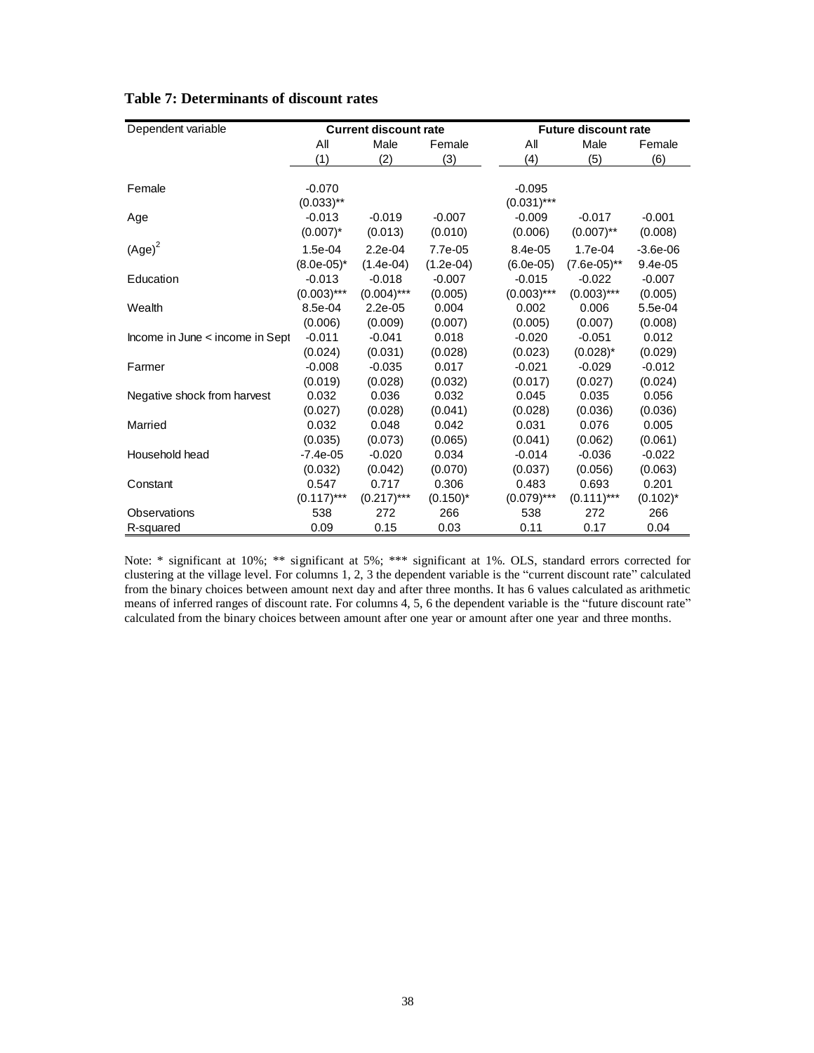**Table 7: Determinants of discount rates**

| Dependent variable | Current discount rate | | | Future discount rate | | |
|---|---|---|---|---|---|---|
| | All | Male | Female | All | Male | Female |
| | (1) | (2) | (3) | (4) | (5) | (6) |
| Female | -0.070 | | | -0.095 | | |
| | (0.033)** | | | (0.031)*** | | |
| Age | -0.013 | -0.019 | -0.007 | -0.009 | -0.017 | -0.001 |
| | (0.007)* | (0.013) | (0.010) | (0.006) | (0.007)** | (0.008) |
| $(\text{Age})^2$ | 1.5e-04 | 2.2e-04 | 7.7e-05 | 8.4e-05 | 1.7e-04 | -3.6e-06 |
| | (8.0e-05)* | (1.4e-04) | (1.2e-04) | (6.0e-05) | (7.6e-05)** | 9.4e-05 |
| Education | -0.013 | -0.018 | -0.007 | -0.015 | -0.022 | -0.007 |
| | (0.003)*** | (0.004)*** | (0.005) | (0.003)*** | (0.003)*** | (0.005) |
| Wealth | 8.5e-04 | 2.2e-05 | 0.004 | 0.002 | 0.006 | 5.5e-04 |
| | (0.006) | (0.009) | (0.007) | (0.005) | (0.007) | (0.008) |
| Income in June < income in Sept | -0.011 | -0.041 | 0.018 | -0.020 | -0.051 | 0.012 |
| | (0.024) | (0.031) | (0.028) | (0.023) | (0.028)* | (0.029) |
| Farmer | -0.008 | -0.035 | 0.017 | -0.021 | -0.029 | -0.012 |
| | (0.019) | (0.028) | (0.032) | (0.017) | (0.027) | (0.024) |
| Negative shock from harvest | 0.032 | 0.036 | 0.032 | 0.045 | 0.035 | 0.056 |
| | (0.027) | (0.028) | (0.041) | (0.028) | (0.036) | (0.036) |
| Married | 0.032 | 0.048 | 0.042 | 0.031 | 0.076 | 0.005 |
| | (0.035) | (0.073) | (0.065) | (0.041) | (0.062) | (0.061) |
| Household head | -7.4e-05 | -0.020 | 0.034 | -0.014 | -0.036 | -0.022 |
| | (0.032) | (0.042) | (0.070) | (0.037) | (0.056) | (0.063) |
| Constant | 0.547 | 0.717 | 0.306 | 0.483 | 0.693 | 0.201 |
| | (0.117)*** | (0.217)*** | (0.150)* | (0.079)*** | (0.111)*** | (0.102)* |
| Observations | 538 | 272 | 266 | 538 | 272 | 266 |
| R-squared | 0.09 | 0.15 | 0.03 | 0.11 | 0.17 | 0.04 |

Note: * significant at 10%; ** significant at 5%; *** significant at 1%. OLS, standard errors corrected for clustering at the village level. For columns 1, 2, 3 the dependent variable is the "current discount rate" calculated from the binary choices between amount next day and after three months. It has 6 values calculated as arithmetic means of inferred ranges of discount rate. For columns 4, 5, 6 the dependent variable is the "future discount rate" calculated from the binary choices between amount after one year or amount after one year and three months.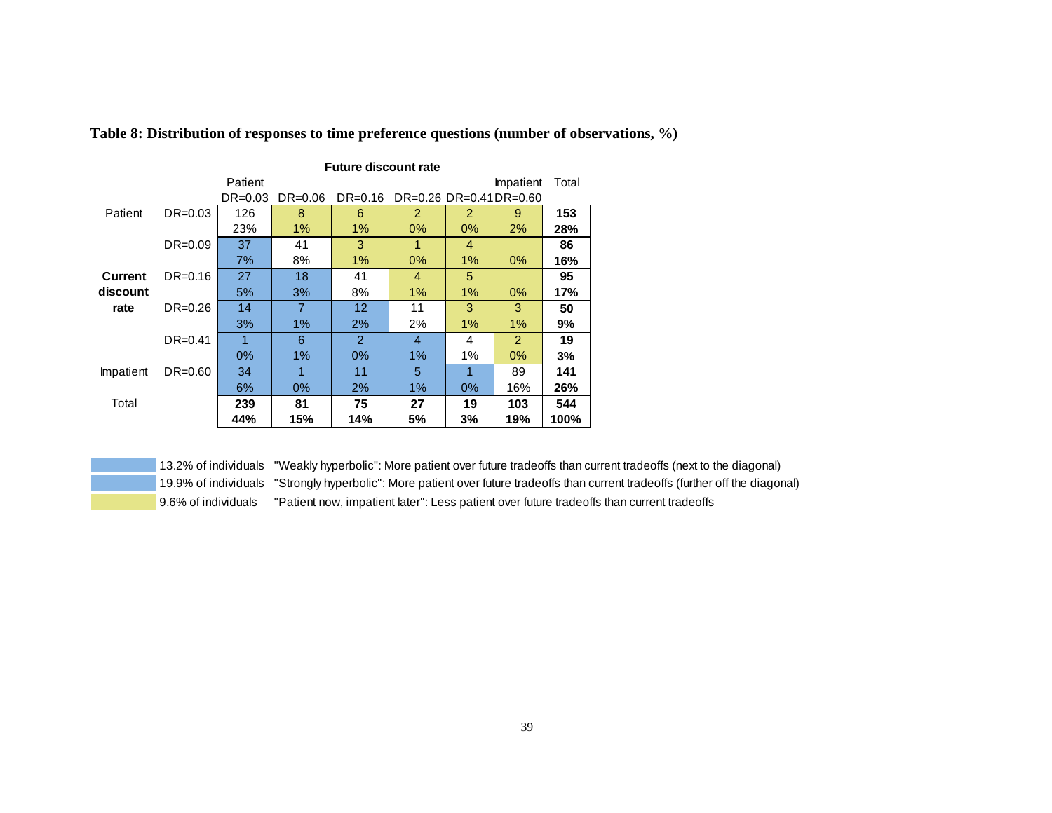# Table 8: Distribution of responses to time preference questions (number of observations, %)

| | | Future discount rate | | | | | | |
|---|---|---|---|---|---|---|---|---|
| | | Patient | | | | | Impatient | Total |
| | | DR=0.03 | DR=0.06 | DR=0.16 | DR=0.26 | DR=0.41 | DR=0.60 | |
| Patient | DR=0.03 | 126 | 8 | 6 | 2 | 2 | 9 | **153** |
| | | 23% | 1% | 1% | 0% | 0% | 2% | **28%** |
| | DR=0.09 | 37 | 41 | 3 | 1 | 4 | | **86** |
| | | 7% | 8% | 1% | 0% | 1% | 0% | **16%** |
| **Current discount rate** | DR=0.16 | 27 | 18 | 41 | 4 | 5 | | **95** |
| | | 5% | 3% | 8% | 1% | 1% | 0% | **17%** |
| | DR=0.26 | 14 | 7 | 12 | 11 | 3 | 3 | **50** |
| | | 3% | 1% | 2% | 2% | 1% | 1% | **9%** |
| | DR=0.41 | 1 | 6 | 2 | 4 | 4 | 2 | **19** |
| | | 0% | 1% | 0% | 1% | 1% | 0% | **3%** |
| Impatient | DR=0.60 | 34 | 1 | 11 | 5 | 1 | 89 | **141** |
| | | 6% | 0% | 2% | 1% | 0% | 16% | **26%** |
| Total | | **239** | **81** | **75** | **27** | **19** | **103** | **544** |
| | | **44%** | **15%** | **14%** | **5%** | **3%** | **19%** | **100%** |

13.2% of individuals "Weakly hyperbolic": More patient over future tradeoffs than current tradeoffs (next to the diagonal)

19.9% of individuals "Strongly hyperbolic": More patient over future tradeoffs than current tradeoffs (further off the diagonal)

9.6% of individuals "Patient now, impatient later": Less patient over future tradeoffs than current tradeoffs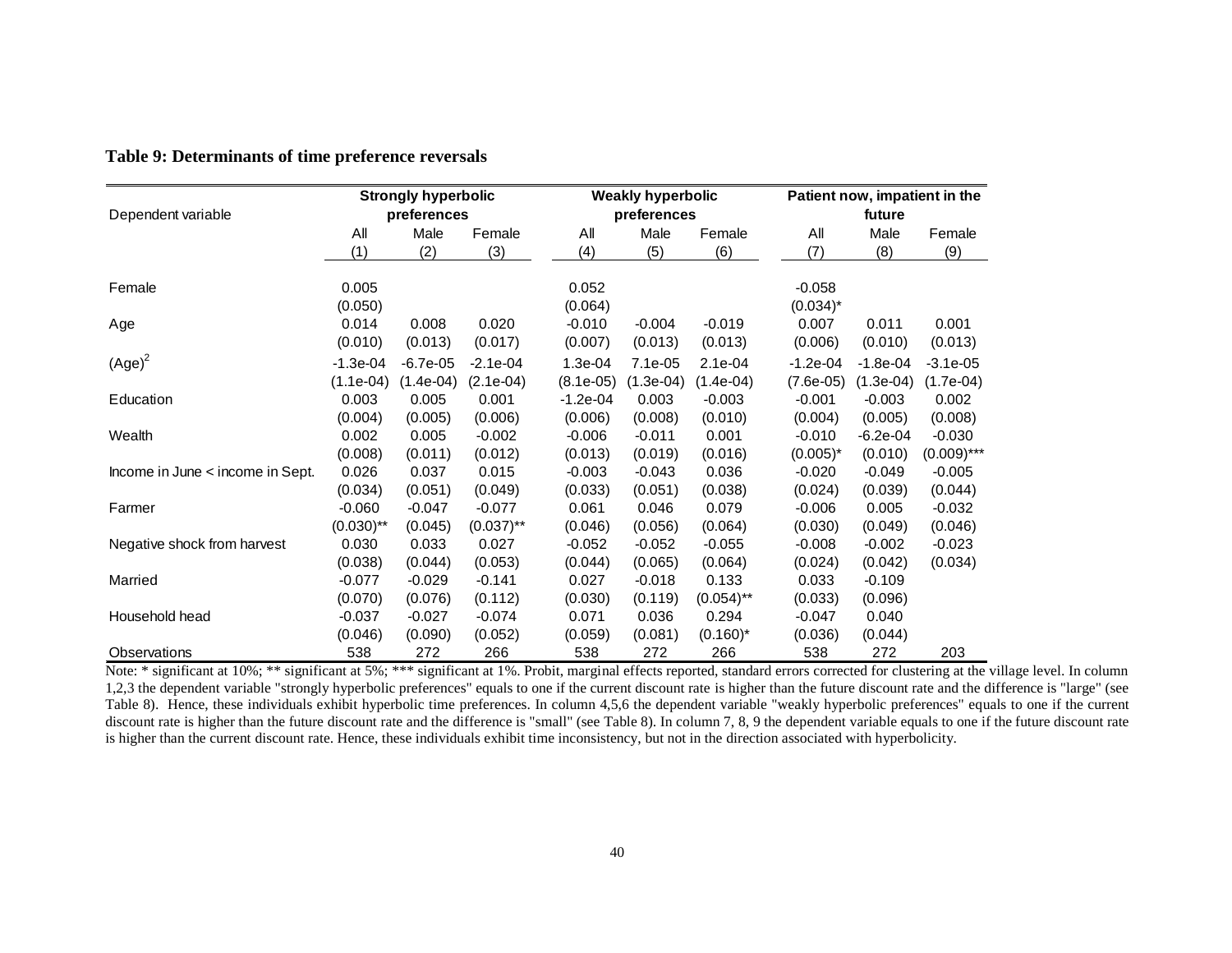**Table 9: Determinants of time preference reversals**

| Dependent variable | Strongly hyperbolic preferences | | | Weakly hyperbolic preferences | | | Patient now, impatient in the future | | |
|---|---|---|---|---|---|---|---|---|---|
| | All | Male | Female | All | Male | Female | All | Male | Female |
| | (1) | (2) | (3) | (4) | (5) | (6) | (7) | (8) | (9) |
| Female | 0.005 | | | 0.052 | | | -0.058 | | |
| | (0.050) | | | (0.064) | | | (0.034)* | | |
| Age | 0.014 | 0.008 | 0.020 | -0.010 | -0.004 | -0.019 | 0.007 | 0.011 | 0.001 |
| | (0.010) | (0.013) | (0.017) | (0.007) | (0.013) | (0.013) | (0.006) | (0.010) | (0.013) |
| $(Age)^2$ | -1.3e-04 | -6.7e-05 | -2.1e-04 | 1.3e-04 | 7.1e-05 | 2.1e-04 | -1.2e-04 | -1.8e-04 | -3.1e-05 |
| | (1.1e-04) | (1.4e-04) | (2.1e-04) | (8.1e-05) | (1.3e-04) | (1.4e-04) | (7.6e-05) | (1.3e-04) | (1.7e-04) |
| Education | 0.003 | 0.005 | 0.001 | -1.2e-04 | 0.003 | -0.003 | -0.001 | -0.003 | 0.002 |
| | (0.004) | (0.005) | (0.006) | (0.006) | (0.008) | (0.010) | (0.004) | (0.005) | (0.008) |
| Wealth | 0.002 | 0.005 | -0.002 | -0.006 | -0.011 | 0.001 | -0.010 | -6.2e-04 | -0.030 |
| | (0.008) | (0.011) | (0.012) | (0.013) | (0.019) | (0.016) | (0.005)* | (0.010) | (0.009)*** |
| Income in June < income in Sept. | 0.026 | 0.037 | 0.015 | -0.003 | -0.043 | 0.036 | -0.020 | -0.049 | -0.005 |
| | (0.034) | (0.051) | (0.049) | (0.033) | (0.051) | (0.038) | (0.024) | (0.039) | (0.044) |
| Farmer | -0.060 | -0.047 | -0.077 | 0.061 | 0.046 | 0.079 | -0.006 | 0.005 | -0.032 |
| | (0.030)** | (0.045) | (0.037)** | (0.046) | (0.056) | (0.064) | (0.030) | (0.049) | (0.046) |
| Negative shock from harvest | 0.030 | 0.033 | 0.027 | -0.052 | -0.052 | -0.055 | -0.008 | -0.002 | -0.023 |
| | (0.038) | (0.044) | (0.053) | (0.044) | (0.065) | (0.064) | (0.024) | (0.042) | (0.034) |
| Married | -0.077 | -0.029 | -0.141 | 0.027 | -0.018 | 0.133 | 0.033 | -0.109 | |
| | (0.070) | (0.076) | (0.112) | (0.030) | (0.119) | (0.054)** | (0.033) | (0.096) | |
| Household head | -0.037 | -0.027 | -0.074 | 0.071 | 0.036 | 0.294 | -0.047 | 0.040 | |
| | (0.046) | (0.090) | (0.052) | (0.059) | (0.081) | (0.160)* | (0.036) | (0.044) | |
| Observations | 538 | 272 | 266 | 538 | 272 | 266 | 538 | 272 | 203 |

Note: * significant at 10%; ** significant at 5%; *** significant at 1%. Probit, marginal effects reported, standard errors corrected for clustering at the village level. In column 1,2,3 the dependent variable "strongly hyperbolic preferences" equals to one if the current discount rate is higher than the future discount rate and the difference is "large" (see Table 8). Hence, these individuals exhibit hyperbolic time preferences. In column 4,5,6 the dependent variable "weakly hyperbolic preferences" equals to one if the current discount rate is higher than the future discount rate and the difference is "small" (see Table 8). In column 7, 8, 9 the dependent variable equals to one if the future discount rate is higher than the current discount rate. Hence, these individuals exhibit time inconsistency, but not in the direction associated with hyperbolicity.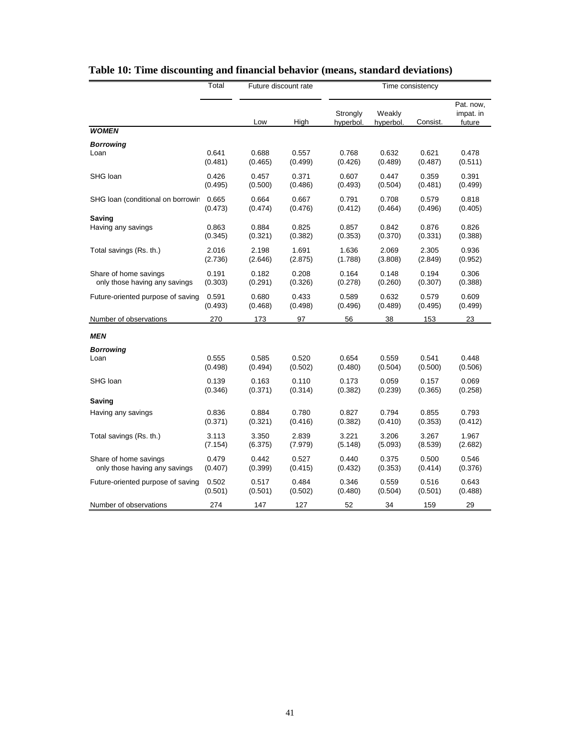# Table 10: Time discounting and financial behavior (means, standard deviations)

| | Total | Future discount rate | | Time consistency | | | |
|---|---|---|---|---|---|---|---|
| | | Low | High | Strongly hyperbol. | Weakly hyperbol. | Consist. | Pat. now, impat. in future |
| ***WOMEN*** | | | | | | | |
| ***Borrowing*** | | | | | | | |
| Loan | 0.641 | 0.688 | 0.557 | 0.768 | 0.632 | 0.621 | 0.478 |
| | (0.481) | (0.465) | (0.499) | (0.426) | (0.489) | (0.487) | (0.511) |
| SHG loan | 0.426 | 0.457 | 0.371 | 0.607 | 0.447 | 0.359 | 0.391 |
| | (0.495) | (0.500) | (0.486) | (0.493) | (0.504) | (0.481) | (0.499) |
| SHG loan (conditional on borrowin | 0.665 | 0.664 | 0.667 | 0.791 | 0.708 | 0.579 | 0.818 |
| | (0.473) | (0.474) | (0.476) | (0.412) | (0.464) | (0.496) | (0.405) |
| **Saving** | | | | | | | |
| Having any savings | 0.863 | 0.884 | 0.825 | 0.857 | 0.842 | 0.876 | 0.826 |
| | (0.345) | (0.321) | (0.382) | (0.353) | (0.370) | (0.331) | (0.388) |
| Total savings (Rs. th.) | 2.016 | 2.198 | 1.691 | 1.636 | 2.069 | 2.305 | 0.936 |
| | (2.736) | (2.646) | (2.875) | (1.788) | (3.808) | (2.849) | (0.952) |
| Share of home savings | 0.191 | 0.182 | 0.208 | 0.164 | 0.148 | 0.194 | 0.306 |
| only those having any savings | (0.303) | (0.291) | (0.326) | (0.278) | (0.260) | (0.307) | (0.388) |
| Future-oriented purpose of saving | 0.591 | 0.680 | 0.433 | 0.589 | 0.632 | 0.579 | 0.609 |
| | (0.493) | (0.468) | (0.498) | (0.496) | (0.489) | (0.495) | (0.499) |
| Number of observations | 270 | 173 | 97 | 56 | 38 | 153 | 23 |
| ***MEN*** | | | | | | | |
| ***Borrowing*** | | | | | | | |
| Loan | 0.555 | 0.585 | 0.520 | 0.654 | 0.559 | 0.541 | 0.448 |
| | (0.498) | (0.494) | (0.502) | (0.480) | (0.504) | (0.500) | (0.506) |
| SHG loan | 0.139 | 0.163 | 0.110 | 0.173 | 0.059 | 0.157 | 0.069 |
| | (0.346) | (0.371) | (0.314) | (0.382) | (0.239) | (0.365) | (0.258) |
| **Saving** | | | | | | | |
| Having any savings | 0.836 | 0.884 | 0.780 | 0.827 | 0.794 | 0.855 | 0.793 |
| | (0.371) | (0.321) | (0.416) | (0.382) | (0.410) | (0.353) | (0.412) |
| Total savings (Rs. th.) | 3.113 | 3.350 | 2.839 | 3.221 | 3.206 | 3.267 | 1.967 |
| | (7.154) | (6.375) | (7.979) | (5.148) | (5.093) | (8.539) | (2.682) |
| Share of home savings | 0.479 | 0.442 | 0.527 | 0.440 | 0.375 | 0.500 | 0.546 |
| only those having any savings | (0.407) | (0.399) | (0.415) | (0.432) | (0.353) | (0.414) | (0.376) |
| Future-oriented purpose of saving | 0.502 | 0.517 | 0.484 | 0.346 | 0.559 | 0.516 | 0.643 |
| | (0.501) | (0.501) | (0.502) | (0.480) | (0.504) | (0.501) | (0.488) |
| Number of observations | 274 | 147 | 127 | 52 | 34 | 159 | 29 |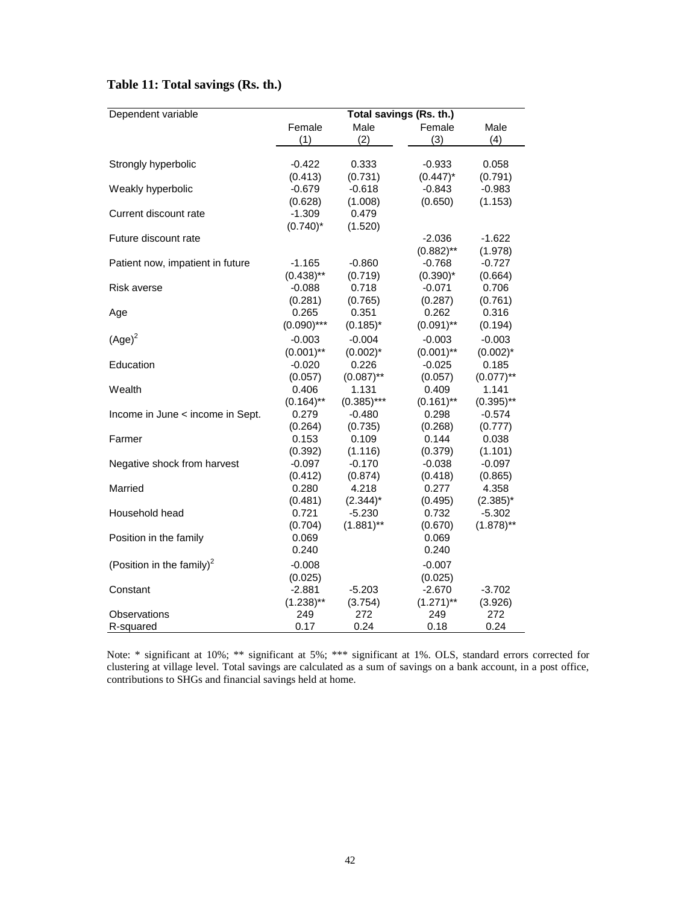## Table 11: Total savings (Rs. th.)

| Dependent variable | Total savings (Rs. th.) | | | |
|---|---|---|---|---|
| | Female | Male | Female | Male |
| | (1) | (2) | (3) | (4) |
| Strongly hyperbolic | -0.422 | 0.333 | -0.933 | 0.058 |
| | (0.413) | (0.731) | (0.447)* | (0.791) |
| Weakly hyperbolic | -0.679 | -0.618 | -0.843 | -0.983 |
| | (0.628) | (1.008) | (0.650) | (1.153) |
| Current discount rate | -1.309 | 0.479 | | |
| | (0.740)* | (1.520) | | |
| Future discount rate | | | -2.036 | -1.622 |
| | | | (0.882)** | (1.978) |
| Patient now, impatient in future | -1.165 | -0.860 | -0.768 | -0.727 |
| | (0.438)** | (0.719) | (0.390)* | (0.664) |
| Risk averse | -0.088 | 0.718 | -0.071 | 0.706 |
| | (0.281) | (0.765) | (0.287) | (0.761) |
| Age | 0.265 | 0.351 | 0.262 | 0.316 |
| | (0.090)*** | (0.185)* | (0.091)** | (0.194) |
| $(\text{Age})^2$ | -0.003 | -0.004 | -0.003 | -0.003 |
| | (0.001)** | (0.002)* | (0.001)** | (0.002)* |
| Education | -0.020 | 0.226 | -0.025 | 0.185 |
| | (0.057) | (0.087)** | (0.057) | (0.077)** |
| Wealth | 0.406 | 1.131 | 0.409 | 1.141 |
| | (0.164)** | (0.385)*** | (0.161)** | (0.395)** |
| Income in June < income in Sept. | 0.279 | -0.480 | 0.298 | -0.574 |
| | (0.264) | (0.735) | (0.268) | (0.777) |
| Farmer | 0.153 | 0.109 | 0.144 | 0.038 |
| | (0.392) | (1.116) | (0.379) | (1.101) |
| Negative shock from harvest | -0.097 | -0.170 | -0.038 | -0.097 |
| | (0.412) | (0.874) | (0.418) | (0.865) |
| Married | 0.280 | 4.218 | 0.277 | 4.358 |
| | (0.481) | (2.344)* | (0.495) | (2.385)* |
| Household head | 0.721 | -5.230 | 0.732 | -5.302 |
| | (0.704) | (1.881)** | (0.670) | (1.878)** |
| Position in the family | 0.069 | | 0.069 | |
| | 0.240 | | 0.240 | |
| $(\text{Position in the family})^2$ | -0.008 | | -0.007 | |
| | (0.025) | | (0.025) | |
| Constant | -2.881 | -5.203 | -2.670 | -3.702 |
| | (1.238)** | (3.754) | (1.271)** | (3.926) |
| Observations | 249 | 272 | 249 | 272 |
| R-squared | 0.17 | 0.24 | 0.18 | 0.24 |

Note: * significant at 10%; ** significant at 5%; *** significant at 1%. OLS, standard errors corrected for clustering at village level. Total savings are calculated as a sum of savings on a bank account, in a post office, contributions to SHGs and financial savings held at home.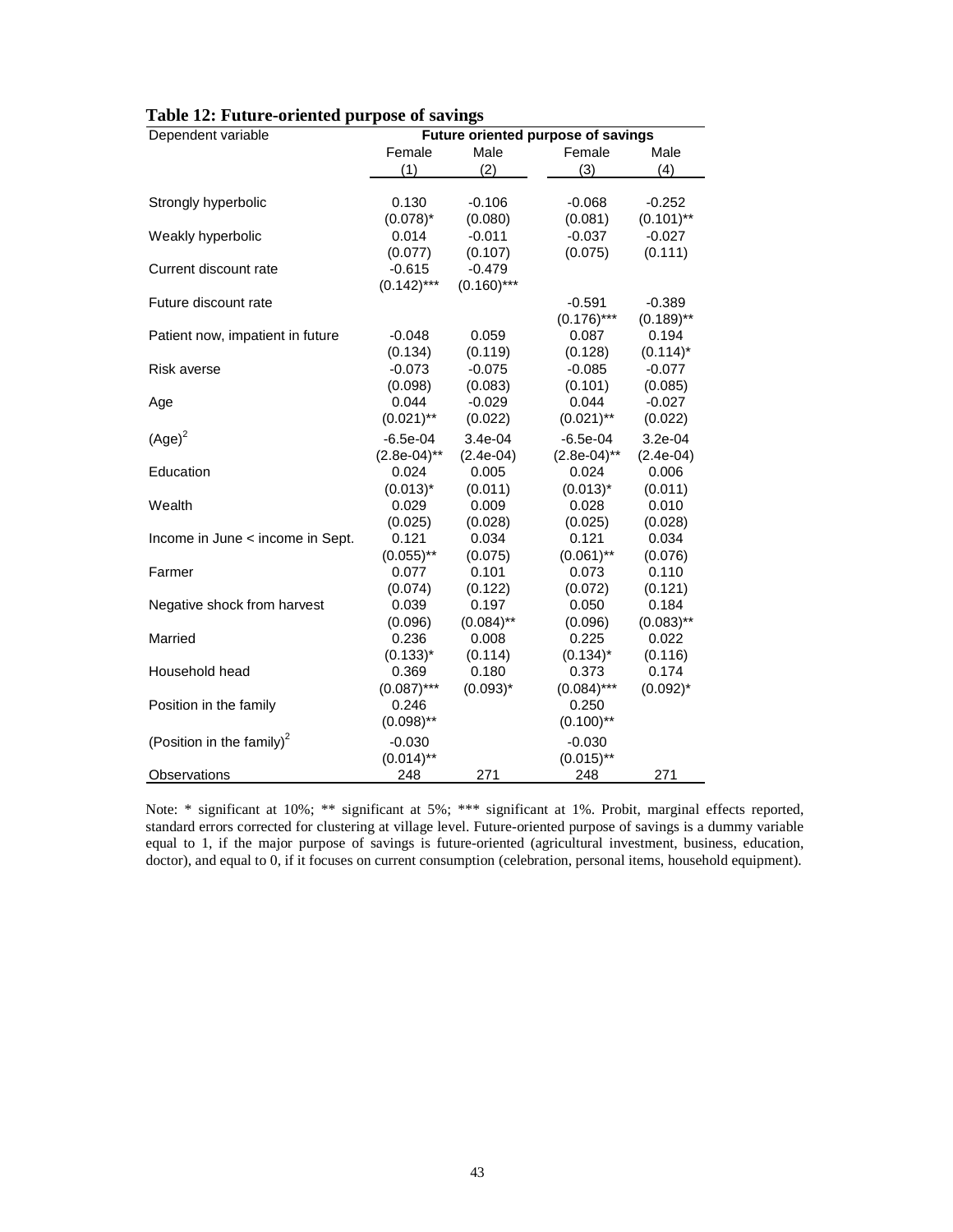**Table 12: Future-oriented purpose of savings**

| Dependent variable | Future oriented purpose of savings | | | |
|---|---|---|---|---|
| | Female | Male | Female | Male |
| | (1) | (2) | (3) | (4) |
| Strongly hyperbolic | 0.130 | -0.106 | -0.068 | -0.252 |
| | (0.078)* | (0.080) | (0.081) | (0.101)** |
| Weakly hyperbolic | 0.014 | -0.011 | -0.037 | -0.027 |
| | (0.077) | (0.107) | (0.075) | (0.111) |
| Current discount rate | -0.615 | -0.479 | | |
| | (0.142)*** | (0.160)*** | | |
| Future discount rate | | | -0.591 | -0.389 |
| | | | (0.176)*** | (0.189)** |
| Patient now, impatient in future | -0.048 | 0.059 | 0.087 | 0.194 |
| | (0.134) | (0.119) | (0.128) | (0.114)* |
| Risk averse | -0.073 | -0.075 | -0.085 | -0.077 |
| | (0.098) | (0.083) | (0.101) | (0.085) |
| Age | 0.044 | -0.029 | 0.044 | -0.027 |
| | (0.021)** | (0.022) | (0.021)** | (0.022) |
| $(\text{Age})^2$ | -6.5e-04 | 3.4e-04 | -6.5e-04 | 3.2e-04 |
| | (2.8e-04)** | (2.4e-04) | (2.8e-04)** | (2.4e-04) |
| Education | 0.024 | 0.005 | 0.024 | 0.006 |
| | (0.013)* | (0.011) | (0.013)* | (0.011) |
| Wealth | 0.029 | 0.009 | 0.028 | 0.010 |
| | (0.025) | (0.028) | (0.025) | (0.028) |
| Income in June < income in Sept. | 0.121 | 0.034 | 0.121 | 0.034 |
| | (0.055)** | (0.075) | (0.061)** | (0.076) |
| Farmer | 0.077 | 0.101 | 0.073 | 0.110 |
| | (0.074) | (0.122) | (0.072) | (0.121) |
| Negative shock from harvest | 0.039 | 0.197 | 0.050 | 0.184 |
| | (0.096) | (0.084)** | (0.096) | (0.083)** |
| Married | 0.236 | 0.008 | 0.225 | 0.022 |
| | (0.133)* | (0.114) | (0.134)* | (0.116) |
| Household head | 0.369 | 0.180 | 0.373 | 0.174 |
| | (0.087)*** | (0.093)* | (0.084)*** | (0.092)* |
| Position in the family | 0.246 | | 0.250 | |
| | (0.098)** | | (0.100)** | |
| $(\text{Position in the family})^2$ | -0.030 | | -0.030 | |
| | (0.014)** | | (0.015)** | |
| Observations | 248 | 271 | 248 | 271 |

Note: * significant at 10%; ** significant at 5%; *** significant at 1%. Probit, marginal effects reported, standard errors corrected for clustering at village level. Future-oriented purpose of savings is a dummy variable equal to 1, if the major purpose of savings is future-oriented (agricultural investment, business, education, doctor), and equal to 0, if it focuses on current consumption (celebration, personal items, household equipment).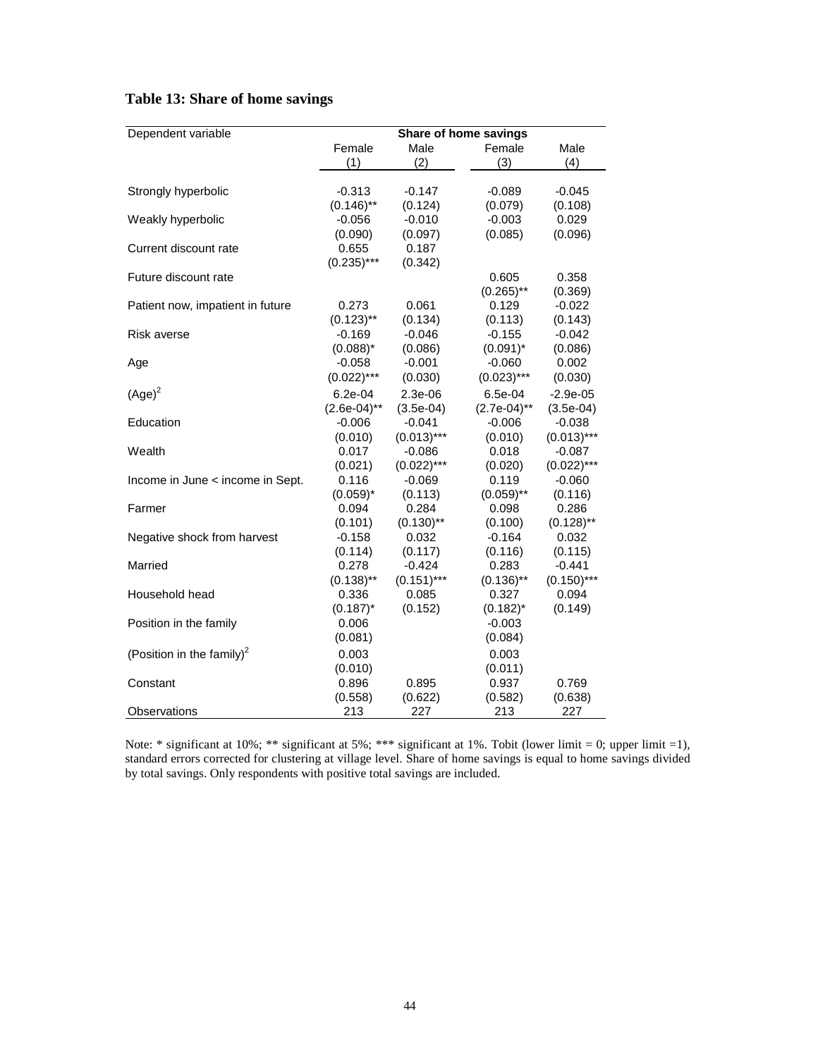## Table 13: Share of home savings

| Dependent variable | Share of home savings | | | |
|---|---|---|---|---|
| | Female | Male | Female | Male |
| | (1) | (2) | (3) | (4) |
| Strongly hyperbolic | -0.313 | -0.147 | -0.089 | -0.045 |
| | (0.146)** | (0.124) | (0.079) | (0.108) |
| Weakly hyperbolic | -0.056 | -0.010 | -0.003 | 0.029 |
| | (0.090) | (0.097) | (0.085) | (0.096) |
| Current discount rate | 0.655 | 0.187 | | |
| | (0.235)*** | (0.342) | | |
| Future discount rate | | | 0.605 | 0.358 |
| | | | (0.265)** | (0.369) |
| Patient now, impatient in future | 0.273 | 0.061 | 0.129 | -0.022 |
| | (0.123)** | (0.134) | (0.113) | (0.143) |
| Risk averse | -0.169 | -0.046 | -0.155 | -0.042 |
| | (0.088)* | (0.086) | (0.091)* | (0.086) |
| Age | -0.058 | -0.001 | -0.060 | 0.002 |
| | (0.022)*** | (0.030) | (0.023)*** | (0.030) |
| $(\text{Age})^2$ | 6.2e-04 | 2.3e-06 | 6.5e-04 | -2.9e-05 |
| | (2.6e-04)** | (3.5e-04) | (2.7e-04)** | (3.5e-04) |
| Education | -0.006 | -0.041 | -0.006 | -0.038 |
| | (0.010) | (0.013)*** | (0.010) | (0.013)*** |
| Wealth | 0.017 | -0.086 | 0.018 | -0.087 |
| | (0.021) | (0.022)*** | (0.020) | (0.022)*** |
| Income in June < income in Sept. | 0.116 | -0.069 | 0.119 | -0.060 |
| | (0.059)* | (0.113) | (0.059)** | (0.116) |
| Farmer | 0.094 | 0.284 | 0.098 | 0.286 |
| | (0.101) | (0.130)** | (0.100) | (0.128)** |
| Negative shock from harvest | -0.158 | 0.032 | -0.164 | 0.032 |
| | (0.114) | (0.117) | (0.116) | (0.115) |
| Married | 0.278 | -0.424 | 0.283 | -0.441 |
| | (0.138)** | (0.151)*** | (0.136)** | (0.150)*** |
| Household head | 0.336 | 0.085 | 0.327 | 0.094 |
| | (0.187)* | (0.152) | (0.182)* | (0.149) |
| Position in the family | 0.006 | | -0.003 | |
| | (0.081) | | (0.084) | |
| $(\text{Position in the family})^2$ | 0.003 | | 0.003 | |
| | (0.010) | | (0.011) | |
| Constant | 0.896 | 0.895 | 0.937 | 0.769 |
| | (0.558) | (0.622) | (0.582) | (0.638) |
| Observations | 213 | 227 | 213 | 227 |

Note: * significant at 10%; ** significant at 5%; *** significant at 1%. Tobit (lower limit = 0; upper limit =1), standard errors corrected for clustering at village level. Share of home savings is equal to home savings divided by total savings. Only respondents with positive total savings are included.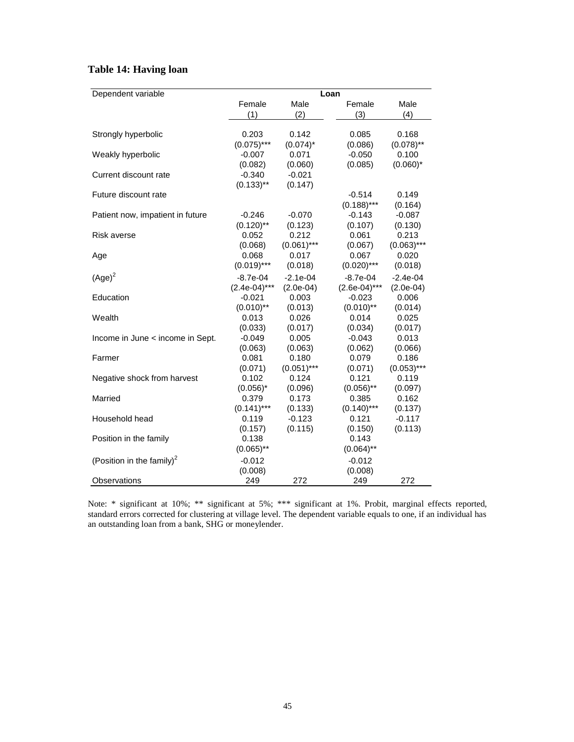**Table 14: Having loan**

| Dependent variable | Loan | | | |
|---|---|---|---|---|
| | Female | Male | Female | Male |
| | (1) | (2) | (3) | (4) |
| Strongly hyperbolic | 0.203 | 0.142 | 0.085 | 0.168 |
| | (0.075)*** | (0.074)* | (0.086) | (0.078)** |
| Weakly hyperbolic | -0.007 | 0.071 | -0.050 | 0.100 |
| | (0.082) | (0.060) | (0.085) | (0.060)* |
| Current discount rate | -0.340 | -0.021 | | |
| | (0.133)** | (0.147) | | |
| Future discount rate | | | -0.514 | 0.149 |
| | | | (0.188)*** | (0.164) |
| Patient now, impatient in future | -0.246 | -0.070 | -0.143 | -0.087 |
| | (0.120)** | (0.123) | (0.107) | (0.130) |
| Risk averse | 0.052 | 0.212 | 0.061 | 0.213 |
| | (0.068) | (0.061)*** | (0.067) | (0.063)*** |
| Age | 0.068 | 0.017 | 0.067 | 0.020 |
| | (0.019)*** | (0.018) | (0.020)*** | (0.018) |
| $(\text{Age})^2$ | -8.7e-04 | -2.1e-04 | -8.7e-04 | -2.4e-04 |
| | (2.4e-04)*** | (2.0e-04) | (2.6e-04)*** | (2.0e-04) |
| Education | -0.021 | 0.003 | -0.023 | 0.006 |
| | (0.010)** | (0.013) | (0.010)** | (0.014) |
| Wealth | 0.013 | 0.026 | 0.014 | 0.025 |
| | (0.033) | (0.017) | (0.034) | (0.017) |
| Income in June < income in Sept. | -0.049 | 0.005 | -0.043 | 0.013 |
| | (0.063) | (0.063) | (0.062) | (0.066) |
| Farmer | 0.081 | 0.180 | 0.079 | 0.186 |
| | (0.071) | (0.051)*** | (0.071) | (0.053)*** |
| Negative shock from harvest | 0.102 | 0.124 | 0.121 | 0.119 |
| | (0.056)* | (0.096) | (0.056)** | (0.097) |
| Married | 0.379 | 0.173 | 0.385 | 0.162 |
| | (0.141)*** | (0.133) | (0.140)*** | (0.137) |
| Household head | 0.119 | -0.123 | 0.121 | -0.117 |
| | (0.157) | (0.115) | (0.150) | (0.113) |
| Position in the family | 0.138 | | 0.143 | |
| | (0.065)** | | (0.064)** | |
| $(\text{Position in the family})^2$ | -0.012 | | -0.012 | |
| | (0.008) | | (0.008) | |
| Observations | 249 | 272 | 249 | 272 |

Note: * significant at 10%; ** significant at 5%; *** significant at 1%. Probit, marginal effects reported, standard errors corrected for clustering at village level. The dependent variable equals to one, if an individual has an outstanding loan from a bank, SHG or moneylender.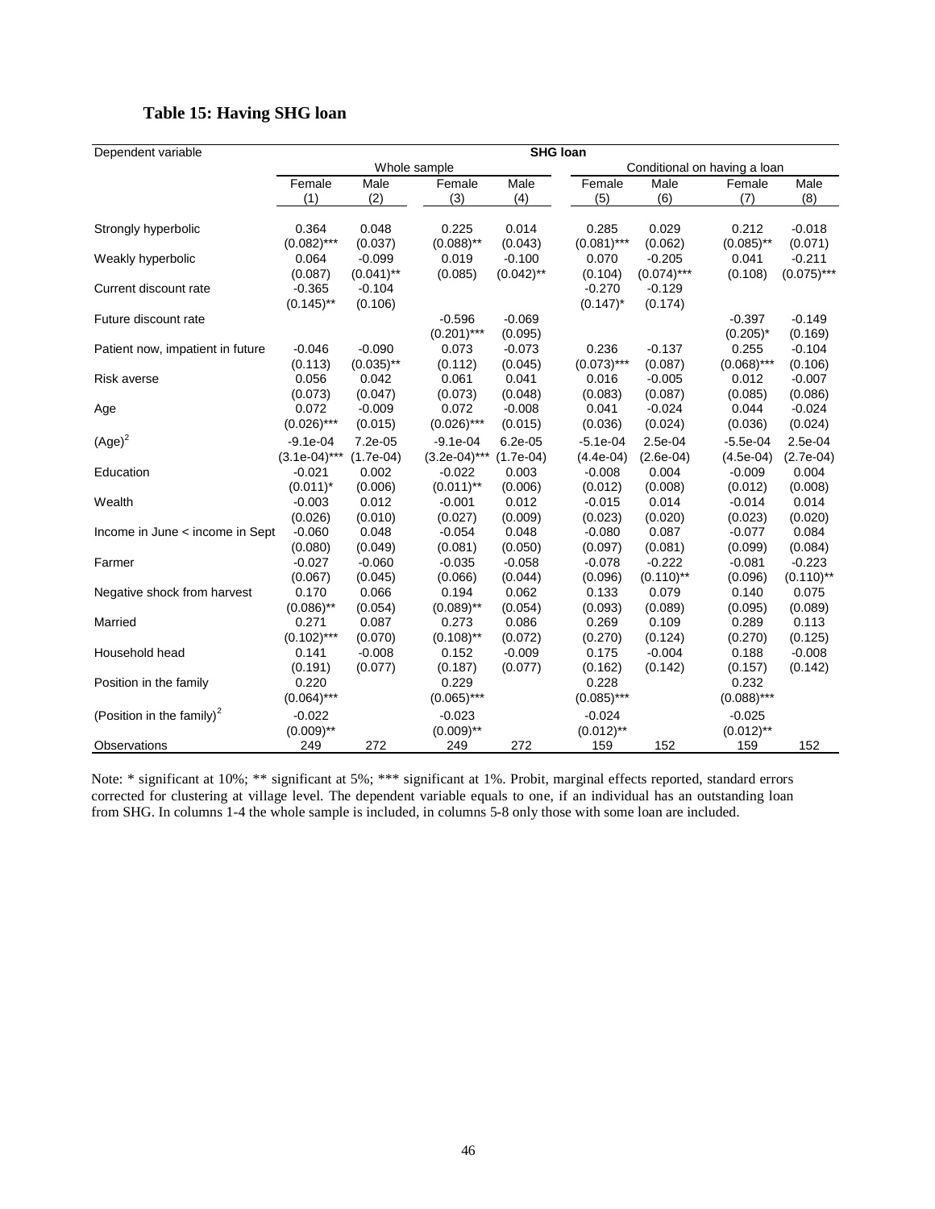## Table 15: Having SHG loan

| Dependent variable | SHG loan | | | | | | | |
|---|---|---|---|---|---|---|---|---|
| | Whole sample | | | | Conditional on having a loan | | | |
| | Female | Male | Female | Male | Female | Male | Female | Male |
| | (1) | (2) | (3) | (4) | (5) | (6) | (7) | (8) |
| Strongly hyperbolic | 0.364 | 0.048 | 0.225 | 0.014 | 0.285 | 0.029 | 0.212 | -0.018 |
| | (0.082)*** | (0.037) | (0.088)** | (0.043) | (0.081)*** | (0.062) | (0.085)** | (0.071) |
| Weakly hyperbolic | 0.064 | -0.099 | 0.019 | -0.100 | 0.070 | -0.205 | 0.041 | -0.211 |
| | (0.087) | (0.041)** | (0.085) | (0.042)** | (0.104) | (0.074)*** | (0.108) | (0.075)*** |
| Current discount rate | -0.365 | -0.104 | | | -0.270 | -0.129 | | |
| | (0.145)** | (0.106) | | | (0.147)* | (0.174) | | |
| Future discount rate | | | -0.596 | -0.069 | | | -0.397 | -0.149 |
| | | | (0.201)*** | (0.095) | | | (0.205)* | (0.169) |
| Patient now, impatient in future | -0.046 | -0.090 | 0.073 | -0.073 | 0.236 | -0.137 | 0.255 | -0.104 |
| | (0.113) | (0.035)** | (0.112) | (0.045) | (0.073)*** | (0.087) | (0.068)*** | (0.106) |
| Risk averse | 0.056 | 0.042 | 0.061 | 0.041 | 0.016 | -0.005 | 0.012 | -0.007 |
| | (0.073) | (0.047) | (0.073) | (0.048) | (0.083) | (0.087) | (0.085) | (0.086) |
| Age | 0.072 | -0.009 | 0.072 | -0.008 | 0.041 | -0.024 | 0.044 | -0.024 |
| | (0.026)*** | (0.015) | (0.026)*** | (0.015) | (0.036) | (0.024) | (0.036) | (0.024) |
| $(\text{Age})^2$ | -9.1e-04 | 7.2e-05 | -9.1e-04 | 6.2e-05 | -5.1e-04 | 2.5e-04 | -5.5e-04 | 2.5e-04 |
| | (3.1e-04)*** | (1.7e-04) | (3.2e-04)*** | (1.7e-04) | (4.4e-04) | (2.6e-04) | (4.5e-04) | (2.7e-04) |
| Education | -0.021 | 0.002 | -0.022 | 0.003 | -0.008 | 0.004 | -0.009 | 0.004 |
| | (0.011)* | (0.006) | (0.011)** | (0.006) | (0.012) | (0.008) | (0.012) | (0.008) |
| Wealth | -0.003 | 0.012 | -0.001 | 0.012 | -0.015 | 0.014 | -0.014 | 0.014 |
| | (0.026) | (0.010) | (0.027) | (0.009) | (0.023) | (0.020) | (0.023) | (0.020) |
| Income in June < income in Sept | -0.060 | 0.048 | -0.054 | 0.048 | -0.080 | 0.087 | -0.077 | 0.084 |
| | (0.080) | (0.049) | (0.081) | (0.050) | (0.097) | (0.081) | (0.099) | (0.084) |
| Farmer | -0.027 | -0.060 | -0.035 | -0.058 | -0.078 | -0.222 | -0.081 | -0.223 |
| | (0.067) | (0.045) | (0.066) | (0.044) | (0.096) | (0.110)** | (0.096) | (0.110)** |
| Negative shock from harvest | 0.170 | 0.066 | 0.194 | 0.062 | 0.133 | 0.079 | 0.140 | 0.075 |
| | (0.086)** | (0.054) | (0.089)** | (0.054) | (0.093) | (0.089) | (0.095) | (0.089) |
| Married | 0.271 | 0.087 | 0.273 | 0.086 | 0.269 | 0.109 | 0.289 | 0.113 |
| | (0.102)*** | (0.070) | (0.108)** | (0.072) | (0.270) | (0.124) | (0.270) | (0.125) |
| Household head | 0.141 | -0.008 | 0.152 | -0.009 | 0.175 | -0.004 | 0.188 | -0.008 |
| | (0.191) | (0.077) | (0.187) | (0.077) | (0.162) | (0.142) | (0.157) | (0.142) |
| Position in the family | 0.220 | | 0.229 | | 0.228 | | 0.232 | |
| | (0.064)*** | | (0.065)*** | | (0.085)*** | | (0.088)*** | |
| $(\text{Position in the family})^2$ | -0.022 | | -0.023 | | -0.024 | | -0.025 | |
| | (0.009)** | | (0.009)** | | (0.012)** | | (0.012)** | |
| Observations | 249 | 272 | 249 | 272 | 159 | 152 | 159 | 152 |

Note: * significant at 10%; ** significant at 5%; *** significant at 1%. Probit, marginal effects reported, standard errors corrected for clustering at village level. The dependent variable equals to one, if an individual has an outstanding loan from SHG. In columns 1-4 the whole sample is included, in columns 5-8 only those with some loan are included.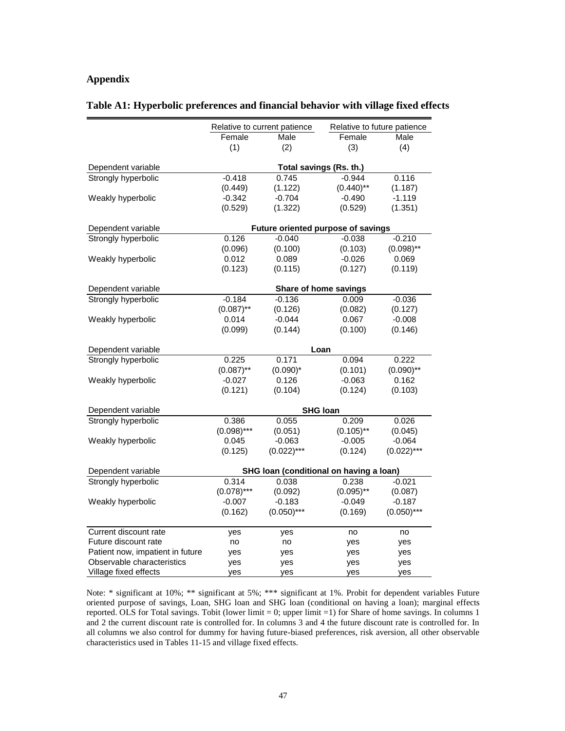## Appendix

### Table A1: Hyperbolic preferences and financial behavior with village fixed effects

| | Relative to current patience | | Relative to future patience | |
|---|---|---|---|---|
| | Female | Male | Female | Male |
| | (1) | (2) | (3) | (4) |
| **Dependent variable** | **Total savings (Rs. th.)** | | | |
| Strongly hyperbolic | -0.418 | 0.745 | -0.944 | 0.116 |
| | (0.449) | (1.122) | (0.440)** | (1.187) |
| Weakly hyperbolic | -0.342 | -0.704 | -0.490 | -1.119 |
| | (0.529) | (1.322) | (0.529) | (1.351) |
| **Dependent variable** | **Future oriented purpose of savings** | | | |
| Strongly hyperbolic | 0.126 | -0.040 | -0.038 | -0.210 |
| | (0.096) | (0.100) | (0.103) | (0.098)** |
| Weakly hyperbolic | 0.012 | 0.089 | -0.026 | 0.069 |
| | (0.123) | (0.115) | (0.127) | (0.119) |
| **Dependent variable** | **Share of home savings** | | | |
| Strongly hyperbolic | -0.184 | -0.136 | 0.009 | -0.036 |
| | (0.087)** | (0.126) | (0.082) | (0.127) |
| Weakly hyperbolic | 0.014 | -0.044 | 0.067 | -0.008 |
| | (0.099) | (0.144) | (0.100) | (0.146) |
| **Dependent variable** | **Loan** | | | |
| Strongly hyperbolic | 0.225 | 0.171 | 0.094 | 0.222 |
| | (0.087)** | (0.090)* | (0.101) | (0.090)** |
| Weakly hyperbolic | -0.027 | 0.126 | -0.063 | 0.162 |
| | (0.121) | (0.104) | (0.124) | (0.103) |
| **Dependent variable** | **SHG loan** | | | |
| Strongly hyperbolic | 0.386 | 0.055 | 0.209 | 0.026 |
| | (0.098)*** | (0.051) | (0.105)** | (0.045) |
| Weakly hyperbolic | 0.045 | -0.063 | -0.005 | -0.064 |
| | (0.125) | (0.022)*** | (0.124) | (0.022)*** |
| **Dependent variable** | **SHG loan (conditional on having a loan)** | | | |
| Strongly hyperbolic | 0.314 | 0.038 | 0.238 | -0.021 |
| | (0.078)*** | (0.092) | (0.095)** | (0.087) |
| Weakly hyperbolic | -0.007 | -0.183 | -0.049 | -0.187 |
| | (0.162) | (0.050)*** | (0.169) | (0.050)*** |
| Current discount rate | yes | yes | no | no |
| Future discount rate | no | no | yes | yes |
| Patient now, impatient in future | yes | yes | yes | yes |
| Observable characteristics | yes | yes | yes | yes |
| Village fixed effects | yes | yes | yes | yes |

Note: * significant at 10%; ** significant at 5%; *** significant at 1%. Probit for dependent variables Future oriented purpose of savings, Loan, SHG loan and SHG loan (conditional on having a loan); marginal effects reported. OLS for Total savings. Tobit (lower limit = 0; upper limit =1) for Share of home savings. In columns 1 and 2 the current discount rate is controlled for. In columns 3 and 4 the future discount rate is controlled for. In all columns we also control for dummy for having future-biased preferences, risk aversion, all other observable characteristics used in Tables 11-15 and village fixed effects.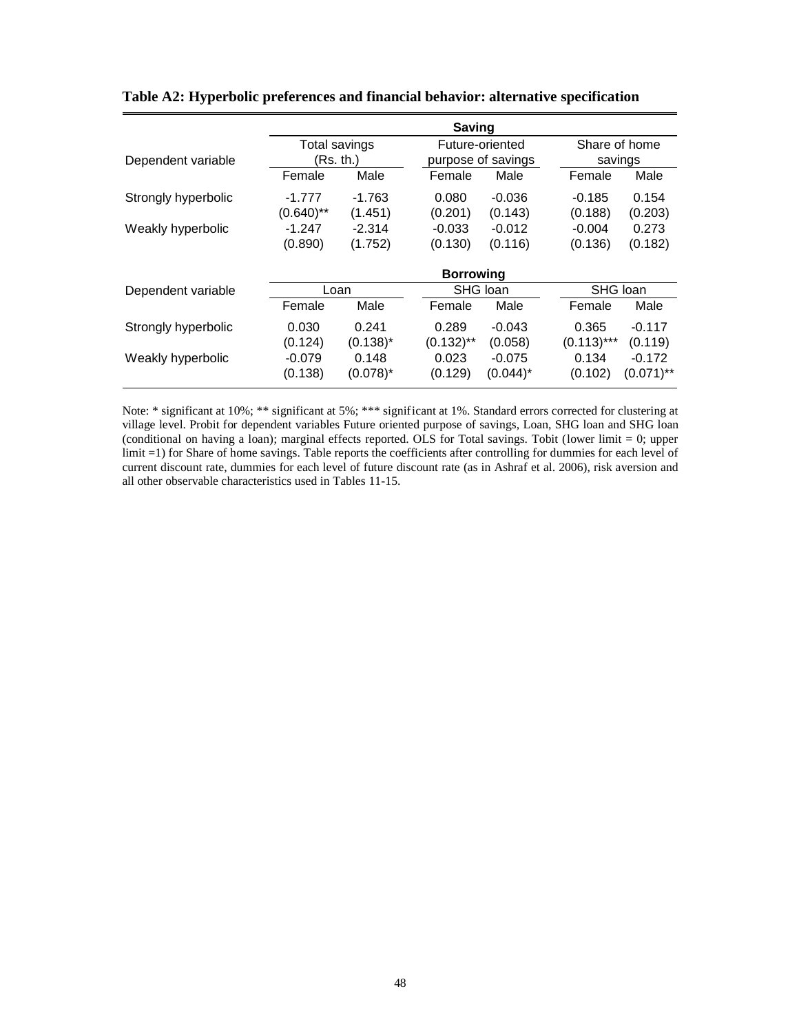**Table A2: Hyperbolic preferences and financial behavior: alternative specification**

| | **Saving** | | | | | |
|---|---|---|---|---|---|---|
| Dependent variable | Total savings (Rs. th.) | | Future-oriented purpose of savings | | Share of home savings | |
| | Female | Male | Female | Male | Female | Male |
| Strongly hyperbolic | -1.777 | -1.763 | 0.080 | -0.036 | -0.185 | 0.154 |
| | (0.640)** | (1.451) | (0.201) | (0.143) | (0.188) | (0.203) |
| Weakly hyperbolic | -1.247 | -2.314 | -0.033 | -0.012 | -0.004 | 0.273 |
| | (0.890) | (1.752) | (0.130) | (0.116) | (0.136) | (0.182) |
| | **Borrowing** | | | | | |
| Dependent variable | Loan | | SHG loan | | SHG loan | |
| | Female | Male | Female | Male | Female | Male |
| Strongly hyperbolic | 0.030 | 0.241 | 0.289 | -0.043 | 0.365 | -0.117 |
| | (0.124) | (0.138)* | (0.132)** | (0.058) | (0.113)*** | (0.119) |
| Weakly hyperbolic | -0.079 | 0.148 | 0.023 | -0.075 | 0.134 | -0.172 |
| | (0.138) | (0.078)* | (0.129) | (0.044)* | (0.102) | (0.071)** |

Note: * significant at 10%; ** significant at 5%; *** significant at 1%. Standard errors corrected for clustering at village level. Probit for dependent variables Future oriented purpose of savings, Loan, SHG loan and SHG loan (conditional on having a loan); marginal effects reported. OLS for Total savings. Tobit (lower limit = 0; upper limit =1) for Share of home savings. Table reports the coefficients after controlling for dummies for each level of current discount rate, dummies for each level of future discount rate (as in Ashraf et al. 2006), risk aversion and all other observable characteristics used in Tables 11-15.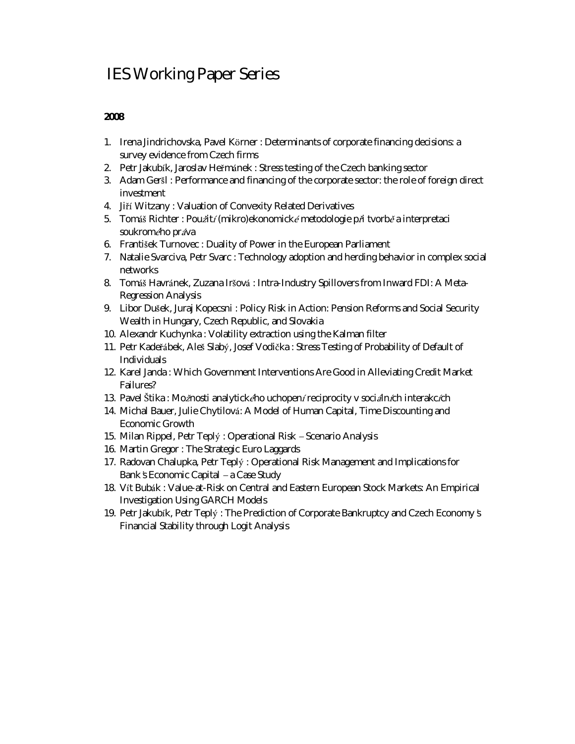# IES Working Paper Series

**2008**

1. Irena Jindrichovska, Pavel Körner : Determinants of corporate financing decisions: a survey evidence from Czech firms
2. Petr Jakubík, Jaroslav Heřmánek : Stress testing of the Czech banking sector
3. Adam Geršl : Performance and financing of the corporate sector: the role of foreign direct investment
4. Jiří Witzany : Valuation of Convexity Related Derivatives
5. Tomáš Richter : Použití (mikro)ekonomické metodologie při tvorbě a interpretaci soukromého práva
6. František Turnovec : Duality of Power in the European Parliament
7. Natalie Svarciva, Petr Svarc : Technology adoption and herding behavior in complex social networks
8. Tomáš Havránek, Zuzana Iršová : Intra-Industry Spillovers from Inward FDI: A Meta-Regression Analysis
9. Libor Dušek, Juraj Kopecsni : Policy Risk in Action: Pension Reforms and Social Security Wealth in Hungary, Czech Republic, and Slovakia
10. Alexandr Kuchynka : Volatility extraction using the Kalman filter
11. Petr Kadeřábek, Aleš Slabý, Josef Vodička : Stress Testing of Probability of Default of Individuals
12. Karel Janda : Which Government Interventions Are Good in Alleviating Credit Market Failures?
13. Pavel Štika : Možnosti analytického uchopení reciprocity v sociálních interakcích
14. Michal Bauer, Julie Chytilová: A Model of Human Capital, Time Discounting and Economic Growth
15. Milan Rippel, Petr Teplý : Operational Risk – Scenario Analysis
16. Martin Gregor : The Strategic Euro Laggards
17. Radovan Chalupka, Petr Teplý : Operational Risk Management and Implications for Bank's Economic Capital – a Case Study
18. Vít Bubák : Value-at-Risk on Central and Eastern European Stock Markets: An Empirical Investigation Using GARCH Models
19. Petr Jakubík, Petr Teplý : The Prediction of Corporate Bankruptcy and Czech Economy's Financial Stability through Logit Analysis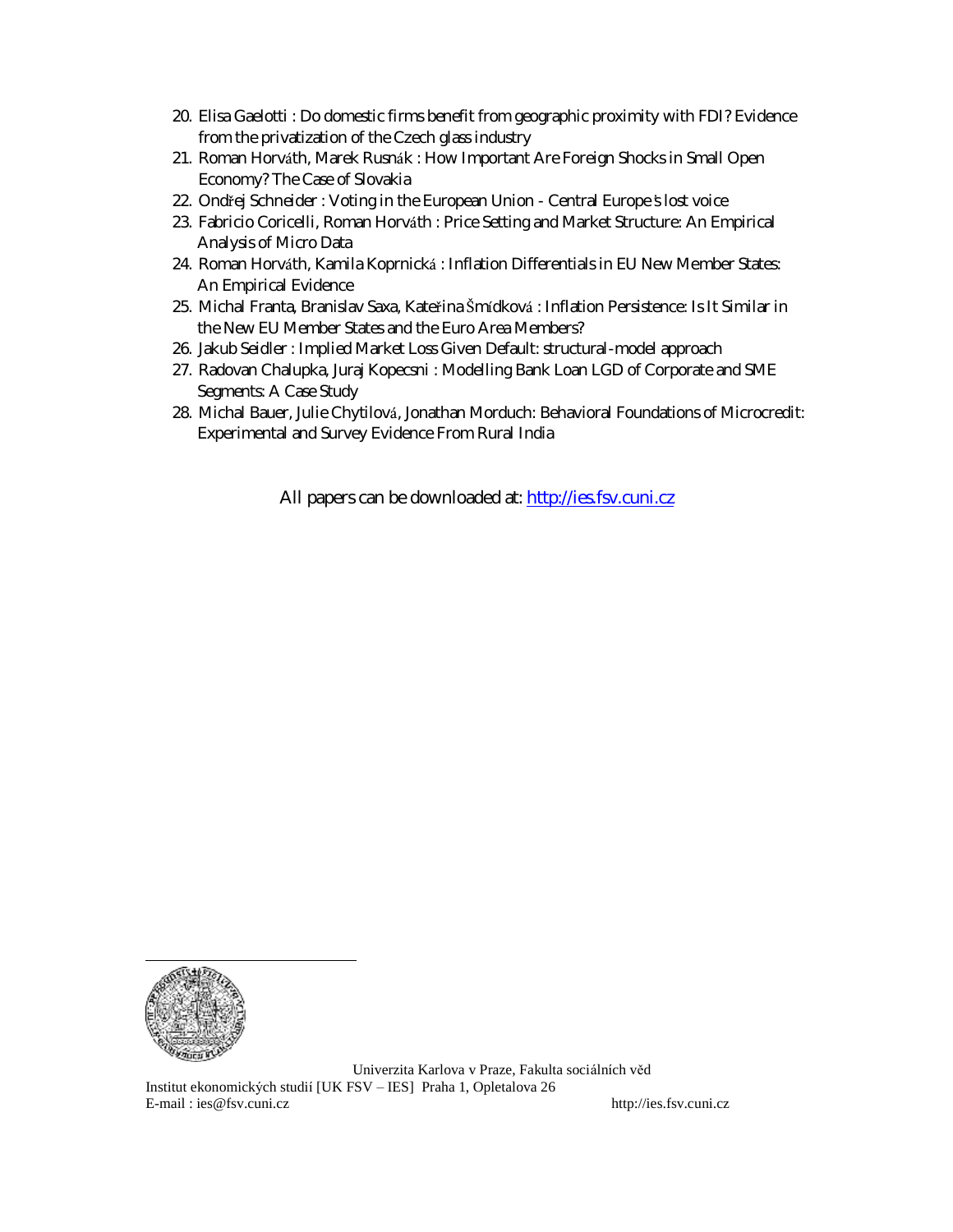20. Elisa Gaelotti : Do domestic firms benefit from geographic proximity with FDI? Evidence from the privatization of the Czech glass industry
21. Roman Horváth, Marek Rusnák : How Important Are Foreign Shocks in Small Open Economy? The Case of Slovakia
22. Ondřej Schneider : Voting in the European Union - Central Europe's lost voice
23. Fabricio Coricelli, Roman Horváth : Price Setting and Market Structure: An Empirical Analysis of Micro Data
24. Roman Horváth, Kamila Koprnická : Inflation Differentials in EU New Member States: An Empirical Evidence
25. Michal Franta, Branislav Saxa, Kateřina Šmídková : Inflation Persistence: Is It Similar in the New EU Member States and the Euro Area Members?
26. Jakub Seidler : Implied Market Loss Given Default: structural-model approach
27. Radovan Chalupka, Juraj Kopecsni : Modelling Bank Loan LGD of Corporate and SME Segments: A Case Study
28. Michal Bauer, Julie Chytilová, Jonathan Morduch: Behavioral Foundations of Microcredit: Experimental and Survey Evidence From Rural India

All papers can be downloaded at: http://ies.fsv.cuni.cz

Univerzita Karlova v Praze, Fakulta sociálních věd
Institut ekonomických studií [UK FSV – IES] Praha 1, Opletalova 26
E-mail : ies@fsv.cuni.cz http://ies.fsv.cuni.cz